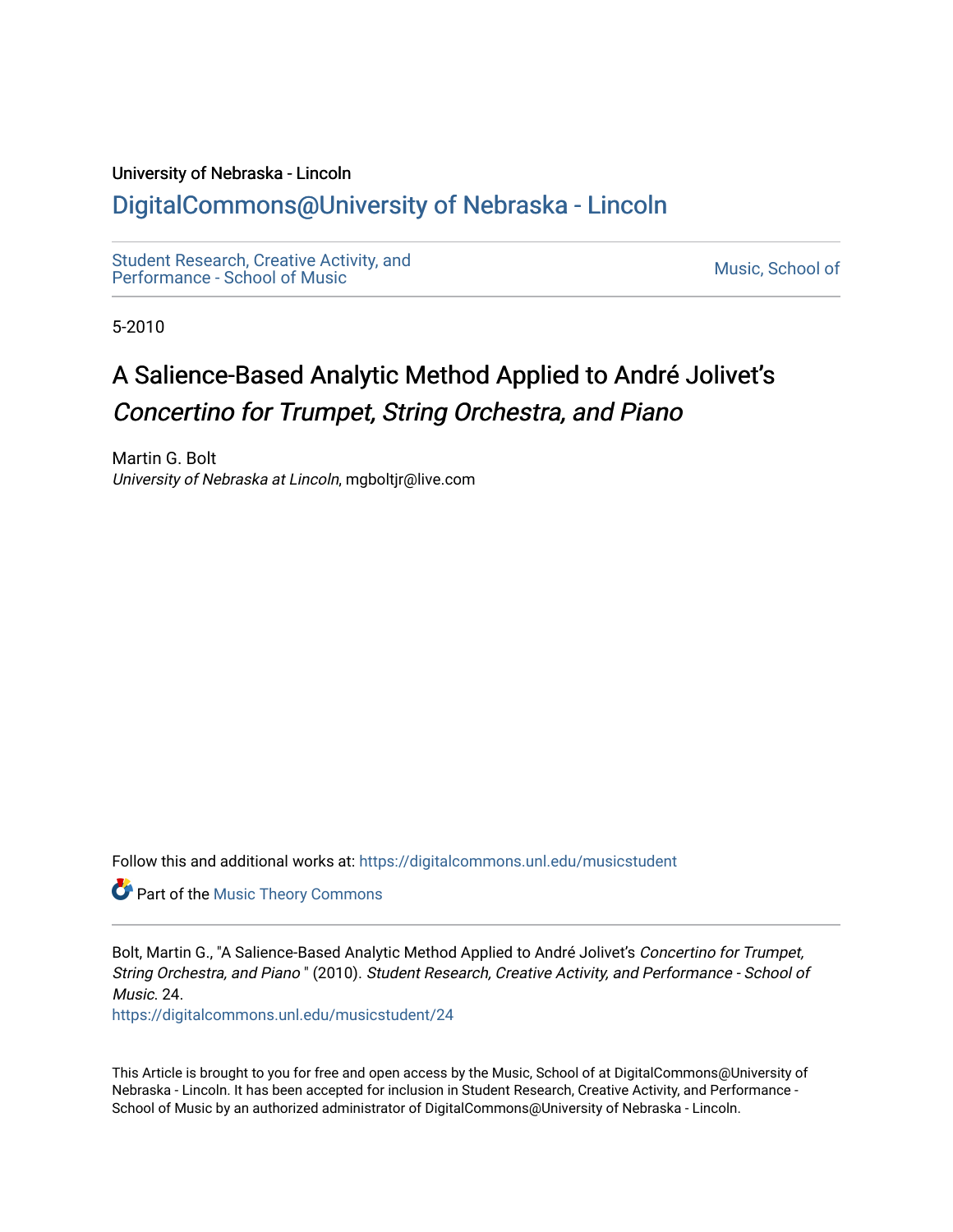University of Nebraska - Lincoln

## DigitalCommons@University of Nebraska - Lincoln

Student Research, Creative Activity, and Performance - School of Music

Music, School of

5-2010

# A Salience-Based Analytic Method Applied to André Jolivet's *Concertino for Trumpet, String Orchestra, and Piano*

Martin G. Bolt
*University of Nebraska at Lincoln*, mgboltjr@live.com

Follow this and additional works at: https://digitalcommons.unl.edu/musicstudent

Part of the Music Theory Commons

Bolt, Martin G., "A Salience-Based Analytic Method Applied to André Jolivet's *Concertino for Trumpet, String Orchestra, and Piano* " (2010). *Student Research, Creative Activity, and Performance - School of Music*. 24.
https://digitalcommons.unl.edu/musicstudent/24

This Article is brought to you for free and open access by the Music, School of at DigitalCommons@University of Nebraska - Lincoln. It has been accepted for inclusion in Student Research, Creative Activity, and Performance - School of Music by an authorized administrator of DigitalCommons@University of Nebraska - Lincoln.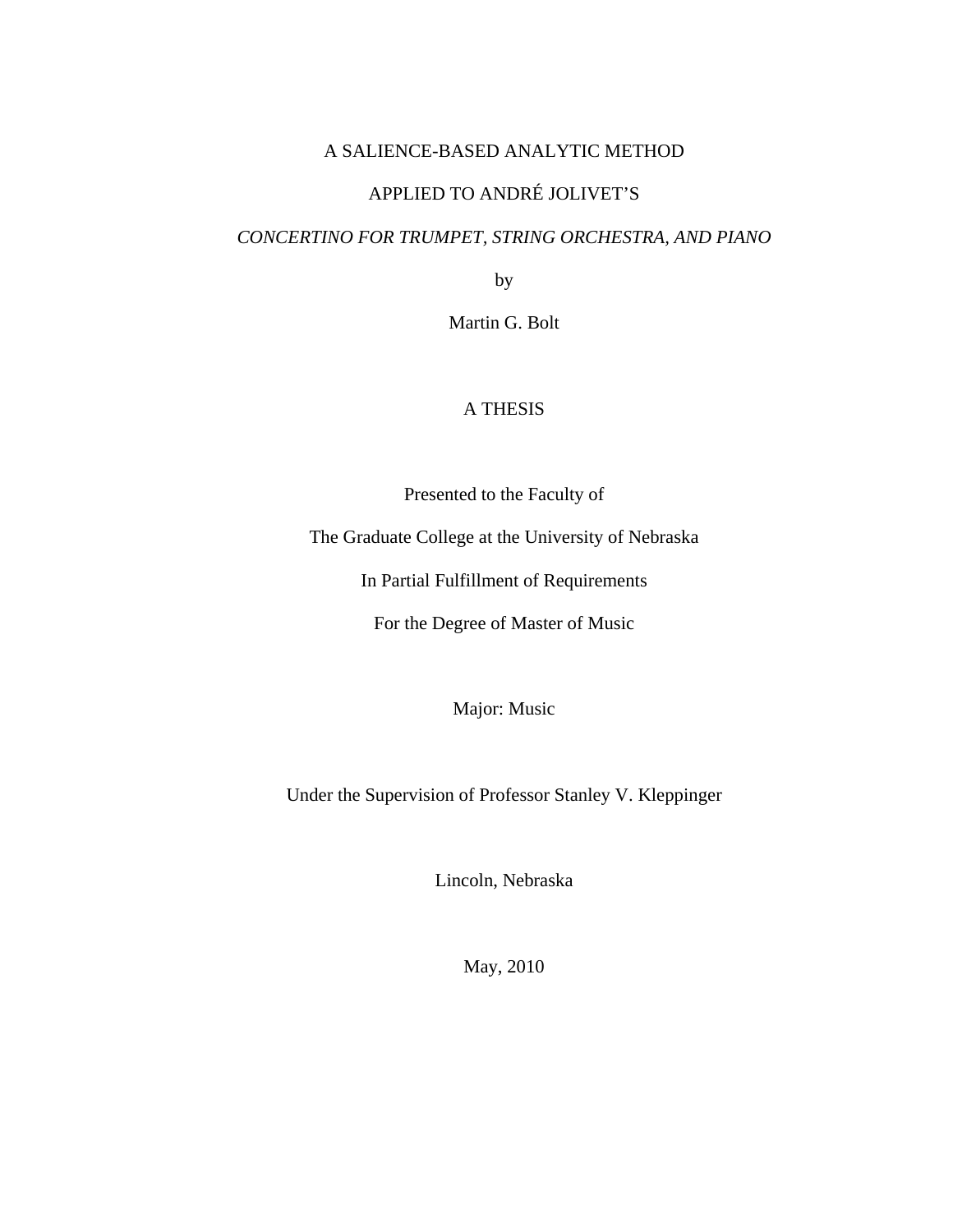A SALIENCE-BASED ANALYTIC METHOD

APPLIED TO ANDRÉ JOLIVET'S

*CONCERTINO FOR TRUMPET, STRING ORCHESTRA, AND PIANO*

by

Martin G. Bolt

A THESIS

Presented to the Faculty of

The Graduate College at the University of Nebraska

In Partial Fulfillment of Requirements

For the Degree of Master of Music

Major: Music

Under the Supervision of Professor Stanley V. Kleppinger

Lincoln, Nebraska

May, 2010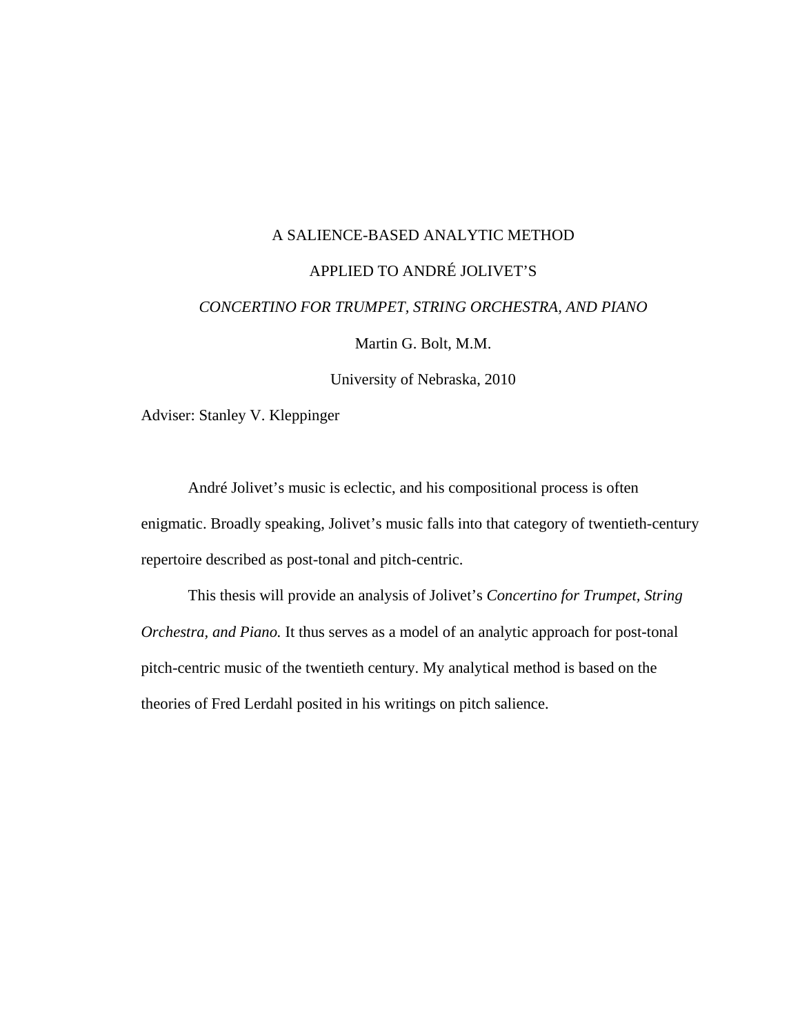A SALIENCE-BASED ANALYTIC METHOD

APPLIED TO ANDRÉ JOLIVET'S

*CONCERTINO FOR TRUMPET, STRING ORCHESTRA, AND PIANO*

Martin G. Bolt, M.M.

University of Nebraska, 2010

Adviser: Stanley V. Kleppinger

André Jolivet's music is eclectic, and his compositional process is often enigmatic. Broadly speaking, Jolivet's music falls into that category of twentieth-century repertoire described as post-tonal and pitch-centric.

This thesis will provide an analysis of Jolivet's *Concertino for Trumpet, String Orchestra, and Piano.* It thus serves as a model of an analytic approach for post-tonal pitch-centric music of the twentieth century. My analytical method is based on the theories of Fred Lerdahl posited in his writings on pitch salience.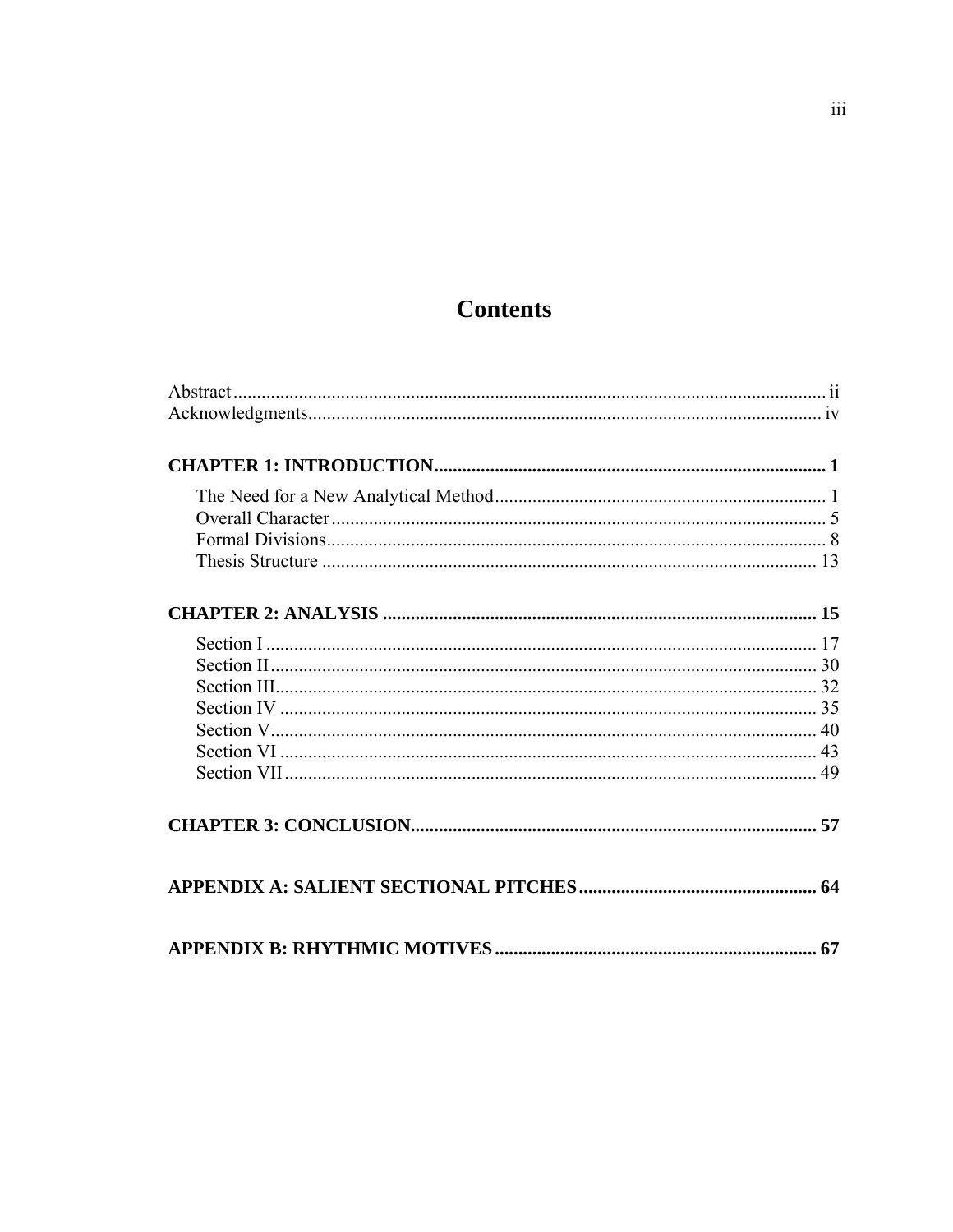# Contents

Abstract ........................................................................................................................ ii
Acknowledgments......................................................................................................... iv

**CHAPTER 1: INTRODUCTION.................................................................................. 1**

- The Need for a New Analytical Method ........................................................................ 1
- Overall Character ......................................................................................................... 5
- Formal Divisions........................................................................................................... 8
- Thesis Structure .......................................................................................................... 13

**CHAPTER 2: ANALYSIS .......................................................................................... 15**

- Section I ...................................................................................................................... 17
- Section II ..................................................................................................................... 30
- Section III.................................................................................................................... 32
- Section IV ................................................................................................................... 35
- Section V..................................................................................................................... 40
- Section VI ................................................................................................................... 43
- Section VII .................................................................................................................. 49

**CHAPTER 3: CONCLUSION..................................................................................... 57**

**APPENDIX A: SALIENT SECTIONAL PITCHES ................................................. 64**

**APPENDIX B: RHYTHMIC MOTIVES .................................................................... 67**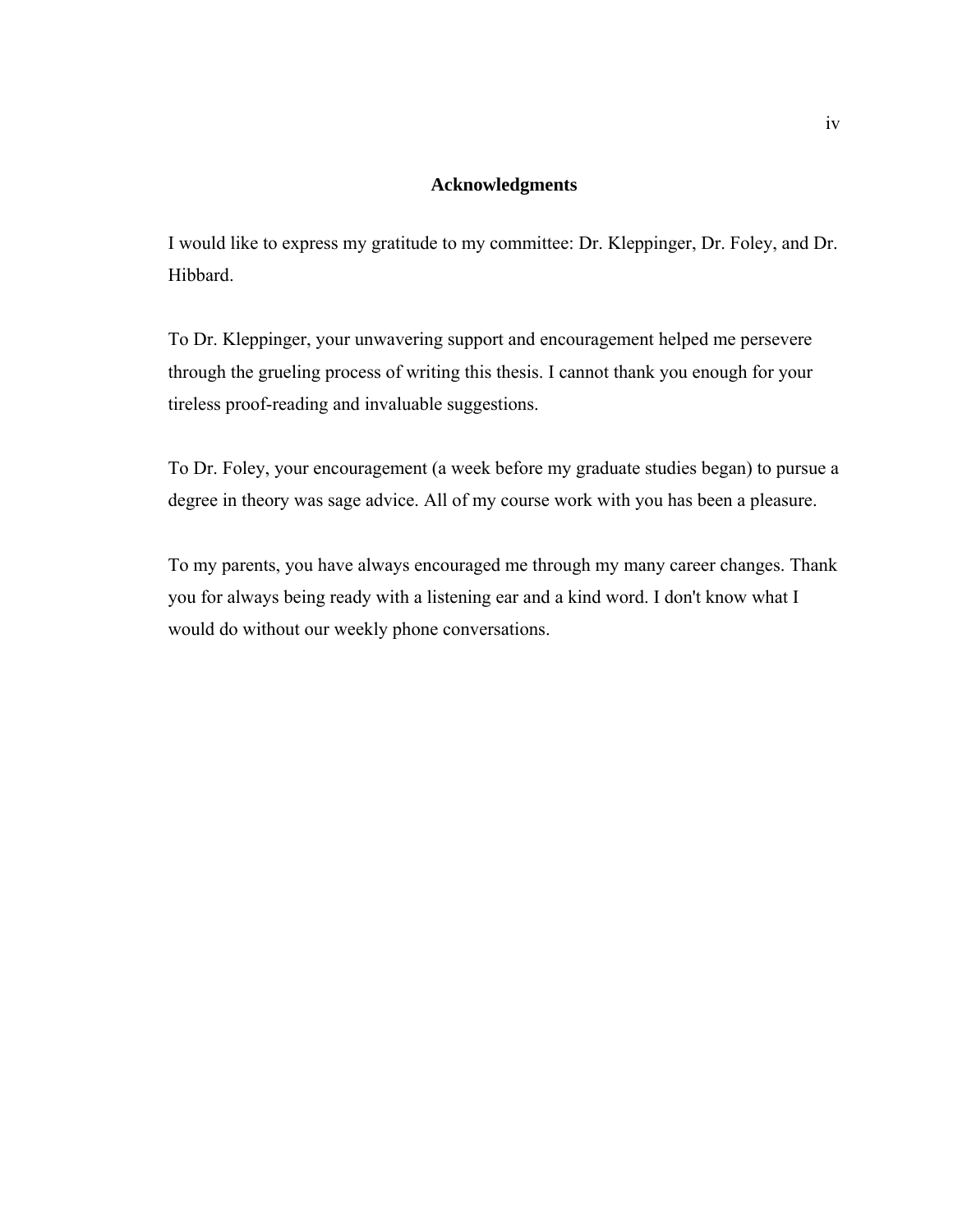## Acknowledgments

I would like to express my gratitude to my committee: Dr. Kleppinger, Dr. Foley, and Dr. Hibbard.

To Dr. Kleppinger, your unwavering support and encouragement helped me persevere through the grueling process of writing this thesis. I cannot thank you enough for your tireless proof-reading and invaluable suggestions.

To Dr. Foley, your encouragement (a week before my graduate studies began) to pursue a degree in theory was sage advice. All of my course work with you has been a pleasure.

To my parents, you have always encouraged me through my many career changes. Thank you for always being ready with a listening ear and a kind word. I don't know what I would do without our weekly phone conversations.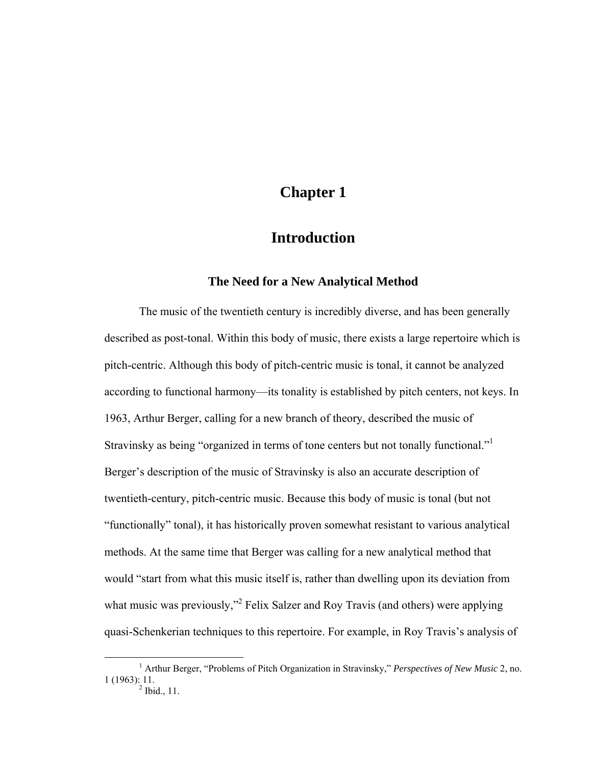# Chapter 1

# Introduction

## The Need for a New Analytical Method

The music of the twentieth century is incredibly diverse, and has been generally described as post-tonal. Within this body of music, there exists a large repertoire which is pitch-centric. Although this body of pitch-centric music is tonal, it cannot be analyzed according to functional harmony—its tonality is established by pitch centers, not keys. In 1963, Arthur Berger, calling for a new branch of theory, described the music of Stravinsky as being "organized in terms of tone centers but not tonally functional."[1] Berger's description of the music of Stravinsky is also an accurate description of twentieth-century, pitch-centric music. Because this body of music is tonal (but not "functionally" tonal), it has historically proven somewhat resistant to various analytical methods. At the same time that Berger was calling for a new analytical method that would "start from what this music itself is, rather than dwelling upon its deviation from what music was previously,"[2] Felix Salzer and Roy Travis (and others) were applying quasi-Schenkerian techniques to this repertoire. For example, in Roy Travis's analysis of

---

[1] Arthur Berger, "Problems of Pitch Organization in Stravinsky," *Perspectives of New Music* 2, no. 1 (1963): 11.

[2] Ibid., 11.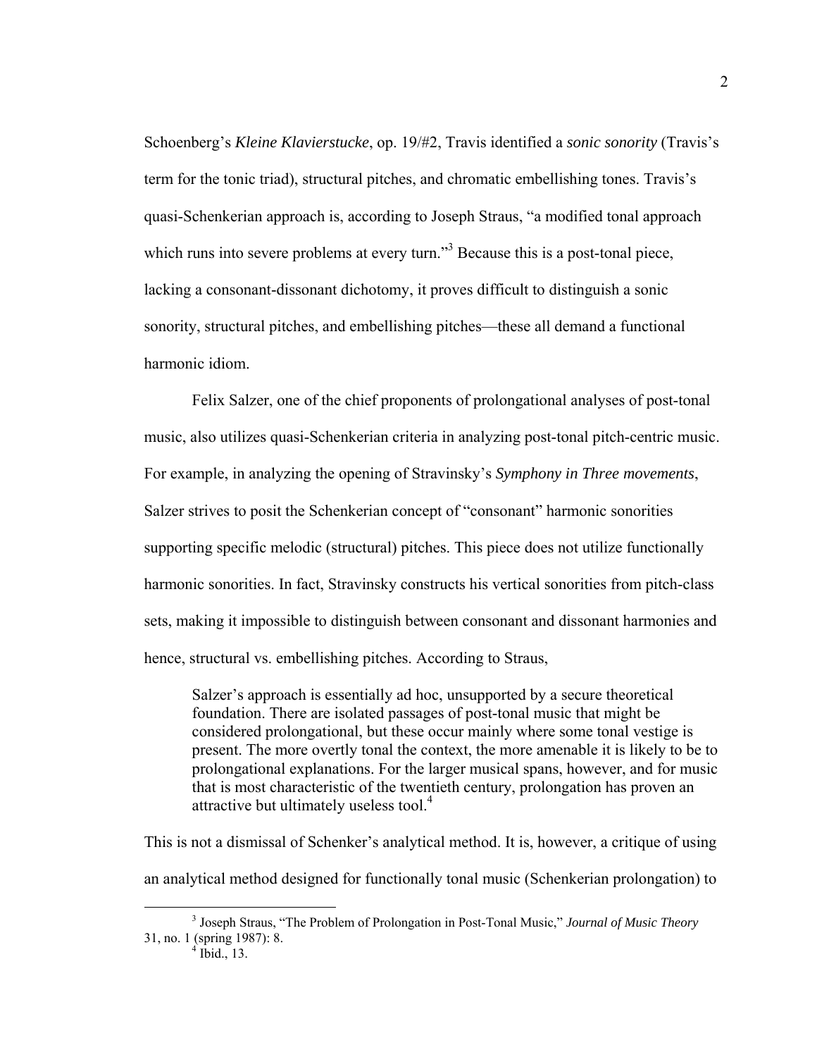Schoenberg's *Kleine Klavierstucke*, op. 19/#2, Travis identified a *sonic sonority* (Travis's term for the tonic triad), structural pitches, and chromatic embellishing tones. Travis's quasi-Schenkerian approach is, according to Joseph Straus, "a modified tonal approach which runs into severe problems at every turn."[3] Because this is a post-tonal piece, lacking a consonant-dissonant dichotomy, it proves difficult to distinguish a sonic sonority, structural pitches, and embellishing pitches—these all demand a functional harmonic idiom.

Felix Salzer, one of the chief proponents of prolongational analyses of post-tonal music, also utilizes quasi-Schenkerian criteria in analyzing post-tonal pitch-centric music. For example, in analyzing the opening of Stravinsky's *Symphony in Three movements*, Salzer strives to posit the Schenkerian concept of "consonant" harmonic sonorities supporting specific melodic (structural) pitches. This piece does not utilize functionally harmonic sonorities. In fact, Stravinsky constructs his vertical sonorities from pitch-class sets, making it impossible to distinguish between consonant and dissonant harmonies and hence, structural vs. embellishing pitches. According to Straus,

> Salzer's approach is essentially ad hoc, unsupported by a secure theoretical foundation. There are isolated passages of post-tonal music that might be considered prolongational, but these occur mainly where some tonal vestige is present. The more overtly tonal the context, the more amenable it is likely to be to prolongational explanations. For the larger musical spans, however, and for music that is most characteristic of the twentieth century, prolongation has proven an attractive but ultimately useless tool.[4]

This is not a dismissal of Schenker's analytical method. It is, however, a critique of using an analytical method designed for functionally tonal music (Schenkerian prolongation) to

---

[3] Joseph Straus, "The Problem of Prolongation in Post-Tonal Music," *Journal of Music Theory* 31, no. 1 (spring 1987): 8.

[4] Ibid., 13.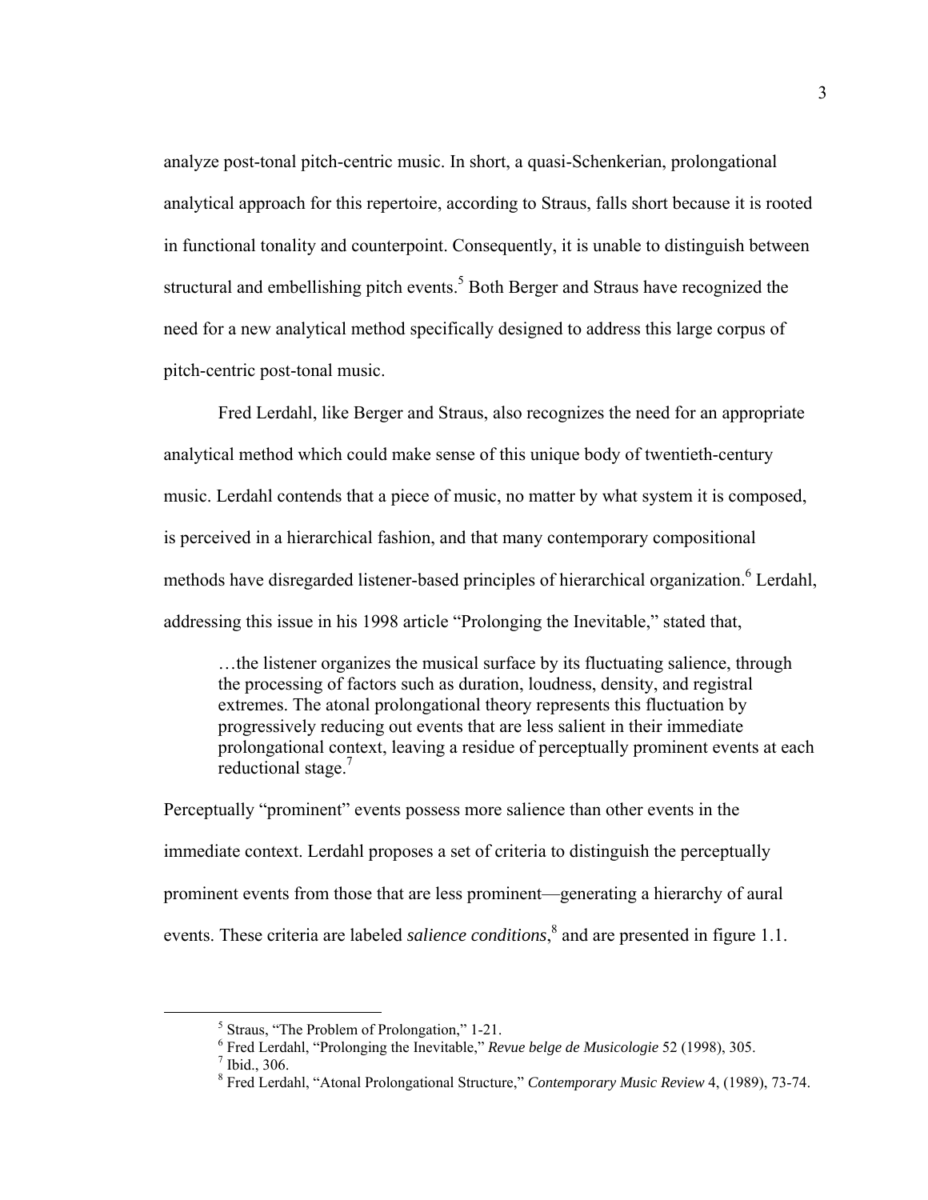analyze post-tonal pitch-centric music. In short, a quasi-Schenkerian, prolongational analytical approach for this repertoire, according to Straus, falls short because it is rooted in functional tonality and counterpoint. Consequently, it is unable to distinguish between structural and embellishing pitch events.[5] Both Berger and Straus have recognized the need for a new analytical method specifically designed to address this large corpus of pitch-centric post-tonal music.

Fred Lerdahl, like Berger and Straus, also recognizes the need for an appropriate analytical method which could make sense of this unique body of twentieth-century music. Lerdahl contends that a piece of music, no matter by what system it is composed, is perceived in a hierarchical fashion, and that many contemporary compositional methods have disregarded listener-based principles of hierarchical organization.[6] Lerdahl, addressing this issue in his 1998 article "Prolonging the Inevitable," stated that,

> …the listener organizes the musical surface by its fluctuating salience, through the processing of factors such as duration, loudness, density, and registral extremes. The atonal prolongational theory represents this fluctuation by progressively reducing out events that are less salient in their immediate prolongational context, leaving a residue of perceptually prominent events at each reductional stage.[7]

Perceptually "prominent" events possess more salience than other events in the immediate context. Lerdahl proposes a set of criteria to distinguish the perceptually prominent events from those that are less prominent—generating a hierarchy of aural events. These criteria are labeled *salience conditions*,[8] and are presented in figure 1.1.

---

[5] Straus, "The Problem of Prolongation," 1-21.

[6] Fred Lerdahl, "Prolonging the Inevitable," *Revue belge de Musicologie* 52 (1998), 305.

[7] Ibid., 306.

[8] Fred Lerdahl, "Atonal Prolongational Structure," *Contemporary Music Review* 4, (1989), 73-74.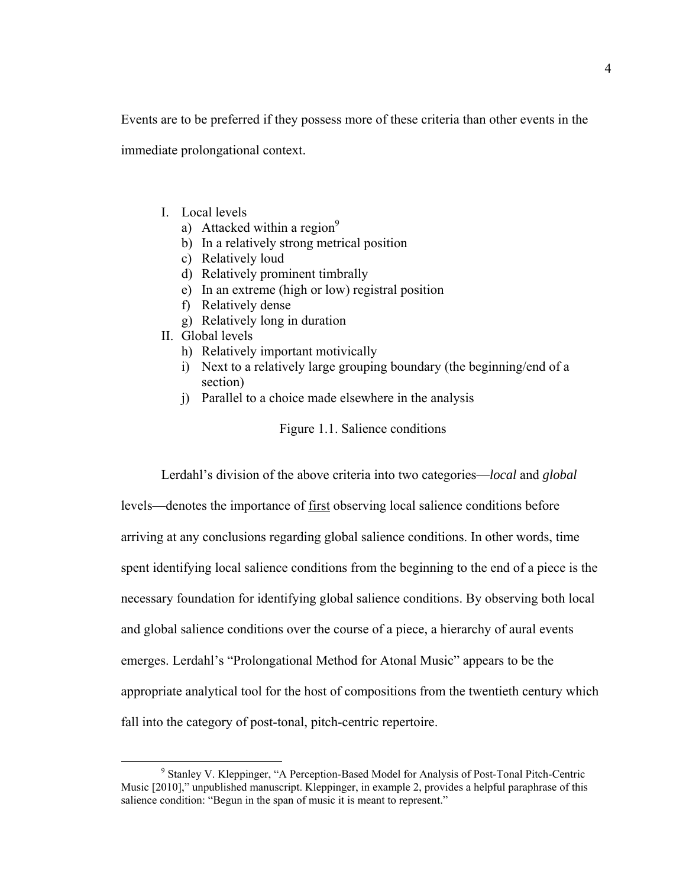Events are to be preferred if they possess more of these criteria than other events in the immediate prolongational context.

I. Local levels
   a) Attacked within a region[9]
   b) In a relatively strong metrical position
   c) Relatively loud
   d) Relatively prominent timbrally
   e) In an extreme (high or low) registral position
   f) Relatively dense
   g) Relatively long in duration

II. Global levels
   h) Relatively important motivically
   i) Next to a relatively large grouping boundary (the beginning/end of a section)
   j) Parallel to a choice made elsewhere in the analysis

Figure 1.1. Salience conditions

Lerdahl's division of the above criteria into two categories—*local* and *global* levels—denotes the importance of <u>first</u> observing local salience conditions before arriving at any conclusions regarding global salience conditions. In other words, time spent identifying local salience conditions from the beginning to the end of a piece is the necessary foundation for identifying global salience conditions. By observing both local and global salience conditions over the course of a piece, a hierarchy of aural events emerges. Lerdahl's "Prolongational Method for Atonal Music" appears to be the appropriate analytical tool for the host of compositions from the twentieth century which fall into the category of post-tonal, pitch-centric repertoire.

[9] Stanley V. Kleppinger, "A Perception-Based Model for Analysis of Post-Tonal Pitch-Centric Music [2010]," unpublished manuscript. Kleppinger, in example 2, provides a helpful paraphrase of this salience condition: "Begun in the span of music it is meant to represent."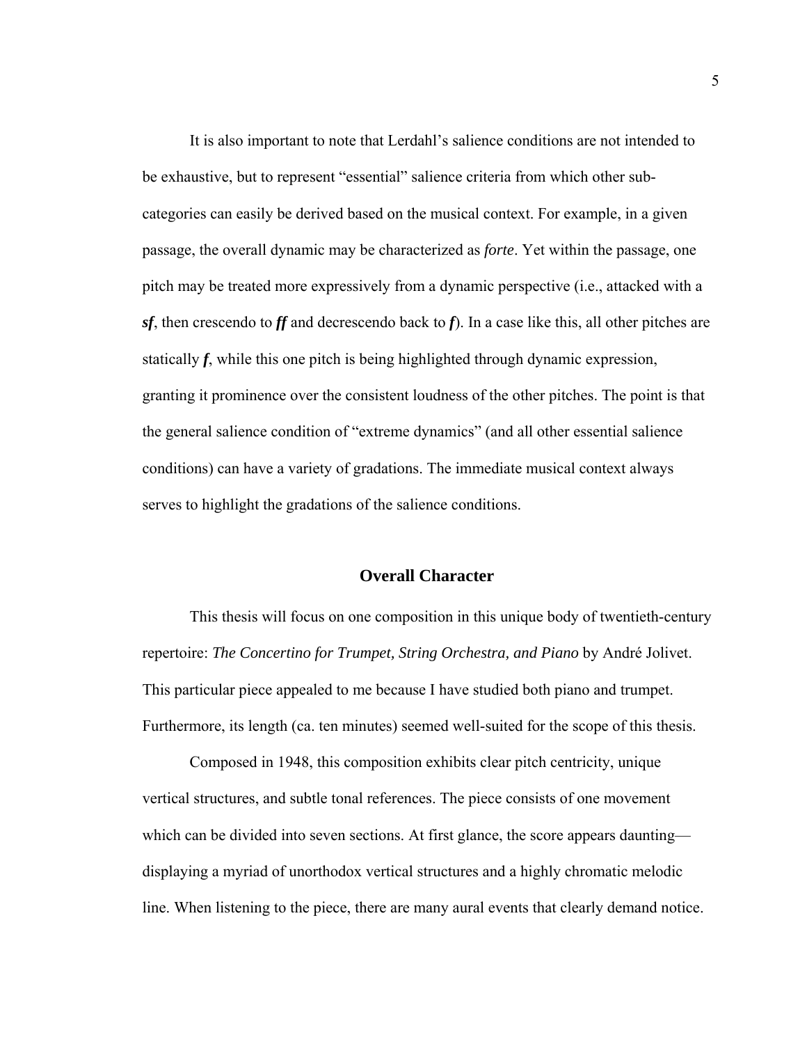It is also important to note that Lerdahl's salience conditions are not intended to be exhaustive, but to represent "essential" salience criteria from which other sub-categories can easily be derived based on the musical context. For example, in a given passage, the overall dynamic may be characterized as *forte*. Yet within the passage, one pitch may be treated more expressively from a dynamic perspective (i.e., attacked with a ***sf***, then crescendo to ***ff*** and decrescendo back to ***f***). In a case like this, all other pitches are statically ***f***, while this one pitch is being highlighted through dynamic expression, granting it prominence over the consistent loudness of the other pitches. The point is that the general salience condition of "extreme dynamics" (and all other essential salience conditions) can have a variety of gradations. The immediate musical context always serves to highlight the gradations of the salience conditions.

## Overall Character

This thesis will focus on one composition in this unique body of twentieth-century repertoire: *The Concertino for Trumpet, String Orchestra, and Piano* by André Jolivet. This particular piece appealed to me because I have studied both piano and trumpet. Furthermore, its length (ca. ten minutes) seemed well-suited for the scope of this thesis.

Composed in 1948, this composition exhibits clear pitch centricity, unique vertical structures, and subtle tonal references. The piece consists of one movement which can be divided into seven sections. At first glance, the score appears daunting—displaying a myriad of unorthodox vertical structures and a highly chromatic melodic line. When listening to the piece, there are many aural events that clearly demand notice.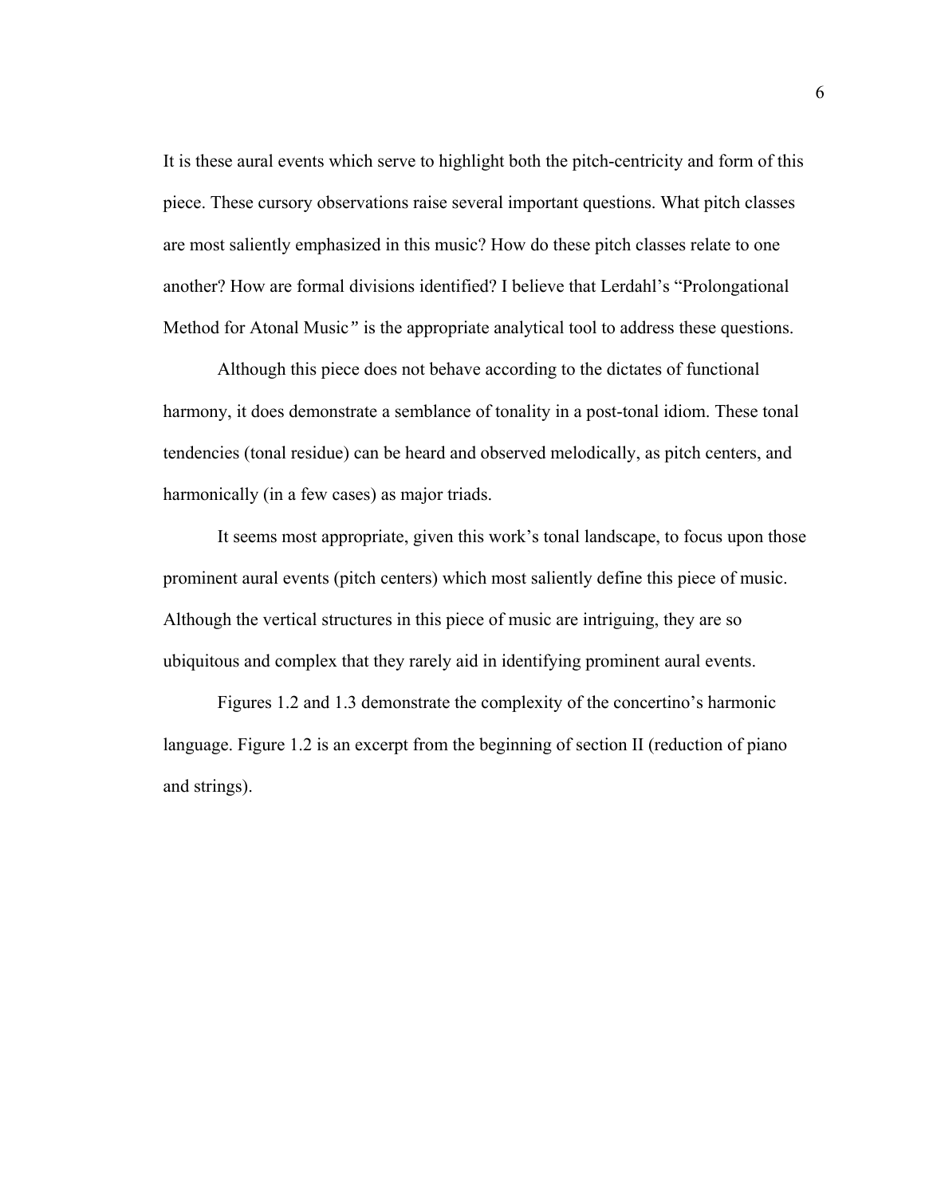It is these aural events which serve to highlight both the pitch-centricity and form of this piece. These cursory observations raise several important questions. What pitch classes are most saliently emphasized in this music? How do these pitch classes relate to one another? How are formal divisions identified? I believe that Lerdahl's "Prolongational Method for Atonal Music*"* is the appropriate analytical tool to address these questions.

Although this piece does not behave according to the dictates of functional harmony, it does demonstrate a semblance of tonality in a post-tonal idiom. These tonal tendencies (tonal residue) can be heard and observed melodically, as pitch centers, and harmonically (in a few cases) as major triads.

It seems most appropriate, given this work's tonal landscape, to focus upon those prominent aural events (pitch centers) which most saliently define this piece of music. Although the vertical structures in this piece of music are intriguing, they are so ubiquitous and complex that they rarely aid in identifying prominent aural events.

Figures 1.2 and 1.3 demonstrate the complexity of the concertino's harmonic language. Figure 1.2 is an excerpt from the beginning of section II (reduction of piano and strings).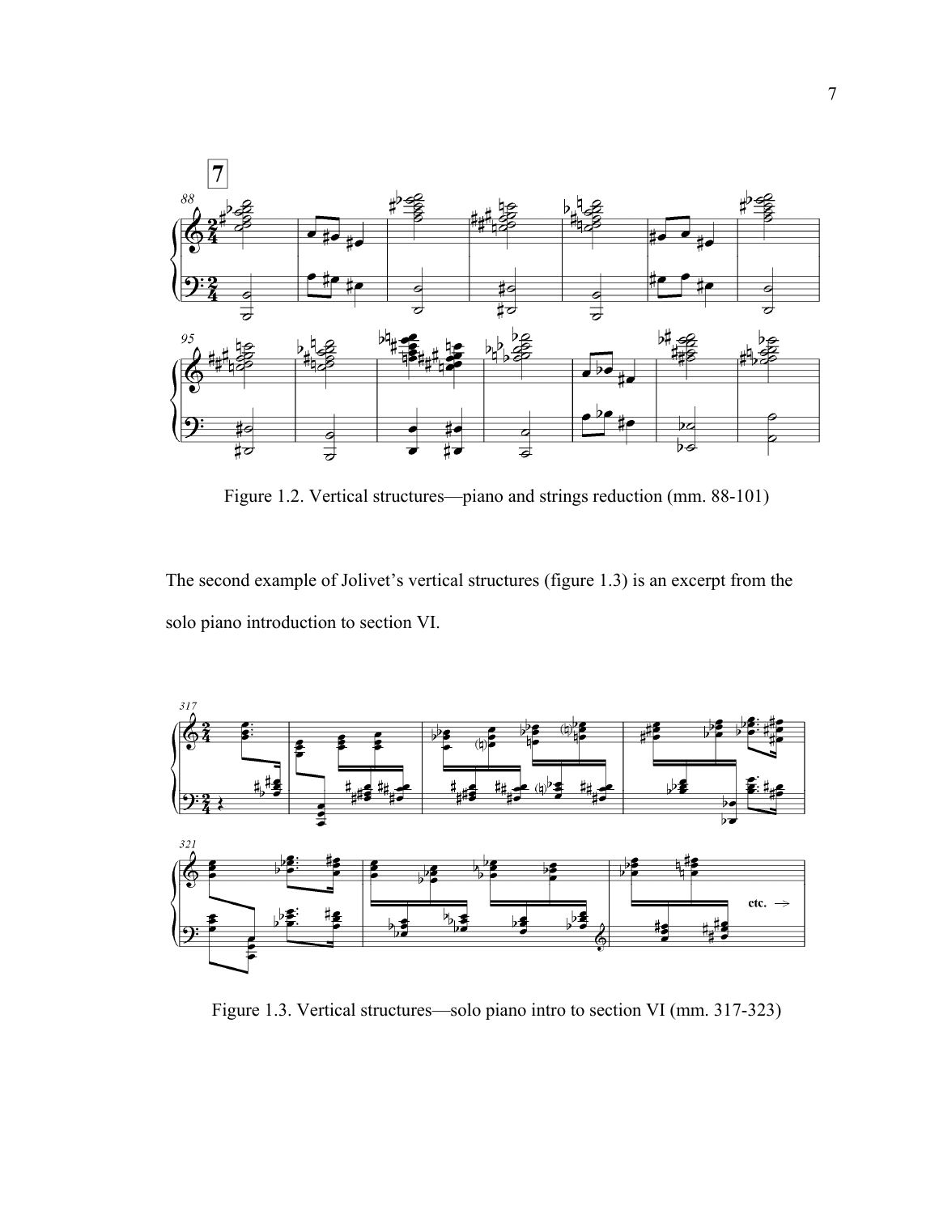Figure 1.2. Vertical structures—piano and strings reduction (mm. 88-101)

The second example of Jolivet's vertical structures (figure 1.3) is an excerpt from the solo piano introduction to section VI.

Figure 1.3. Vertical structures—solo piano intro to section VI (mm. 317-323)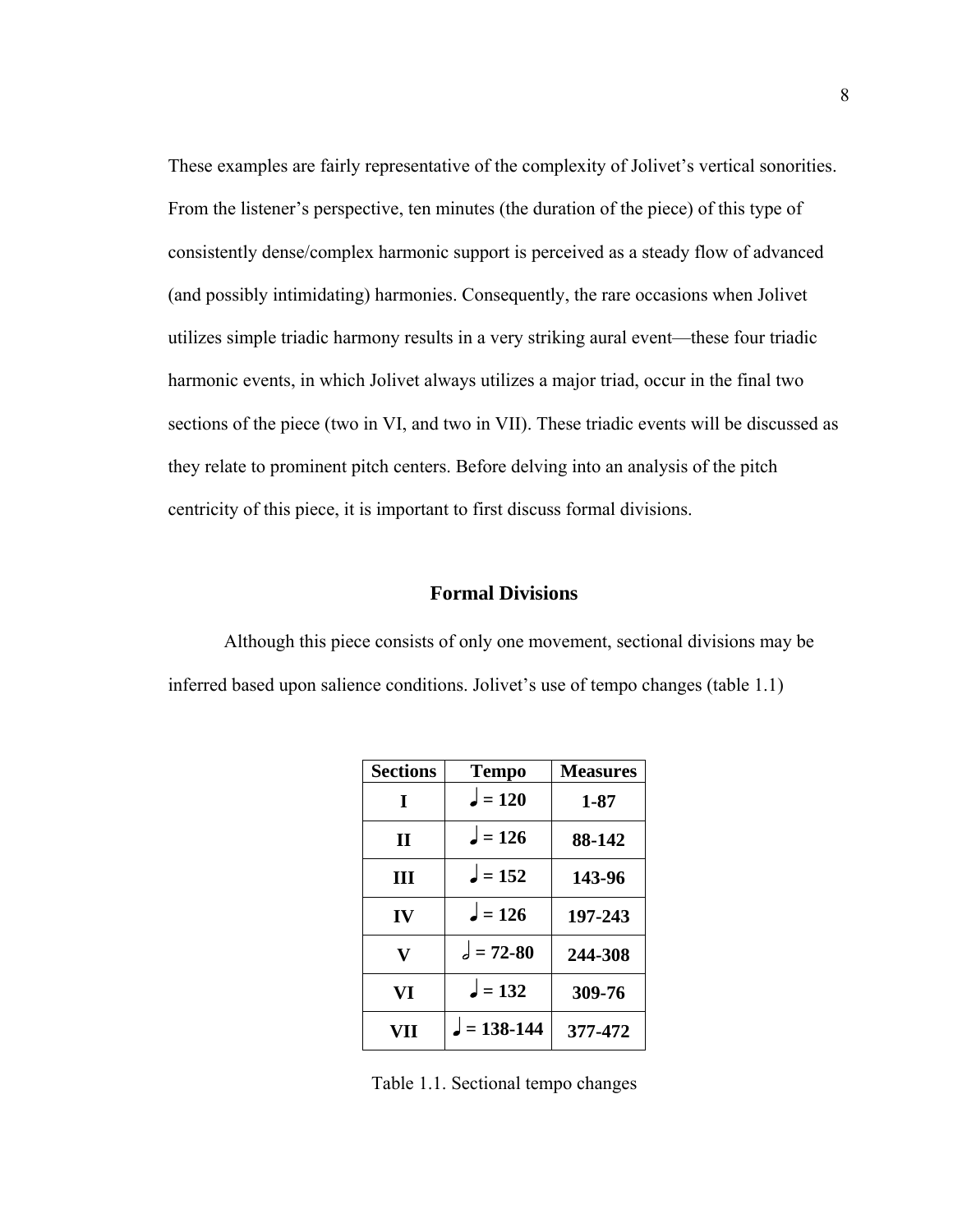These examples are fairly representative of the complexity of Jolivet's vertical sonorities. From the listener's perspective, ten minutes (the duration of the piece) of this type of consistently dense/complex harmonic support is perceived as a steady flow of advanced (and possibly intimidating) harmonies. Consequently, the rare occasions when Jolivet utilizes simple triadic harmony results in a very striking aural event—these four triadic harmonic events, in which Jolivet always utilizes a major triad, occur in the final two sections of the piece (two in VI, and two in VII). These triadic events will be discussed as they relate to prominent pitch centers. Before delving into an analysis of the pitch centricity of this piece, it is important to first discuss formal divisions.

## Formal Divisions

Although this piece consists of only one movement, sectional divisions may be inferred based upon salience conditions. Jolivet's use of tempo changes (table 1.1)

| Sections | Tempo | Measures |
|---|---|---|
| I | ♩ = 120 | 1-87 |
| II | ♩ = 126 | 88-142 |
| III | ♩ = 152 | 143-96 |
| IV | ♩ = 126 | 197-243 |
| V | 𝅗𝅥 = 72-80 | 244-308 |
| VI | ♩ = 132 | 309-76 |
| VII | ♩ = 138-144 | 377-472 |

Table 1.1. Sectional tempo changes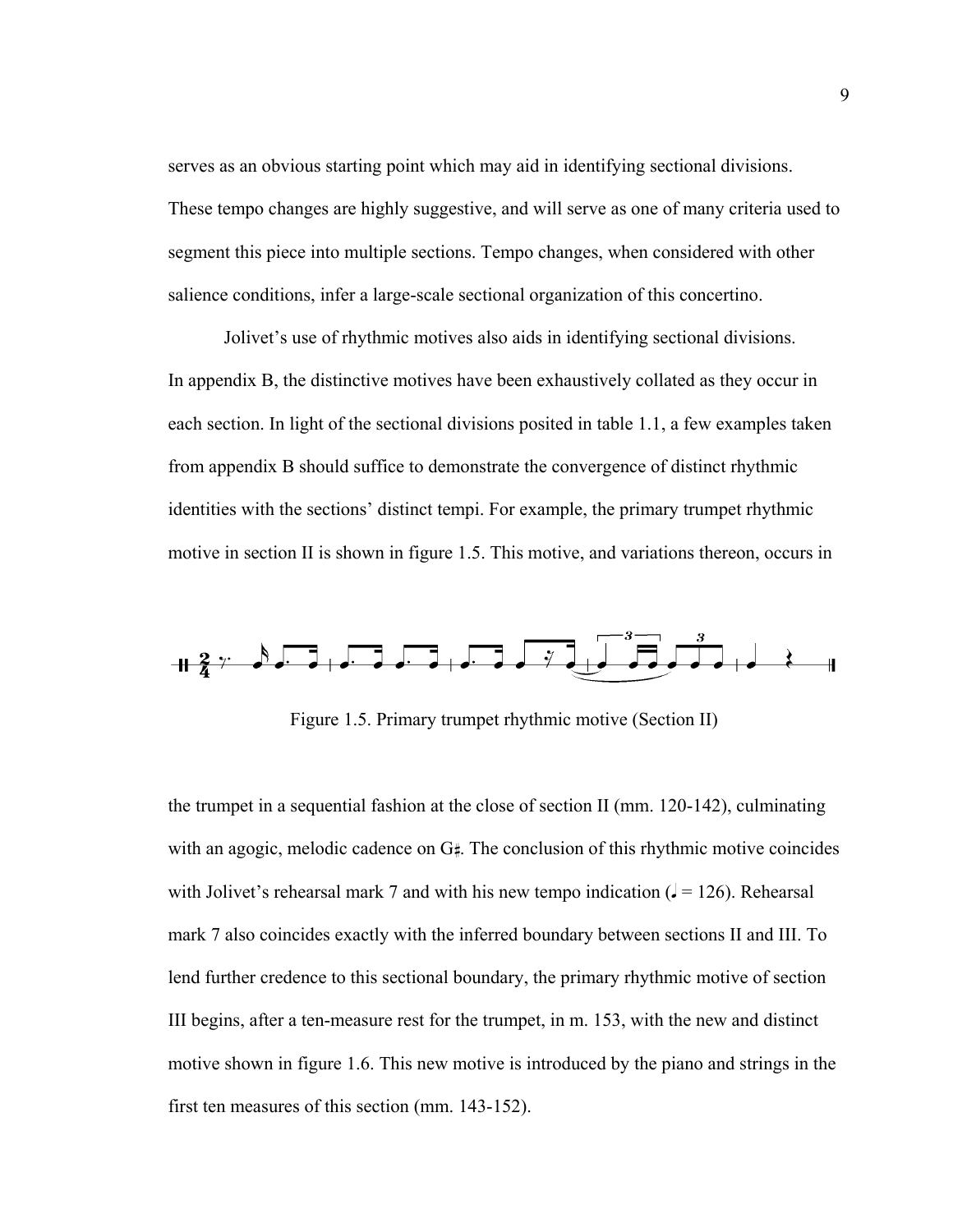serves as an obvious starting point which may aid in identifying sectional divisions. These tempo changes are highly suggestive, and will serve as one of many criteria used to segment this piece into multiple sections. Tempo changes, when considered with other salience conditions, infer a large-scale sectional organization of this concertino.

Jolivet's use of rhythmic motives also aids in identifying sectional divisions. In appendix B, the distinctive motives have been exhaustively collated as they occur in each section. In light of the sectional divisions posited in table 1.1, a few examples taken from appendix B should suffice to demonstrate the convergence of distinct rhythmic identities with the sections' distinct tempi. For example, the primary trumpet rhythmic motive in section II is shown in figure 1.5. This motive, and variations thereon, occurs in

Figure 1.5. Primary trumpet rhythmic motive (Section II)

the trumpet in a sequential fashion at the close of section II (mm. 120-142), culminating with an agogic, melodic cadence on G♯. The conclusion of this rhythmic motive coincides with Jolivet's rehearsal mark 7 and with his new tempo indication (♩ = 126). Rehearsal mark 7 also coincides exactly with the inferred boundary between sections II and III. To lend further credence to this sectional boundary, the primary rhythmic motive of section III begins, after a ten-measure rest for the trumpet, in m. 153, with the new and distinct motive shown in figure 1.6. This new motive is introduced by the piano and strings in the first ten measures of this section (mm. 143-152).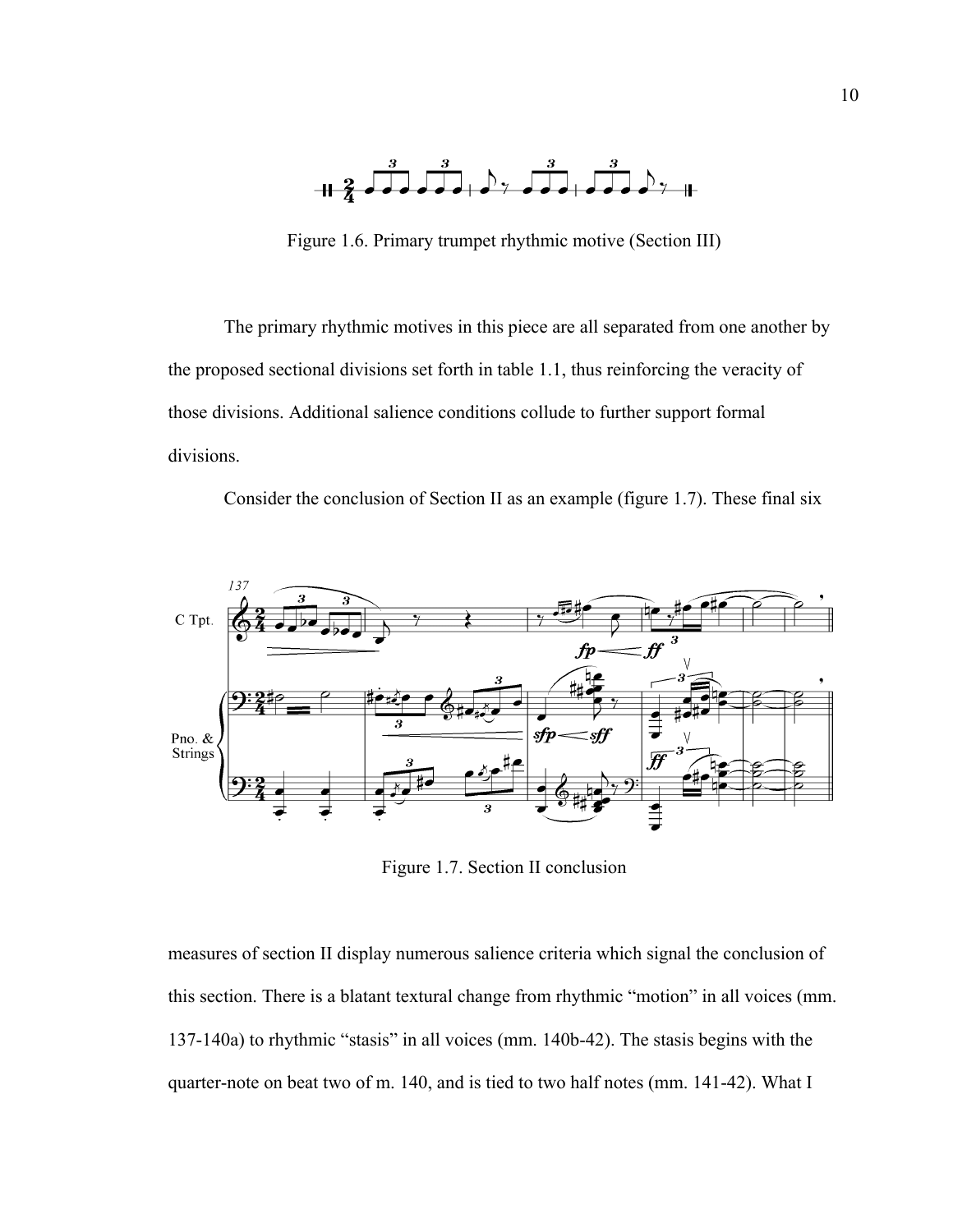Figure 1.6. Primary trumpet rhythmic motive (Section III)

The primary rhythmic motives in this piece are all separated from one another by the proposed sectional divisions set forth in table 1.1, thus reinforcing the veracity of those divisions. Additional salience conditions collude to further support formal divisions.

Consider the conclusion of Section II as an example (figure 1.7). These final six

Figure 1.7. Section II conclusion

measures of section II display numerous salience criteria which signal the conclusion of this section. There is a blatant textural change from rhythmic "motion" in all voices (mm. 137-140a) to rhythmic "stasis" in all voices (mm. 140b-42). The stasis begins with the quarter-note on beat two of m. 140, and is tied to two half notes (mm. 141-42). What I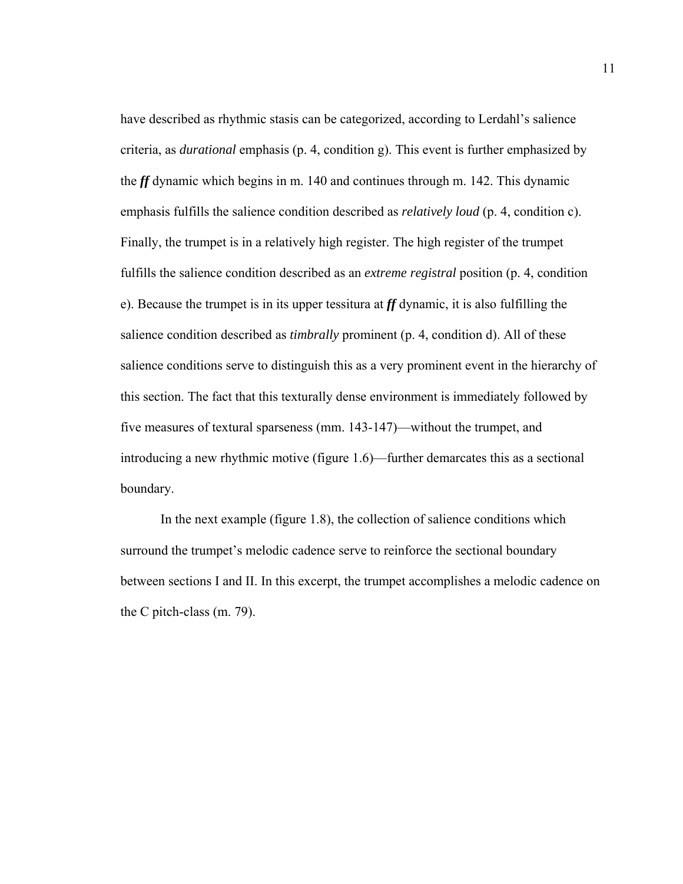have described as rhythmic stasis can be categorized, according to Lerdahl's salience criteria, as *durational* emphasis (p. 4, condition g). This event is further emphasized by the ***ff*** dynamic which begins in m. 140 and continues through m. 142. This dynamic emphasis fulfills the salience condition described as *relatively loud* (p. 4, condition c). Finally, the trumpet is in a relatively high register. The high register of the trumpet fulfills the salience condition described as an *extreme registral* position (p. 4, condition e). Because the trumpet is in its upper tessitura at ***ff*** dynamic, it is also fulfilling the salience condition described as *timbrally* prominent (p. 4, condition d). All of these salience conditions serve to distinguish this as a very prominent event in the hierarchy of this section. The fact that this texturally dense environment is immediately followed by five measures of textural sparseness (mm. 143-147)—without the trumpet, and introducing a new rhythmic motive (figure 1.6)—further demarcates this as a sectional boundary.

In the next example (figure 1.8), the collection of salience conditions which surround the trumpet's melodic cadence serve to reinforce the sectional boundary between sections I and II. In this excerpt, the trumpet accomplishes a melodic cadence on the C pitch-class (m. 79).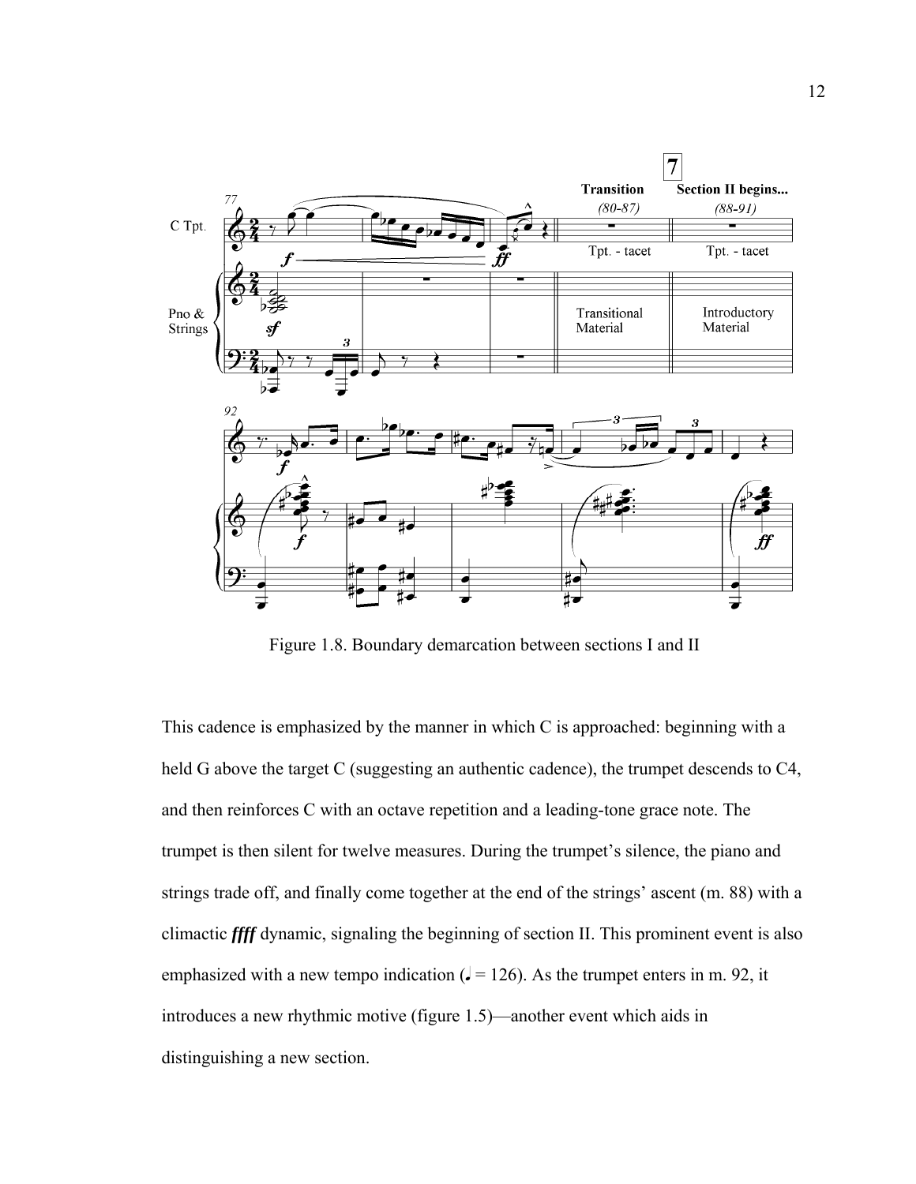Figure 1.8. Boundary demarcation between sections I and II

This cadence is emphasized by the manner in which C is approached: beginning with a held G above the target C (suggesting an authentic cadence), the trumpet descends to C4, and then reinforces C with an octave repetition and a leading-tone grace note. The trumpet is then silent for twelve measures. During the trumpet's silence, the piano and strings trade off, and finally come together at the end of the strings' ascent (m. 88) with a climactic ***ffff*** dynamic, signaling the beginning of section II. This prominent event is also emphasized with a new tempo indication (♩ = 126). As the trumpet enters in m. 92, it introduces a new rhythmic motive (figure 1.5)—another event which aids in distinguishing a new section.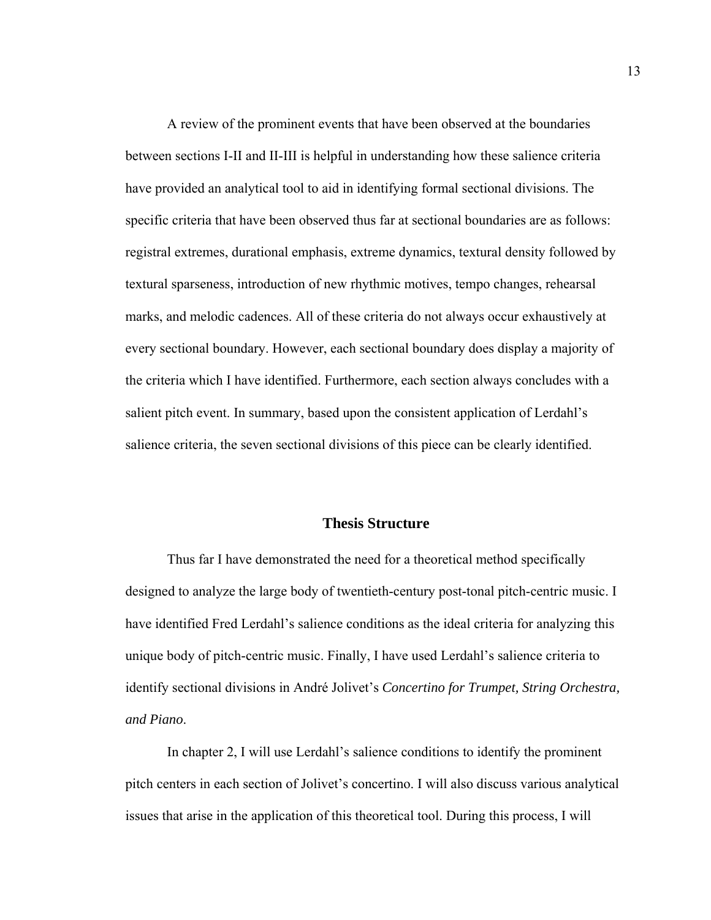A review of the prominent events that have been observed at the boundaries between sections I-II and II-III is helpful in understanding how these salience criteria have provided an analytical tool to aid in identifying formal sectional divisions. The specific criteria that have been observed thus far at sectional boundaries are as follows: registral extremes, durational emphasis, extreme dynamics, textural density followed by textural sparseness, introduction of new rhythmic motives, tempo changes, rehearsal marks, and melodic cadences. All of these criteria do not always occur exhaustively at every sectional boundary. However, each sectional boundary does display a majority of the criteria which I have identified. Furthermore, each section always concludes with a salient pitch event. In summary, based upon the consistent application of Lerdahl's salience criteria, the seven sectional divisions of this piece can be clearly identified.

## Thesis Structure

Thus far I have demonstrated the need for a theoretical method specifically designed to analyze the large body of twentieth-century post-tonal pitch-centric music. I have identified Fred Lerdahl's salience conditions as the ideal criteria for analyzing this unique body of pitch-centric music. Finally, I have used Lerdahl's salience criteria to identify sectional divisions in André Jolivet's *Concertino for Trumpet, String Orchestra, and Piano*.

In chapter 2, I will use Lerdahl's salience conditions to identify the prominent pitch centers in each section of Jolivet's concertino. I will also discuss various analytical issues that arise in the application of this theoretical tool. During this process, I will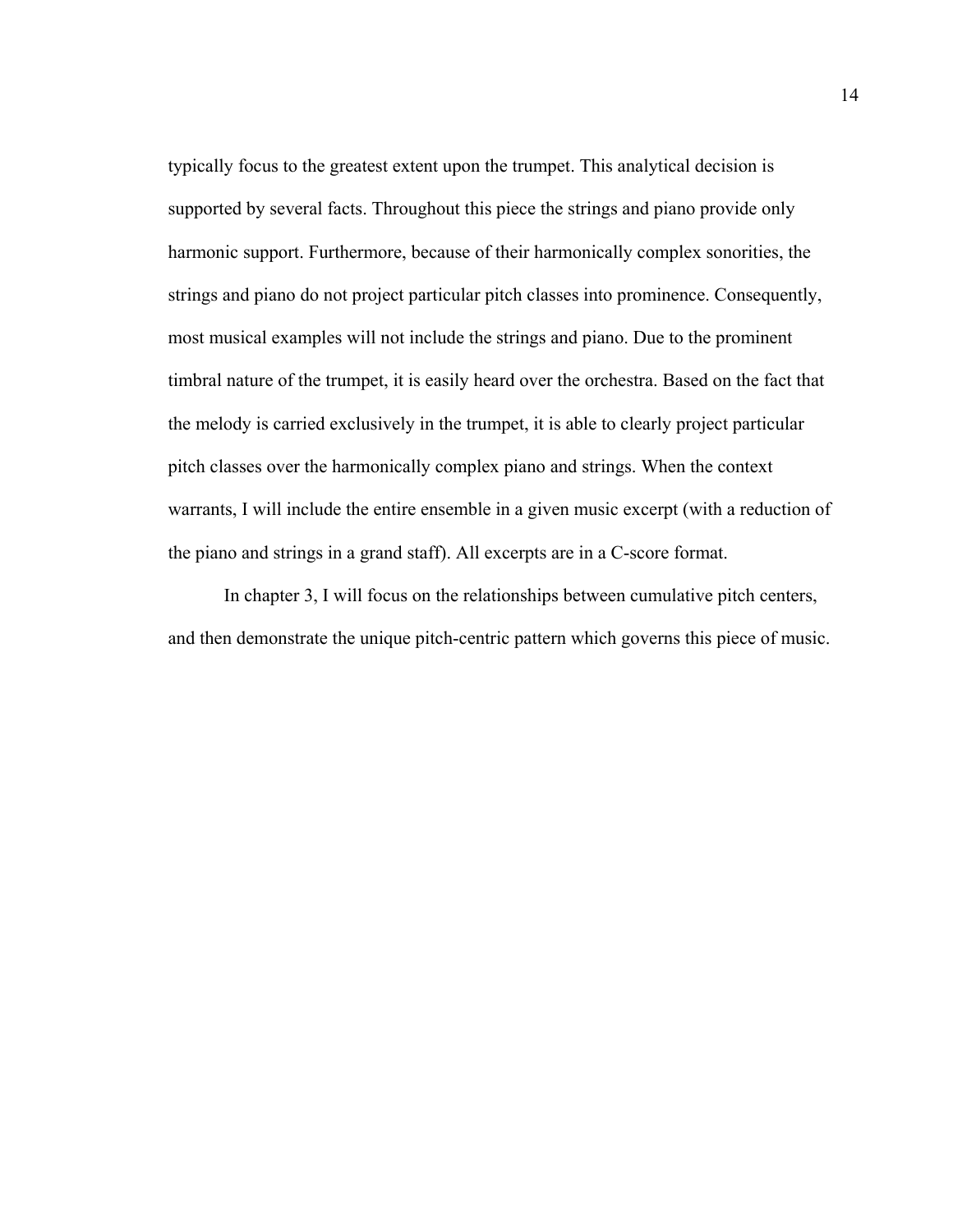typically focus to the greatest extent upon the trumpet. This analytical decision is supported by several facts. Throughout this piece the strings and piano provide only harmonic support. Furthermore, because of their harmonically complex sonorities, the strings and piano do not project particular pitch classes into prominence. Consequently, most musical examples will not include the strings and piano. Due to the prominent timbral nature of the trumpet, it is easily heard over the orchestra. Based on the fact that the melody is carried exclusively in the trumpet, it is able to clearly project particular pitch classes over the harmonically complex piano and strings. When the context warrants, I will include the entire ensemble in a given music excerpt (with a reduction of the piano and strings in a grand staff). All excerpts are in a C-score format.

In chapter 3, I will focus on the relationships between cumulative pitch centers, and then demonstrate the unique pitch-centric pattern which governs this piece of music.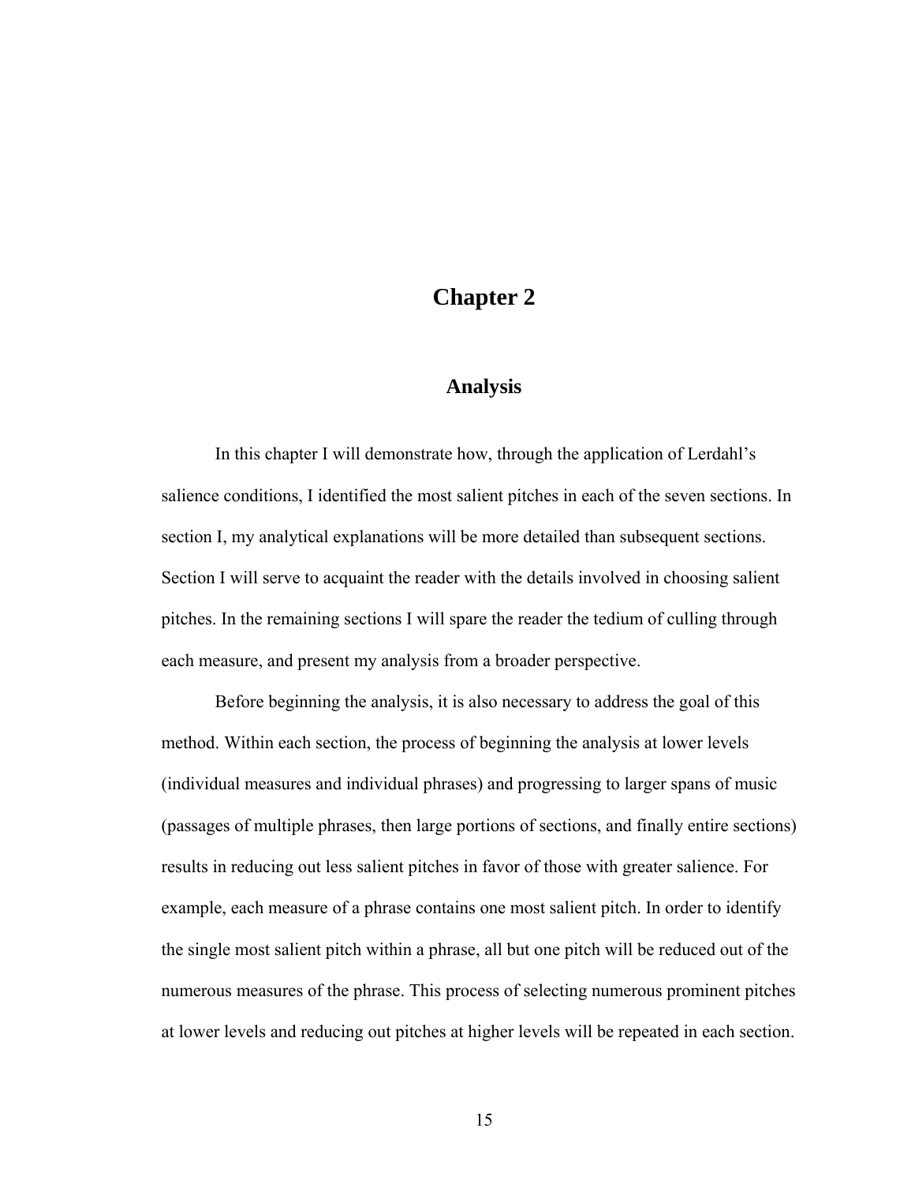# Chapter 2

## Analysis

In this chapter I will demonstrate how, through the application of Lerdahl's salience conditions, I identified the most salient pitches in each of the seven sections. In section I, my analytical explanations will be more detailed than subsequent sections. Section I will serve to acquaint the reader with the details involved in choosing salient pitches. In the remaining sections I will spare the reader the tedium of culling through each measure, and present my analysis from a broader perspective.

Before beginning the analysis, it is also necessary to address the goal of this method. Within each section, the process of beginning the analysis at lower levels (individual measures and individual phrases) and progressing to larger spans of music (passages of multiple phrases, then large portions of sections, and finally entire sections) results in reducing out less salient pitches in favor of those with greater salience. For example, each measure of a phrase contains one most salient pitch. In order to identify the single most salient pitch within a phrase, all but one pitch will be reduced out of the numerous measures of the phrase. This process of selecting numerous prominent pitches at lower levels and reducing out pitches at higher levels will be repeated in each section.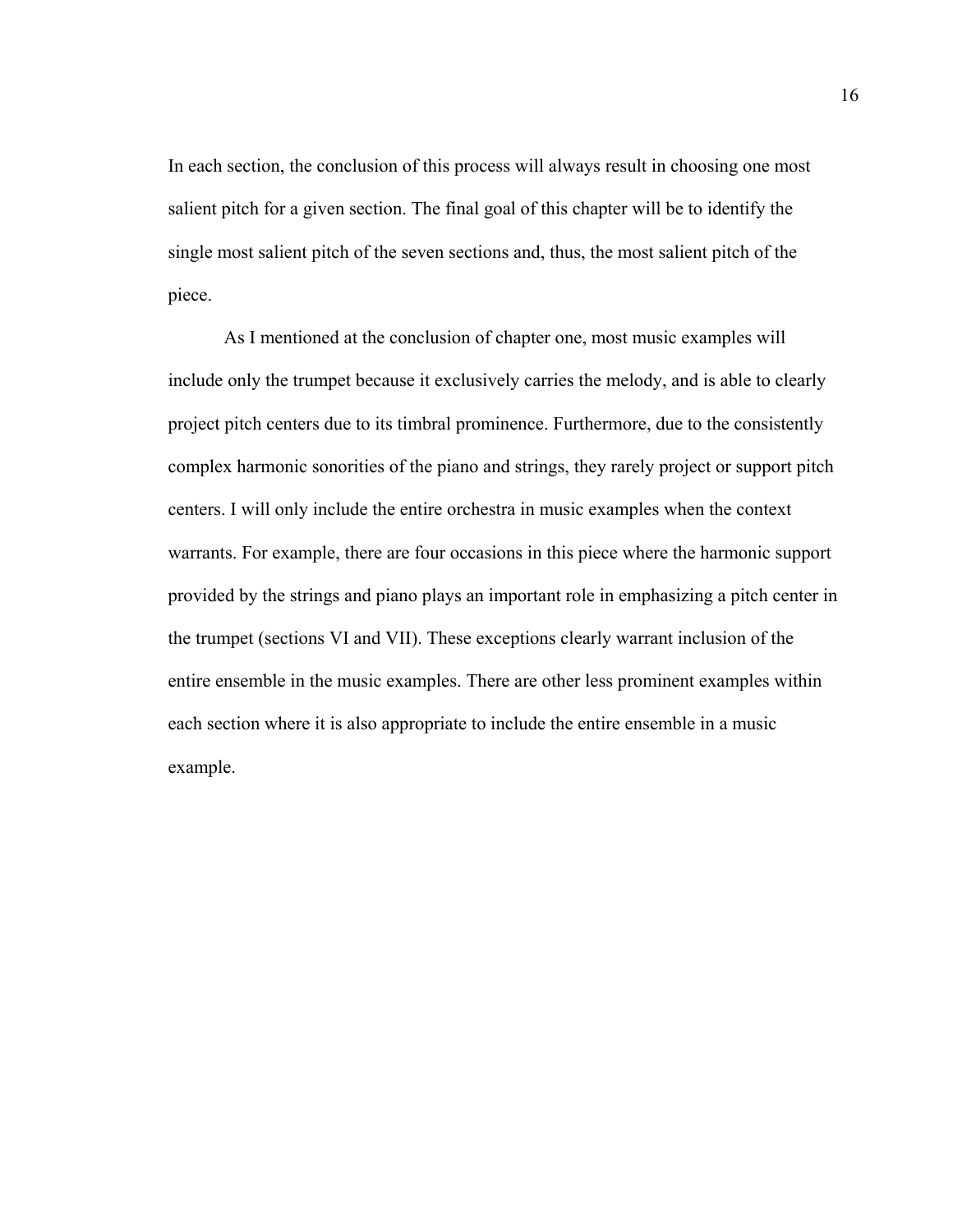In each section, the conclusion of this process will always result in choosing one most salient pitch for a given section. The final goal of this chapter will be to identify the single most salient pitch of the seven sections and, thus, the most salient pitch of the piece.

As I mentioned at the conclusion of chapter one, most music examples will include only the trumpet because it exclusively carries the melody, and is able to clearly project pitch centers due to its timbral prominence. Furthermore, due to the consistently complex harmonic sonorities of the piano and strings, they rarely project or support pitch centers. I will only include the entire orchestra in music examples when the context warrants. For example, there are four occasions in this piece where the harmonic support provided by the strings and piano plays an important role in emphasizing a pitch center in the trumpet (sections VI and VII). These exceptions clearly warrant inclusion of the entire ensemble in the music examples. There are other less prominent examples within each section where it is also appropriate to include the entire ensemble in a music example.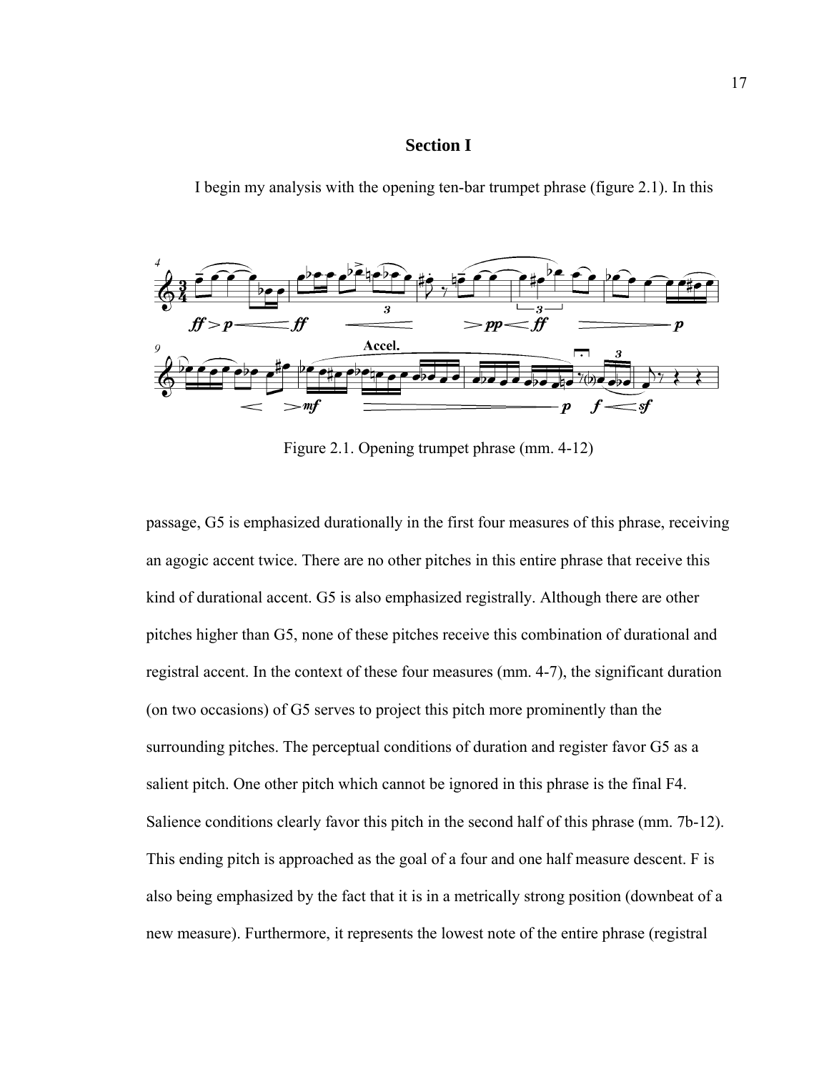## Section I

I begin my analysis with the opening ten-bar trumpet phrase (figure 2.1). In this

Figure 2.1. Opening trumpet phrase (mm. 4-12)

passage, G5 is emphasized durationally in the first four measures of this phrase, receiving an agogic accent twice. There are no other pitches in this entire phrase that receive this kind of durational accent. G5 is also emphasized registrally. Although there are other pitches higher than G5, none of these pitches receive this combination of durational and registral accent. In the context of these four measures (mm. 4-7), the significant duration (on two occasions) of G5 serves to project this pitch more prominently than the surrounding pitches. The perceptual conditions of duration and register favor G5 as a salient pitch. One other pitch which cannot be ignored in this phrase is the final F4. Salience conditions clearly favor this pitch in the second half of this phrase (mm. 7b-12). This ending pitch is approached as the goal of a four and one half measure descent. F is also being emphasized by the fact that it is in a metrically strong position (downbeat of a new measure). Furthermore, it represents the lowest note of the entire phrase (registral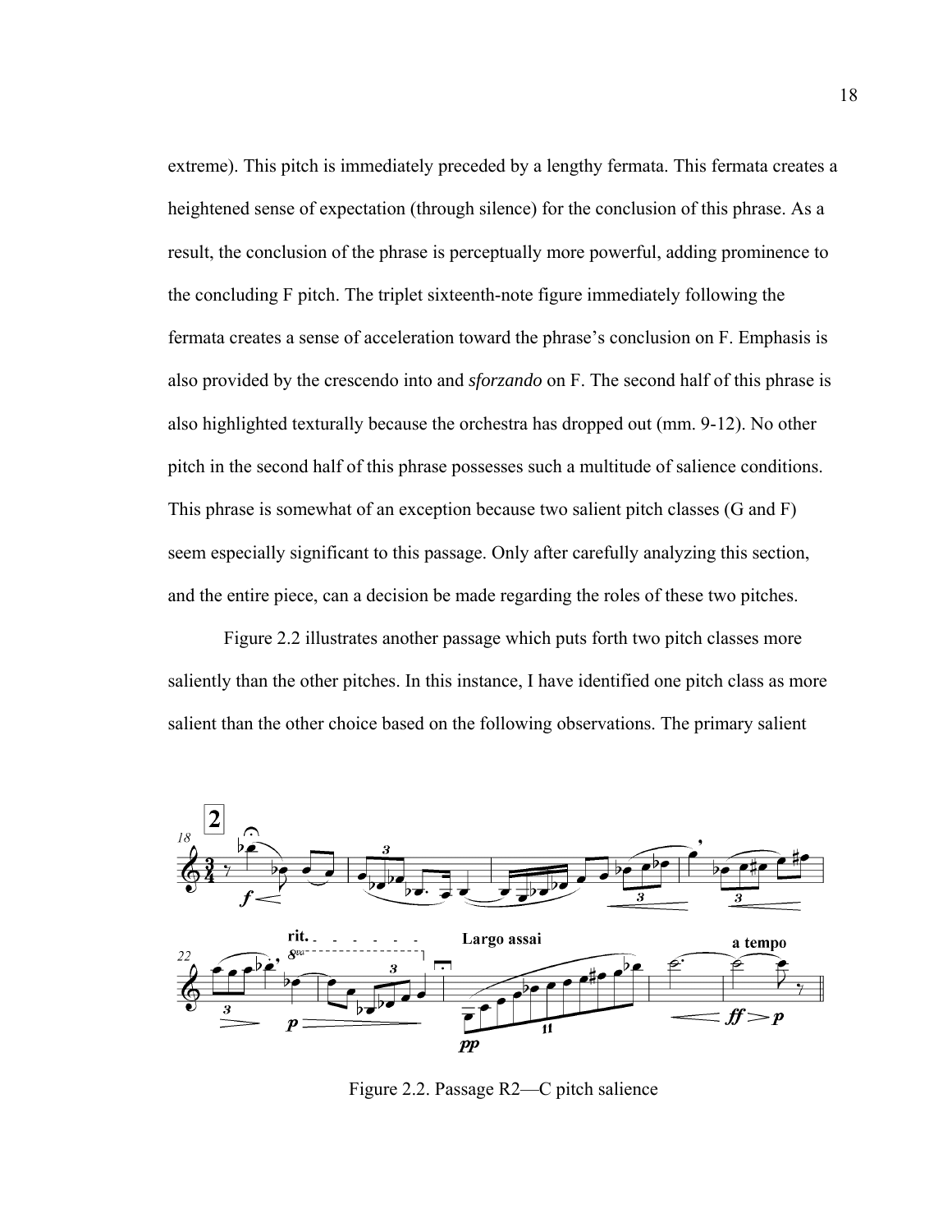extreme). This pitch is immediately preceded by a lengthy fermata. This fermata creates a heightened sense of expectation (through silence) for the conclusion of this phrase. As a result, the conclusion of the phrase is perceptually more powerful, adding prominence to the concluding F pitch. The triplet sixteenth-note figure immediately following the fermata creates a sense of acceleration toward the phrase's conclusion on F. Emphasis is also provided by the crescendo into and *sforzando* on F. The second half of this phrase is also highlighted texturally because the orchestra has dropped out (mm. 9-12). No other pitch in the second half of this phrase possesses such a multitude of salience conditions. This phrase is somewhat of an exception because two salient pitch classes (G and F) seem especially significant to this passage. Only after carefully analyzing this section, and the entire piece, can a decision be made regarding the roles of these two pitches.

Figure 2.2 illustrates another passage which puts forth two pitch classes more saliently than the other pitches. In this instance, I have identified one pitch class as more salient than the other choice based on the following observations. The primary salient

Figure 2.2. Passage R2—C pitch salience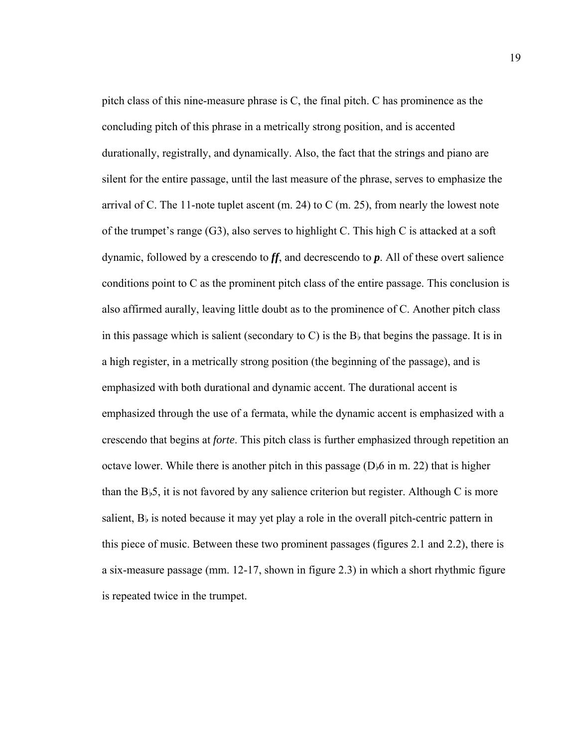pitch class of this nine-measure phrase is C, the final pitch. C has prominence as the concluding pitch of this phrase in a metrically strong position, and is accented durationally, registrally, and dynamically. Also, the fact that the strings and piano are silent for the entire passage, until the last measure of the phrase, serves to emphasize the arrival of C. The 11-note tuplet ascent (m. 24) to C (m. 25), from nearly the lowest note of the trumpet's range (G3), also serves to highlight C. This high C is attacked at a soft dynamic, followed by a crescendo to ***ff***, and decrescendo to ***p***. All of these overt salience conditions point to C as the prominent pitch class of the entire passage. This conclusion is also affirmed aurally, leaving little doubt as to the prominence of C. Another pitch class in this passage which is salient (secondary to C) is the B♭ that begins the passage. It is in a high register, in a metrically strong position (the beginning of the passage), and is emphasized with both durational and dynamic accent. The durational accent is emphasized through the use of a fermata, while the dynamic accent is emphasized with a crescendo that begins at *forte*. This pitch class is further emphasized through repetition an octave lower. While there is another pitch in this passage (D♭6 in m. 22) that is higher than the B♭5, it is not favored by any salience criterion but register. Although C is more salient, B♭ is noted because it may yet play a role in the overall pitch-centric pattern in this piece of music. Between these two prominent passages (figures 2.1 and 2.2), there is a six-measure passage (mm. 12-17, shown in figure 2.3) in which a short rhythmic figure is repeated twice in the trumpet.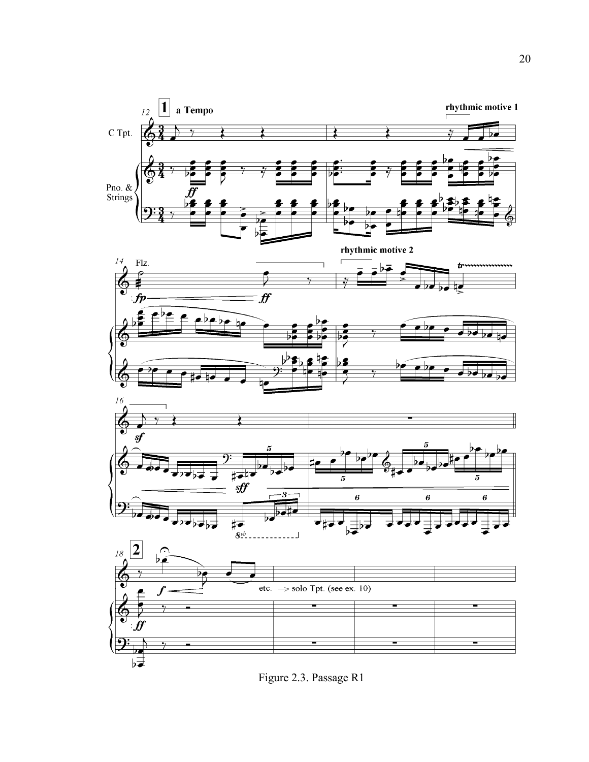Figure 2.3. Passage R1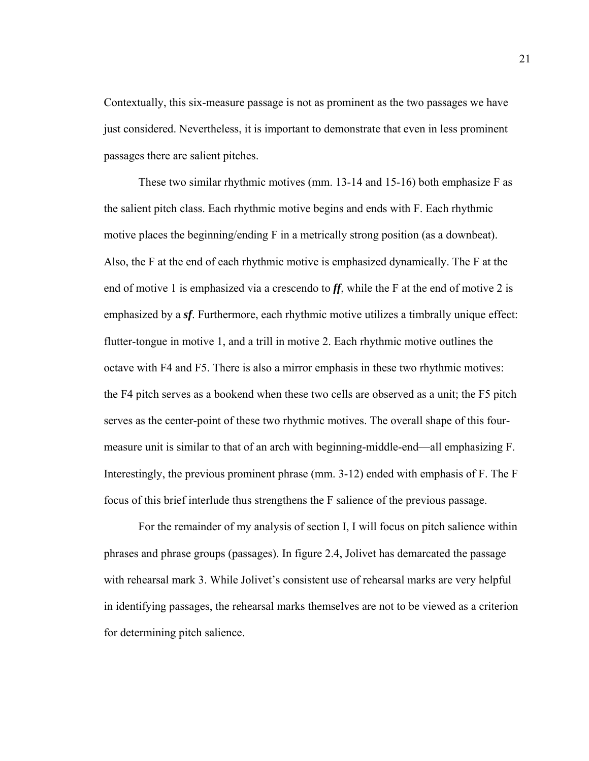Contextually, this six-measure passage is not as prominent as the two passages we have just considered. Nevertheless, it is important to demonstrate that even in less prominent passages there are salient pitches.

These two similar rhythmic motives (mm. 13-14 and 15-16) both emphasize F as the salient pitch class. Each rhythmic motive begins and ends with F. Each rhythmic motive places the beginning/ending F in a metrically strong position (as a downbeat). Also, the F at the end of each rhythmic motive is emphasized dynamically. The F at the end of motive 1 is emphasized via a crescendo to ***ff***, while the F at the end of motive 2 is emphasized by a ***sf***. Furthermore, each rhythmic motive utilizes a timbrally unique effect: flutter-tongue in motive 1, and a trill in motive 2. Each rhythmic motive outlines the octave with F4 and F5. There is also a mirror emphasis in these two rhythmic motives: the F4 pitch serves as a bookend when these two cells are observed as a unit; the F5 pitch serves as the center-point of these two rhythmic motives. The overall shape of this four-measure unit is similar to that of an arch with beginning-middle-end—all emphasizing F. Interestingly, the previous prominent phrase (mm. 3-12) ended with emphasis of F. The F focus of this brief interlude thus strengthens the F salience of the previous passage.

For the remainder of my analysis of section I, I will focus on pitch salience within phrases and phrase groups (passages). In figure 2.4, Jolivet has demarcated the passage with rehearsal mark 3. While Jolivet's consistent use of rehearsal marks are very helpful in identifying passages, the rehearsal marks themselves are not to be viewed as a criterion for determining pitch salience.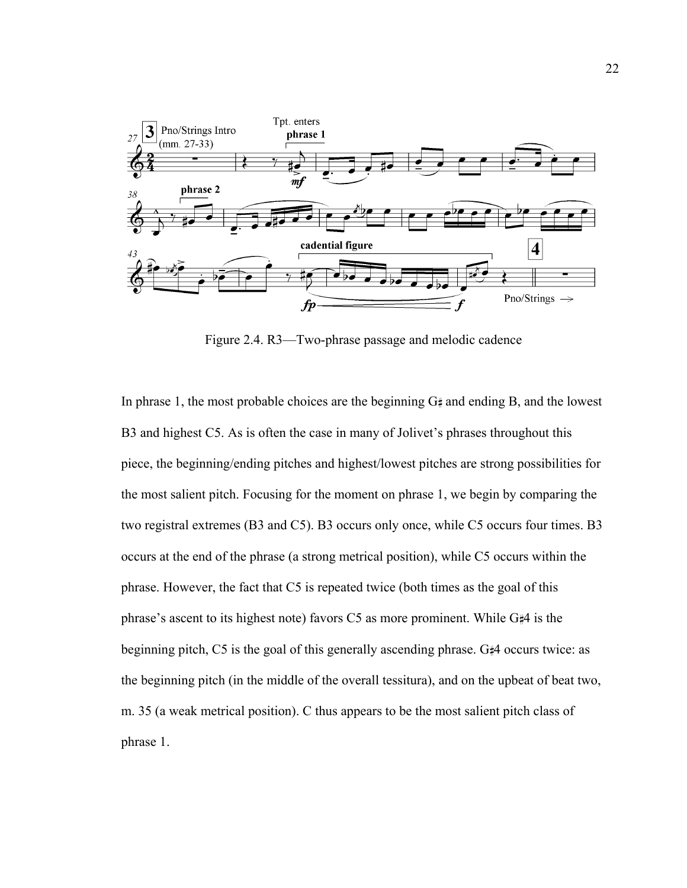Figure 2.4. R3—Two-phrase passage and melodic cadence

In phrase 1, the most probable choices are the beginning G♯ and ending B, and the lowest B3 and highest C5. As is often the case in many of Jolivet's phrases throughout this piece, the beginning/ending pitches and highest/lowest pitches are strong possibilities for the most salient pitch. Focusing for the moment on phrase 1, we begin by comparing the two registral extremes (B3 and C5). B3 occurs only once, while C5 occurs four times. B3 occurs at the end of the phrase (a strong metrical position), while C5 occurs within the phrase. However, the fact that C5 is repeated twice (both times as the goal of this phrase's ascent to its highest note) favors C5 as more prominent. While G♯4 is the beginning pitch, C5 is the goal of this generally ascending phrase. G♯4 occurs twice: as the beginning pitch (in the middle of the overall tessitura), and on the upbeat of beat two, m. 35 (a weak metrical position). C thus appears to be the most salient pitch class of phrase 1.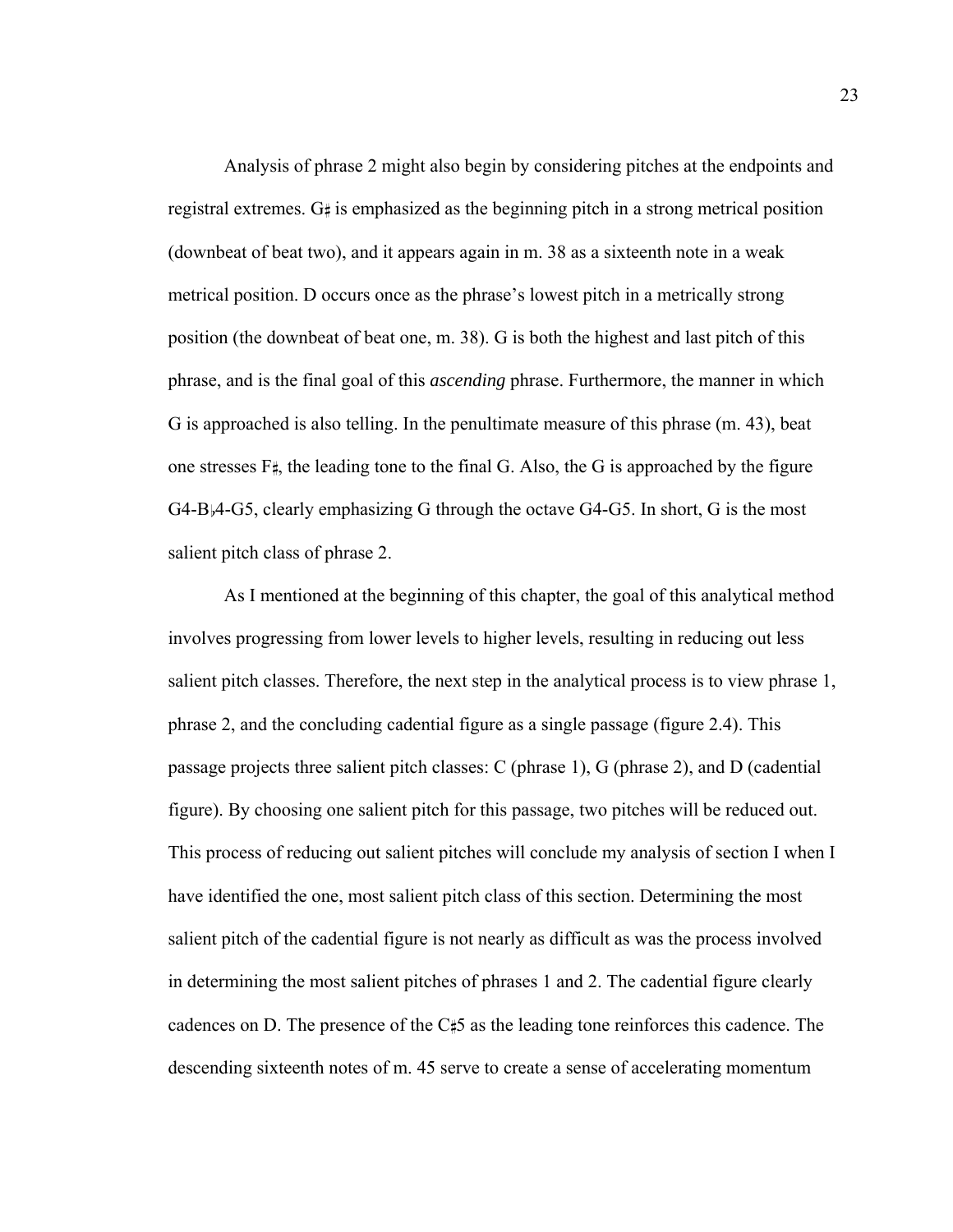Analysis of phrase 2 might also begin by considering pitches at the endpoints and registral extremes. G♯ is emphasized as the beginning pitch in a strong metrical position (downbeat of beat two), and it appears again in m. 38 as a sixteenth note in a weak metrical position. D occurs once as the phrase's lowest pitch in a metrically strong position (the downbeat of beat one, m. 38). G is both the highest and last pitch of this phrase, and is the final goal of this *ascending* phrase. Furthermore, the manner in which G is approached is also telling. In the penultimate measure of this phrase (m. 43), beat one stresses F♯, the leading tone to the final G. Also, the G is approached by the figure G4-B♭4-G5, clearly emphasizing G through the octave G4-G5. In short, G is the most salient pitch class of phrase 2.

As I mentioned at the beginning of this chapter, the goal of this analytical method involves progressing from lower levels to higher levels, resulting in reducing out less salient pitch classes. Therefore, the next step in the analytical process is to view phrase 1, phrase 2, and the concluding cadential figure as a single passage (figure 2.4). This passage projects three salient pitch classes: C (phrase 1), G (phrase 2), and D (cadential figure). By choosing one salient pitch for this passage, two pitches will be reduced out. This process of reducing out salient pitches will conclude my analysis of section I when I have identified the one, most salient pitch class of this section. Determining the most salient pitch of the cadential figure is not nearly as difficult as was the process involved in determining the most salient pitches of phrases 1 and 2. The cadential figure clearly cadences on D. The presence of the C♯5 as the leading tone reinforces this cadence. The descending sixteenth notes of m. 45 serve to create a sense of accelerating momentum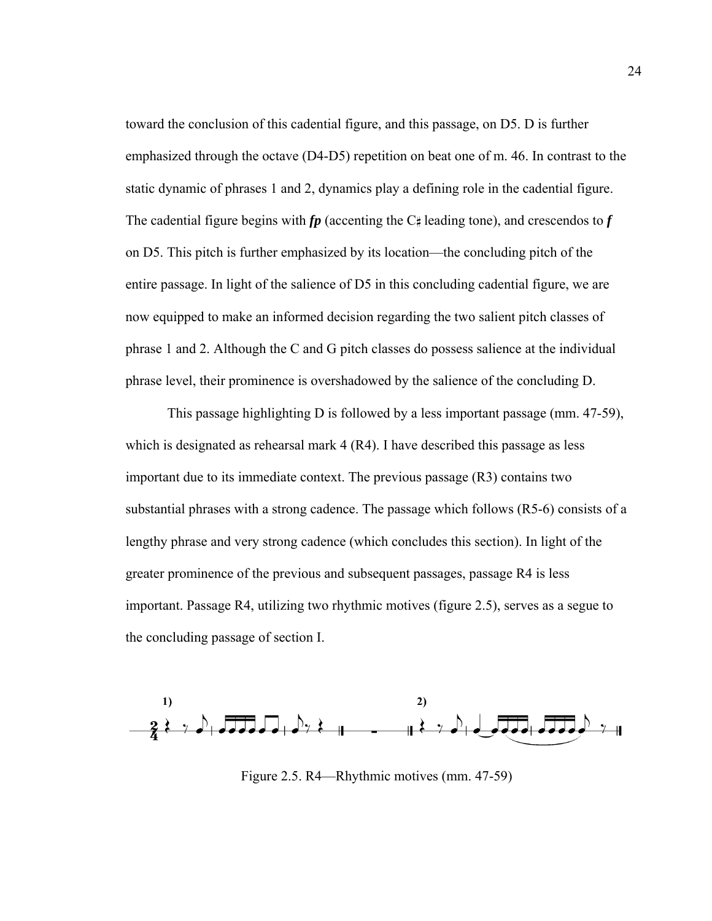toward the conclusion of this cadential figure, and this passage, on D5. D is further emphasized through the octave (D4-D5) repetition on beat one of m. 46. In contrast to the static dynamic of phrases 1 and 2, dynamics play a defining role in the cadential figure. The cadential figure begins with ***fp*** (accenting the C♯ leading tone), and crescendos to ***f*** on D5. This pitch is further emphasized by its location—the concluding pitch of the entire passage. In light of the salience of D5 in this concluding cadential figure, we are now equipped to make an informed decision regarding the two salient pitch classes of phrase 1 and 2. Although the C and G pitch classes do possess salience at the individual phrase level, their prominence is overshadowed by the salience of the concluding D.

This passage highlighting D is followed by a less important passage (mm. 47-59), which is designated as rehearsal mark 4 (R4). I have described this passage as less important due to its immediate context. The previous passage (R3) contains two substantial phrases with a strong cadence. The passage which follows (R5-6) consists of a lengthy phrase and very strong cadence (which concludes this section). In light of the greater prominence of the previous and subsequent passages, passage R4 is less important. Passage R4, utilizing two rhythmic motives (figure 2.5), serves as a segue to the concluding passage of section I.

Figure 2.5. R4—Rhythmic motives (mm. 47-59)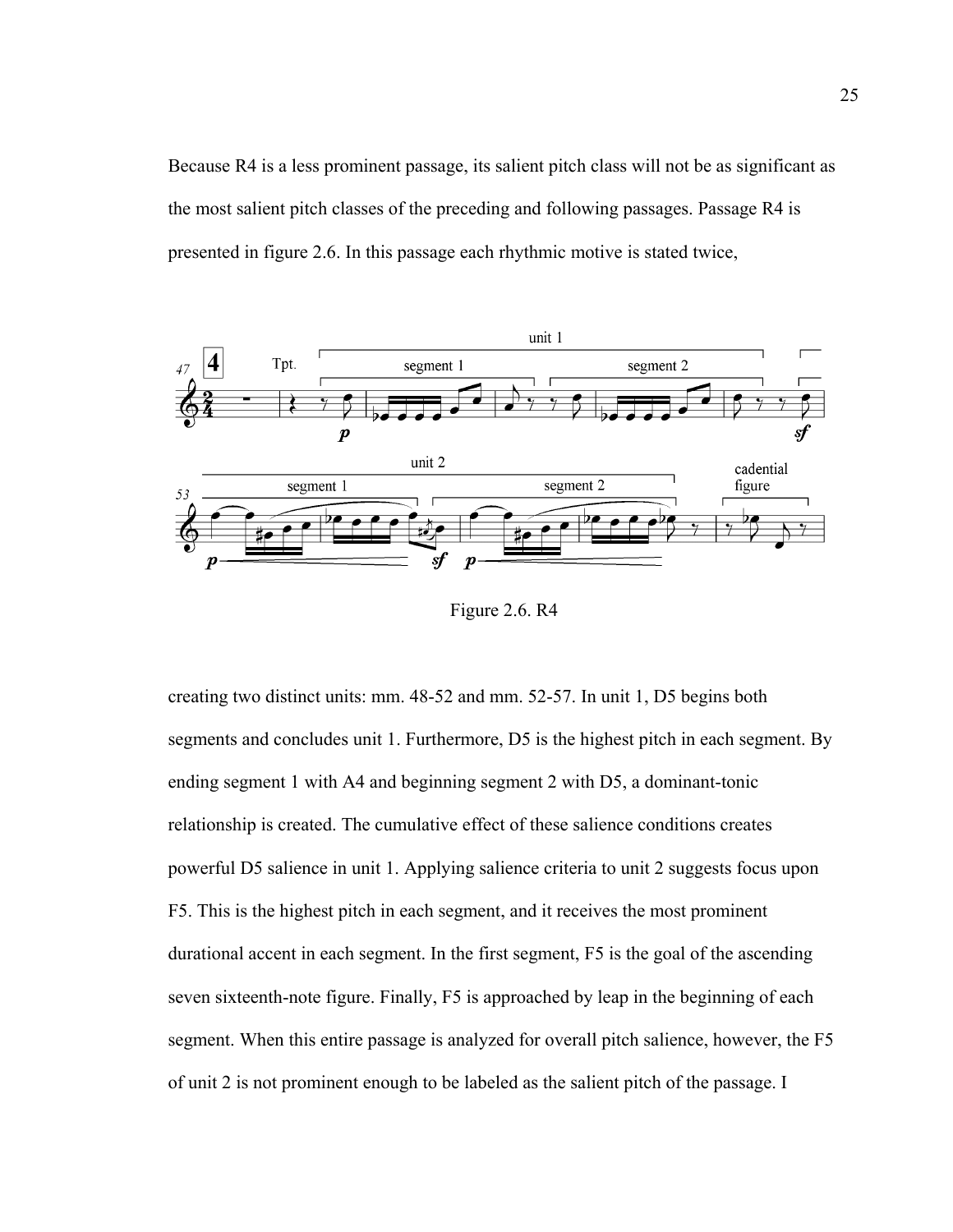Because R4 is a less prominent passage, its salient pitch class will not be as significant as the most salient pitch classes of the preceding and following passages. Passage R4 is presented in figure 2.6. In this passage each rhythmic motive is stated twice,

Figure 2.6. R4

creating two distinct units: mm. 48-52 and mm. 52-57. In unit 1, D5 begins both segments and concludes unit 1. Furthermore, D5 is the highest pitch in each segment. By ending segment 1 with A4 and beginning segment 2 with D5, a dominant-tonic relationship is created. The cumulative effect of these salience conditions creates powerful D5 salience in unit 1. Applying salience criteria to unit 2 suggests focus upon F5. This is the highest pitch in each segment, and it receives the most prominent durational accent in each segment. In the first segment, F5 is the goal of the ascending seven sixteenth-note figure. Finally, F5 is approached by leap in the beginning of each segment. When this entire passage is analyzed for overall pitch salience, however, the F5 of unit 2 is not prominent enough to be labeled as the salient pitch of the passage. I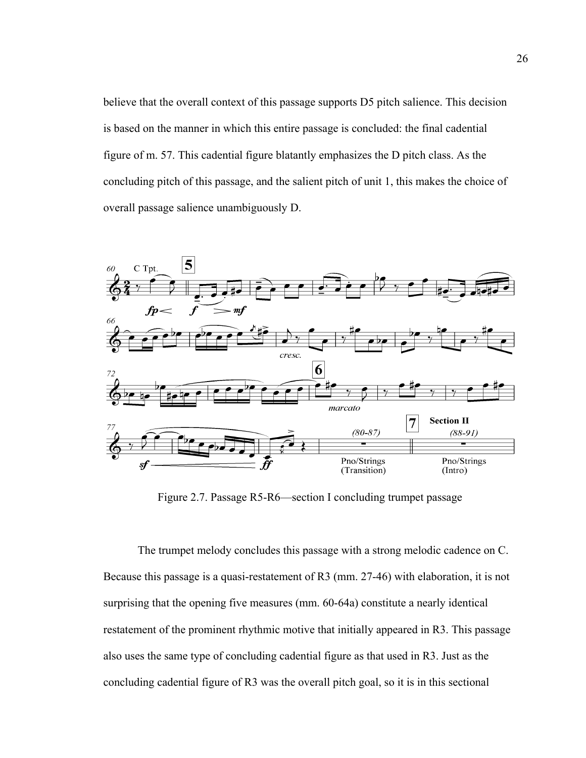believe that the overall context of this passage supports D5 pitch salience. This decision is based on the manner in which this entire passage is concluded: the final cadential figure of m. 57. This cadential figure blatantly emphasizes the D pitch class. As the concluding pitch of this passage, and the salient pitch of unit 1, this makes the choice of overall passage salience unambiguously D.

Figure 2.7. Passage R5-R6—section I concluding trumpet passage

The trumpet melody concludes this passage with a strong melodic cadence on C. Because this passage is a quasi-restatement of R3 (mm. 27-46) with elaboration, it is not surprising that the opening five measures (mm. 60-64a) constitute a nearly identical restatement of the prominent rhythmic motive that initially appeared in R3. This passage also uses the same type of concluding cadential figure as that used in R3. Just as the concluding cadential figure of R3 was the overall pitch goal, so it is in this sectional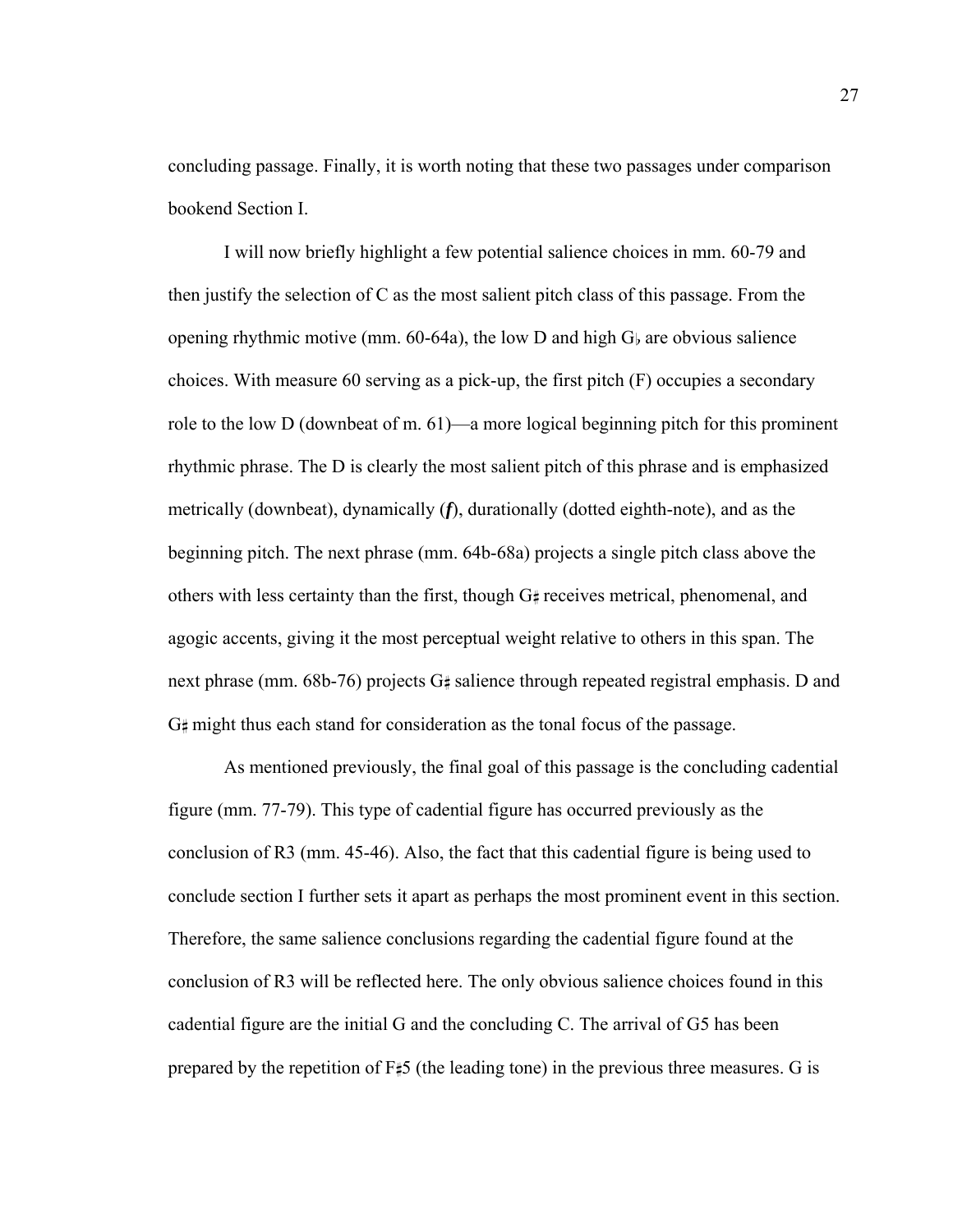concluding passage. Finally, it is worth noting that these two passages under comparison bookend Section I.

I will now briefly highlight a few potential salience choices in mm. 60-79 and then justify the selection of C as the most salient pitch class of this passage. From the opening rhythmic motive (mm. 60-64a), the low D and high G♭ are obvious salience choices. With measure 60 serving as a pick-up, the first pitch (F) occupies a secondary role to the low D (downbeat of m. 61)—a more logical beginning pitch for this prominent rhythmic phrase. The D is clearly the most salient pitch of this phrase and is emphasized metrically (downbeat), dynamically (***f***), durationally (dotted eighth-note), and as the beginning pitch. The next phrase (mm. 64b-68a) projects a single pitch class above the others with less certainty than the first, though G♯ receives metrical, phenomenal, and agogic accents, giving it the most perceptual weight relative to others in this span. The next phrase (mm. 68b-76) projects G♯ salience through repeated registral emphasis. D and G♯ might thus each stand for consideration as the tonal focus of the passage.

As mentioned previously, the final goal of this passage is the concluding cadential figure (mm. 77-79). This type of cadential figure has occurred previously as the conclusion of R3 (mm. 45-46). Also, the fact that this cadential figure is being used to conclude section I further sets it apart as perhaps the most prominent event in this section. Therefore, the same salience conclusions regarding the cadential figure found at the conclusion of R3 will be reflected here. The only obvious salience choices found in this cadential figure are the initial G and the concluding C. The arrival of G5 has been prepared by the repetition of F♯5 (the leading tone) in the previous three measures. G is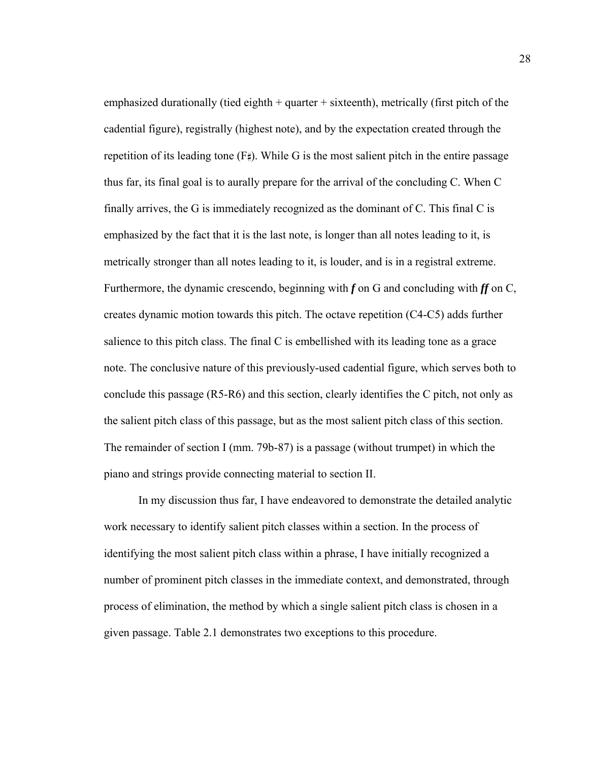emphasized durationally (tied eighth + quarter + sixteenth), metrically (first pitch of the cadential figure), registrally (highest note), and by the expectation created through the repetition of its leading tone (F♯). While G is the most salient pitch in the entire passage thus far, its final goal is to aurally prepare for the arrival of the concluding C. When C finally arrives, the G is immediately recognized as the dominant of C. This final C is emphasized by the fact that it is the last note, is longer than all notes leading to it, is metrically stronger than all notes leading to it, is louder, and is in a registral extreme. Furthermore, the dynamic crescendo, beginning with ***f*** on G and concluding with ***ff*** on C, creates dynamic motion towards this pitch. The octave repetition (C4-C5) adds further salience to this pitch class. The final C is embellished with its leading tone as a grace note. The conclusive nature of this previously-used cadential figure, which serves both to conclude this passage (R5-R6) and this section, clearly identifies the C pitch, not only as the salient pitch class of this passage, but as the most salient pitch class of this section. The remainder of section I (mm. 79b-87) is a passage (without trumpet) in which the piano and strings provide connecting material to section II.

In my discussion thus far, I have endeavored to demonstrate the detailed analytic work necessary to identify salient pitch classes within a section. In the process of identifying the most salient pitch class within a phrase, I have initially recognized a number of prominent pitch classes in the immediate context, and demonstrated, through process of elimination, the method by which a single salient pitch class is chosen in a given passage. Table 2.1 demonstrates two exceptions to this procedure.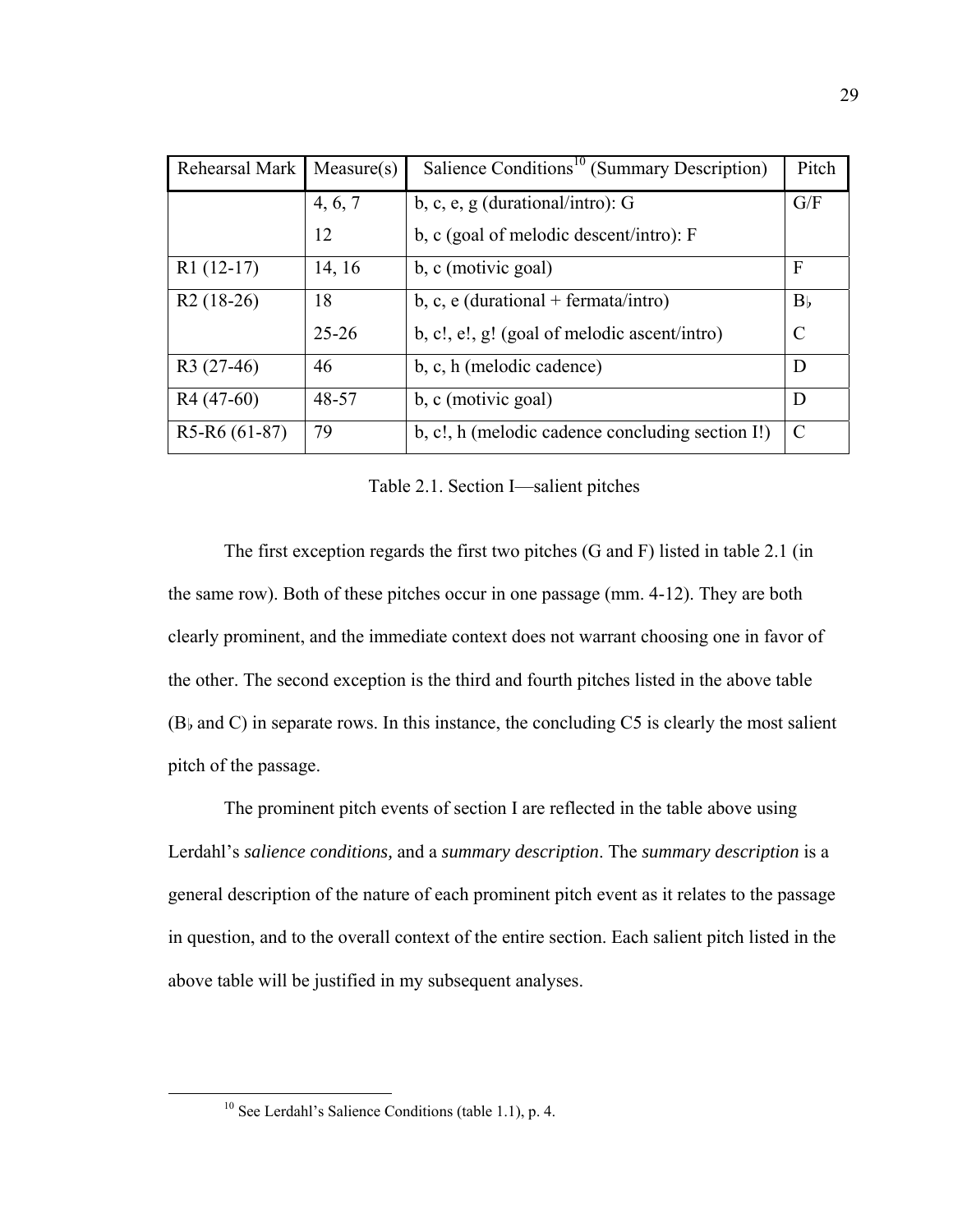| Rehearsal Mark | Measure(s) | Salience Conditions[10] (Summary Description) | Pitch |
|---|---|---|---|
| | 4, 6, 7 | b, c, e, g (durational/intro): G | G/F |
| | 12 | b, c (goal of melodic descent/intro): F | |
| R1 (12-17) | 14, 16 | b, c (motivic goal) | F |
| R2 (18-26) | 18 | b, c, e (durational + fermata/intro) | B♭ |
| | 25-26 | b, c!, e!, g! (goal of melodic ascent/intro) | C |
| R3 (27-46) | 46 | b, c, h (melodic cadence) | D |
| R4 (47-60) | 48-57 | b, c (motivic goal) | D |
| R5-R6 (61-87) | 79 | b, c!, h (melodic cadence concluding section I!) | C |

Table 2.1. Section I—salient pitches

The first exception regards the first two pitches (G and F) listed in table 2.1 (in the same row). Both of these pitches occur in one passage (mm. 4-12). They are both clearly prominent, and the immediate context does not warrant choosing one in favor of the other. The second exception is the third and fourth pitches listed in the above table (B♭ and C) in separate rows. In this instance, the concluding C5 is clearly the most salient pitch of the passage.

The prominent pitch events of section I are reflected in the table above using Lerdahl's *salience conditions,* and a *summary description*. The *summary description* is a general description of the nature of each prominent pitch event as it relates to the passage in question, and to the overall context of the entire section. Each salient pitch listed in the above table will be justified in my subsequent analyses.

[10] See Lerdahl's Salience Conditions (table 1.1), p. 4.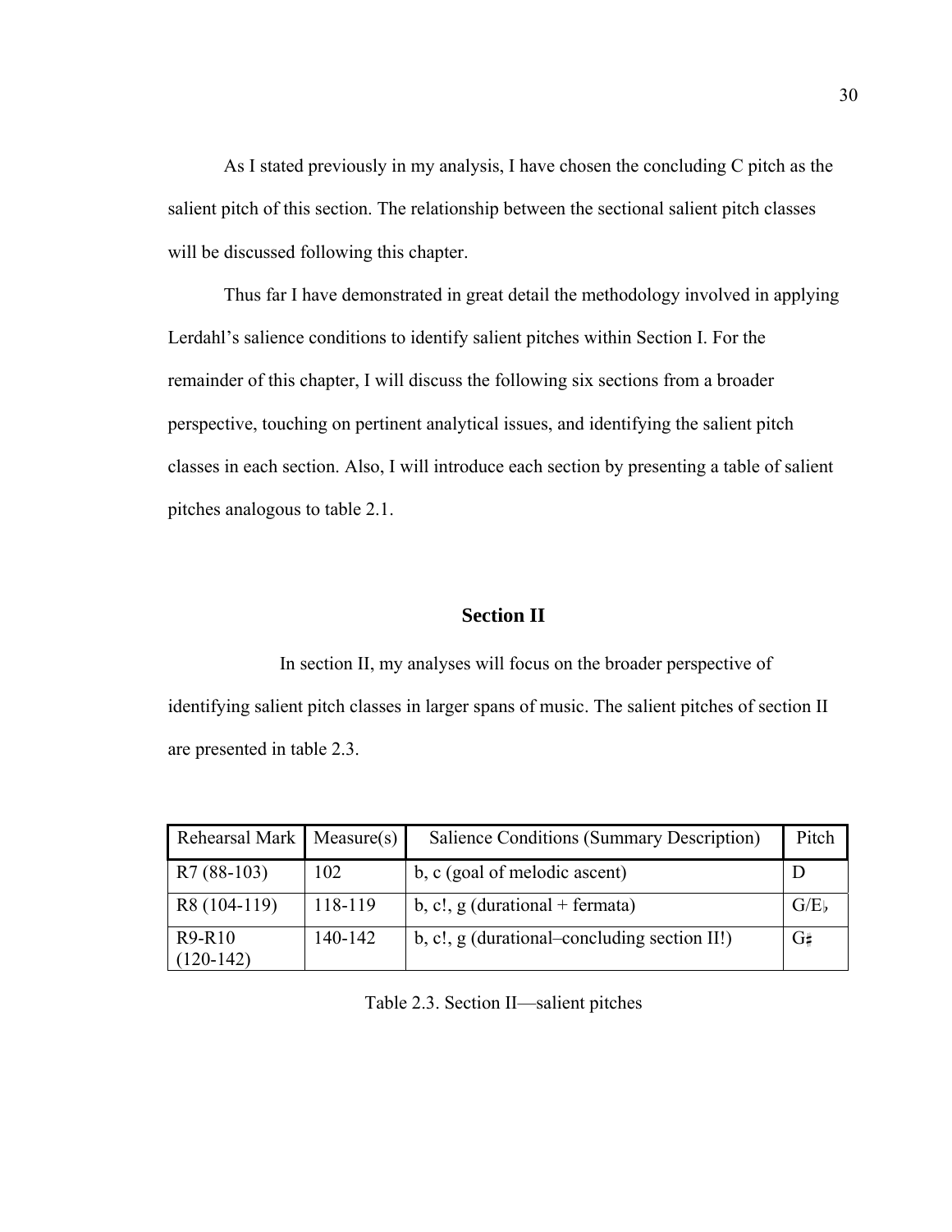As I stated previously in my analysis, I have chosen the concluding C pitch as the salient pitch of this section. The relationship between the sectional salient pitch classes will be discussed following this chapter.

Thus far I have demonstrated in great detail the methodology involved in applying Lerdahl's salience conditions to identify salient pitches within Section I. For the remainder of this chapter, I will discuss the following six sections from a broader perspective, touching on pertinent analytical issues, and identifying the salient pitch classes in each section. Also, I will introduce each section by presenting a table of salient pitches analogous to table 2.1.

## Section II

In section II, my analyses will focus on the broader perspective of identifying salient pitch classes in larger spans of music. The salient pitches of section II are presented in table 2.3.

| Rehearsal Mark | Measure(s) | Salience Conditions (Summary Description) | Pitch |
|---|---|---|---|
| R7 (88-103) | 102 | b, c (goal of melodic ascent) | D |
| R8 (104-119) | 118-119 | b, c!, g (durational + fermata) | G/E♭ |
| R9-R10 (120-142) | 140-142 | b, c!, g (durational–concluding section II!) | G♯ |

Table 2.3. Section II—salient pitches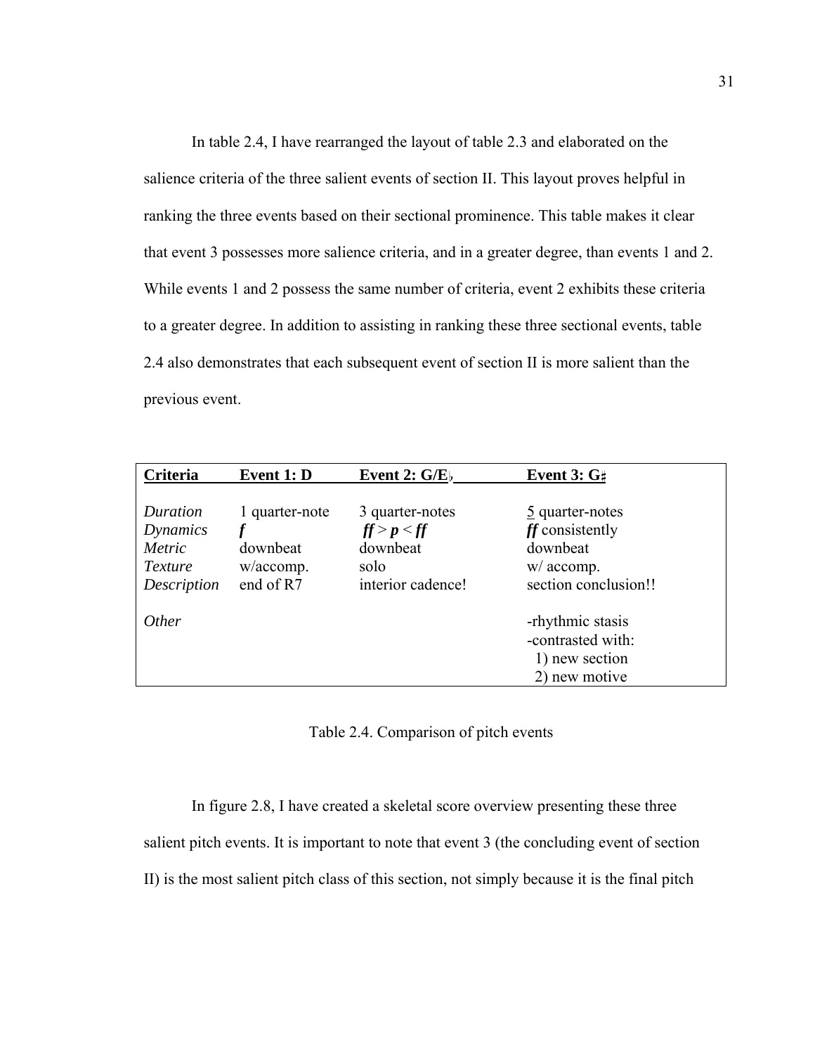In table 2.4, I have rearranged the layout of table 2.3 and elaborated on the salience criteria of the three salient events of section II. This layout proves helpful in ranking the three events based on their sectional prominence. This table makes it clear that event 3 possesses more salience criteria, and in a greater degree, than events 1 and 2. While events 1 and 2 possess the same number of criteria, event 2 exhibits these criteria to a greater degree. In addition to assisting in ranking these three sectional events, table 2.4 also demonstrates that each subsequent event of section II is more salient than the previous event.

| **Criteria** | **Event 1: D** | **Event 2: G/E♭** | **Event 3: G♯** |
|---|---|---|---|
| *Duration* | 1 quarter-note | 3 quarter-notes | 5 quarter-notes |
| *Dynamics* | ***f*** | ***ff*** > ***p*** < ***ff*** | ***ff*** consistently |
| *Metric* | downbeat | downbeat | downbeat |
| *Texture* | w/accomp. | solo | w/ accomp. |
| *Description* | end of R7 | interior cadence! | section conclusion!! |
| *Other* | | | -rhythmic stasis<br>-contrasted with:<br>1) new section<br>2) new motive |

Table 2.4. Comparison of pitch events

In figure 2.8, I have created a skeletal score overview presenting these three salient pitch events. It is important to note that event 3 (the concluding event of section II) is the most salient pitch class of this section, not simply because it is the final pitch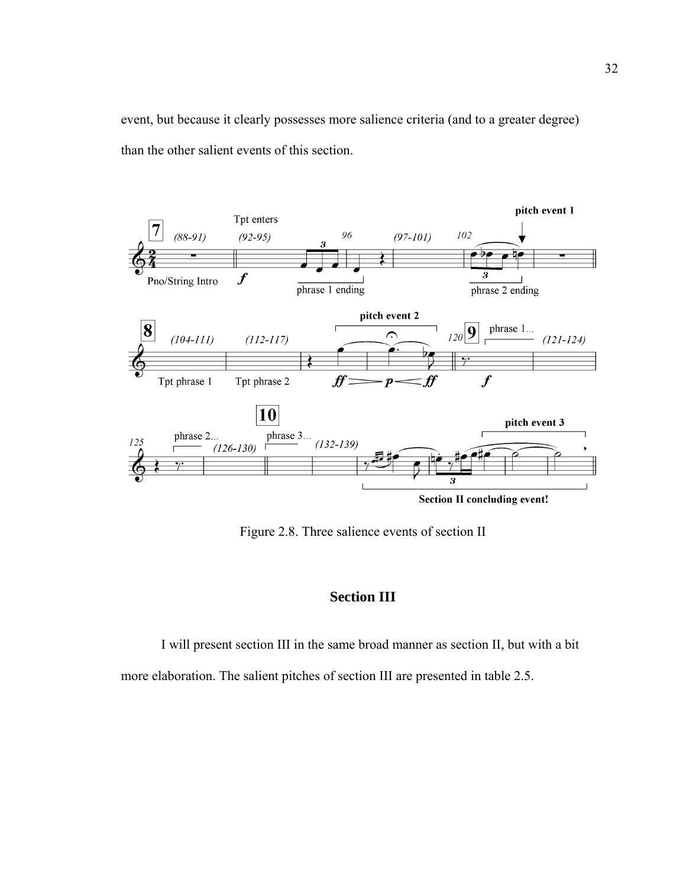event, but because it clearly possesses more salience criteria (and to a greater degree) than the other salient events of this section.

Figure 2.8. Three salience events of section II

## Section III

I will present section III in the same broad manner as section II, but with a bit more elaboration. The salient pitches of section III are presented in table 2.5.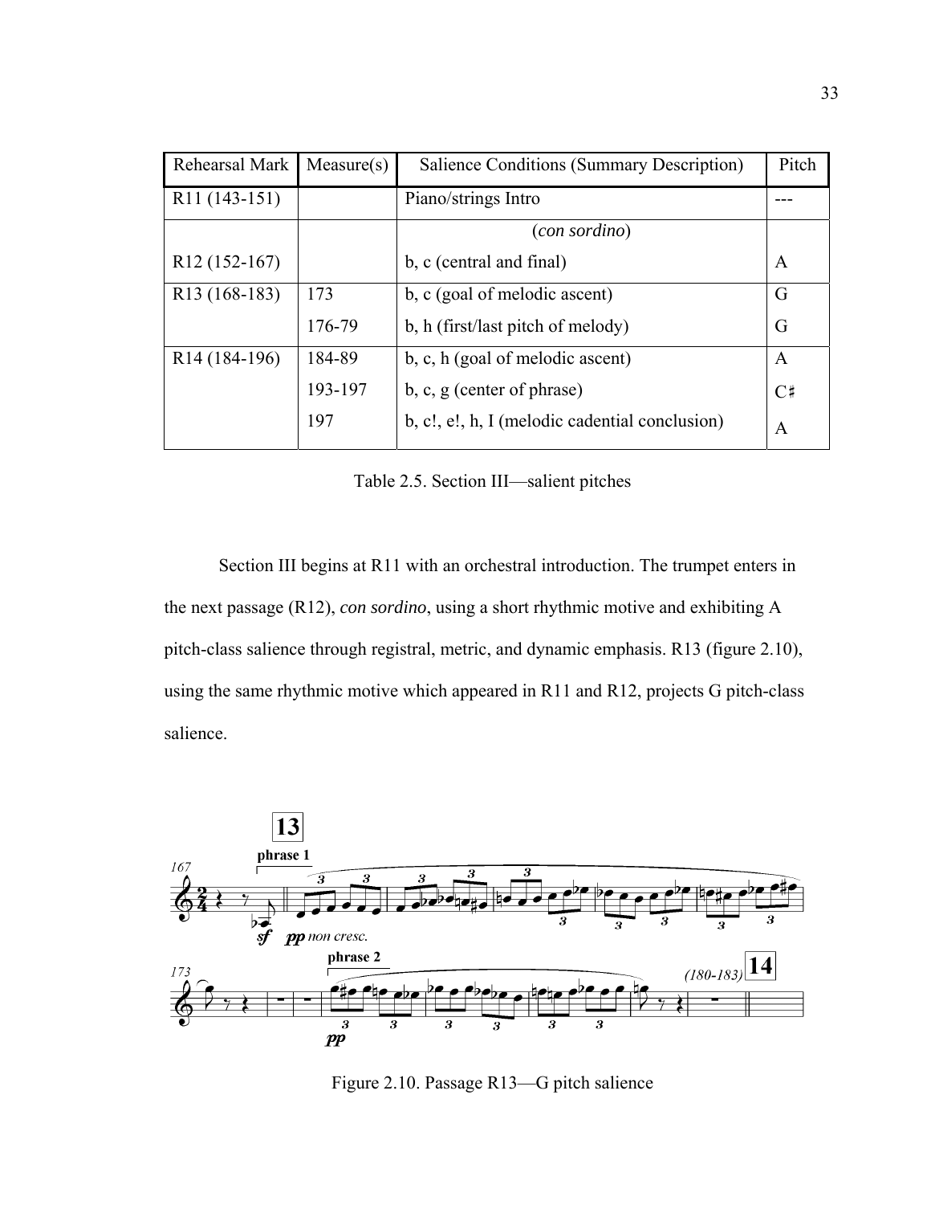| Rehearsal Mark | Measure(s) | Salience Conditions (Summary Description) | Pitch |
|---|---|---|---|
| R11 (143-151) | | Piano/strings Intro | --- |
| R12 (152-167) | | (*con sordino*) b, c (central and final) | A |
| R13 (168-183) | 173 | b, c (goal of melodic ascent) | G |
| | 176-79 | b, h (first/last pitch of melody) | G |
| R14 (184-196) | 184-89 | b, c, h (goal of melodic ascent) | A |
| | 193-197 | b, c, g (center of phrase) | C♯ |
| | 197 | b, c!, e!, h, I (melodic cadential conclusion) | A |

Table 2.5. Section III—salient pitches

Section III begins at R11 with an orchestral introduction. The trumpet enters in the next passage (R12), *con sordino*, using a short rhythmic motive and exhibiting A pitch-class salience through registral, metric, and dynamic emphasis. R13 (figure 2.10), using the same rhythmic motive which appeared in R11 and R12, projects G pitch-class salience.

Figure 2.10. Passage R13—G pitch salience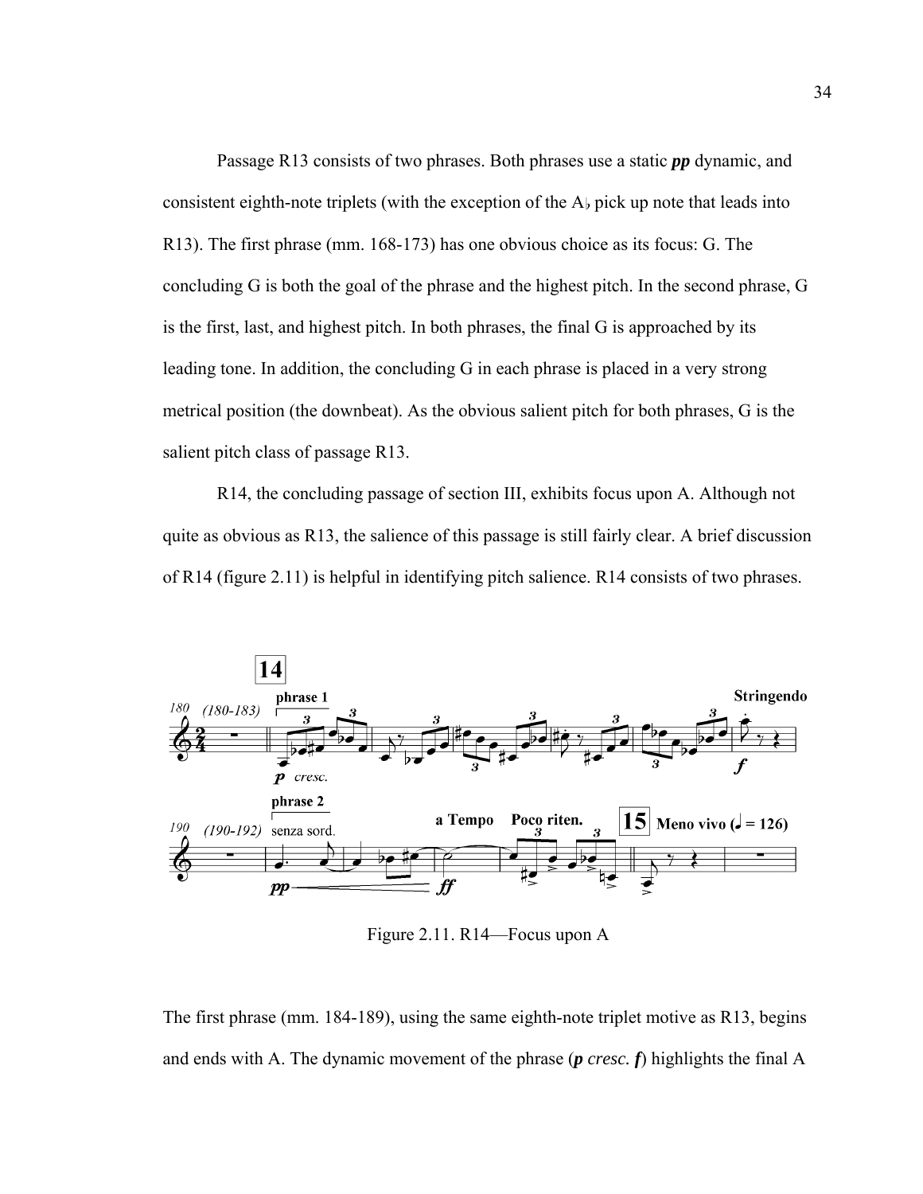Passage R13 consists of two phrases. Both phrases use a static ***pp*** dynamic, and consistent eighth-note triplets (with the exception of the A♭ pick up note that leads into R13). The first phrase (mm. 168-173) has one obvious choice as its focus: G. The concluding G is both the goal of the phrase and the highest pitch. In the second phrase, G is the first, last, and highest pitch. In both phrases, the final G is approached by its leading tone. In addition, the concluding G in each phrase is placed in a very strong metrical position (the downbeat). As the obvious salient pitch for both phrases, G is the salient pitch class of passage R13.

R14, the concluding passage of section III, exhibits focus upon A. Although not quite as obvious as R13, the salience of this passage is still fairly clear. A brief discussion of R14 (figure 2.11) is helpful in identifying pitch salience. R14 consists of two phrases.

Figure 2.11. R14—Focus upon A

The first phrase (mm. 184-189), using the same eighth-note triplet motive as R13, begins and ends with A. The dynamic movement of the phrase (***p*** *cresc.* ***f***) highlights the final A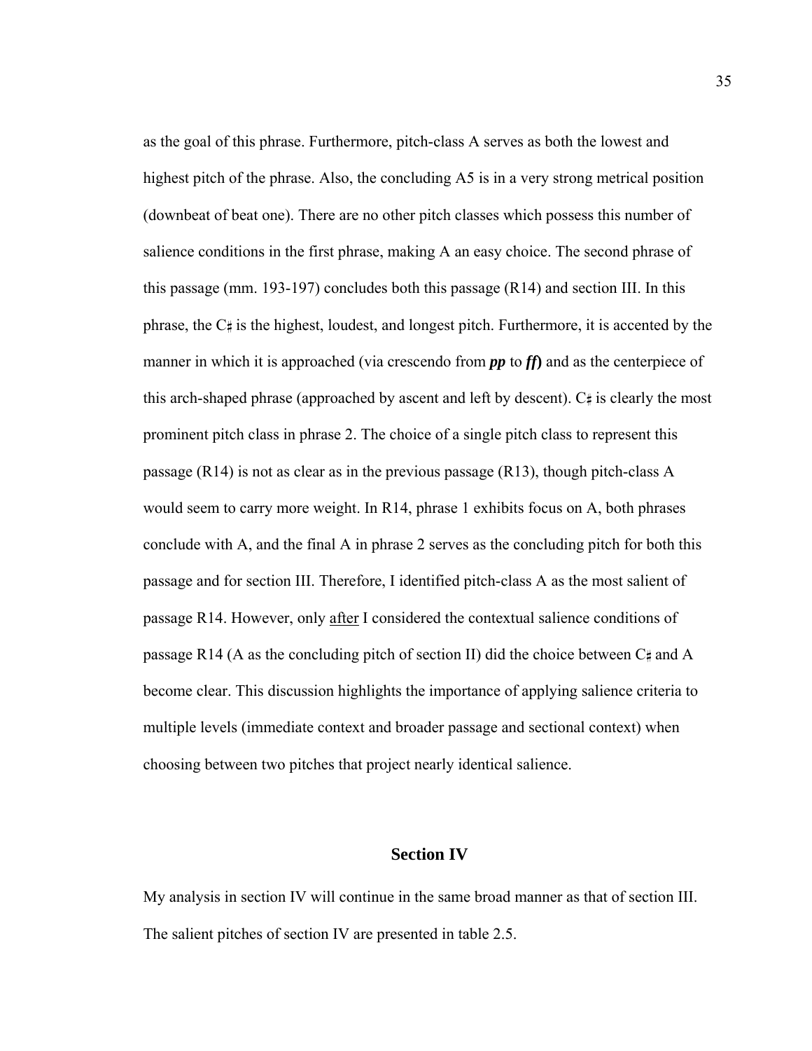as the goal of this phrase. Furthermore, pitch-class A serves as both the lowest and highest pitch of the phrase. Also, the concluding A5 is in a very strong metrical position (downbeat of beat one). There are no other pitch classes which possess this number of salience conditions in the first phrase, making A an easy choice. The second phrase of this passage (mm. 193-197) concludes both this passage (R14) and section III. In this phrase, the C♯ is the highest, loudest, and longest pitch. Furthermore, it is accented by the manner in which it is approached (via crescendo from ***pp*** to ***ff***) and as the centerpiece of this arch-shaped phrase (approached by ascent and left by descent). C♯ is clearly the most prominent pitch class in phrase 2. The choice of a single pitch class to represent this passage (R14) is not as clear as in the previous passage (R13), though pitch-class A would seem to carry more weight. In R14, phrase 1 exhibits focus on A, both phrases conclude with A, and the final A in phrase 2 serves as the concluding pitch for both this passage and for section III. Therefore, I identified pitch-class A as the most salient of passage R14. However, only <u>after</u> I considered the contextual salience conditions of passage R14 (A as the concluding pitch of section II) did the choice between C♯ and A become clear. This discussion highlights the importance of applying salience criteria to multiple levels (immediate context and broader passage and sectional context) when choosing between two pitches that project nearly identical salience.

## Section IV

My analysis in section IV will continue in the same broad manner as that of section III. The salient pitches of section IV are presented in table 2.5.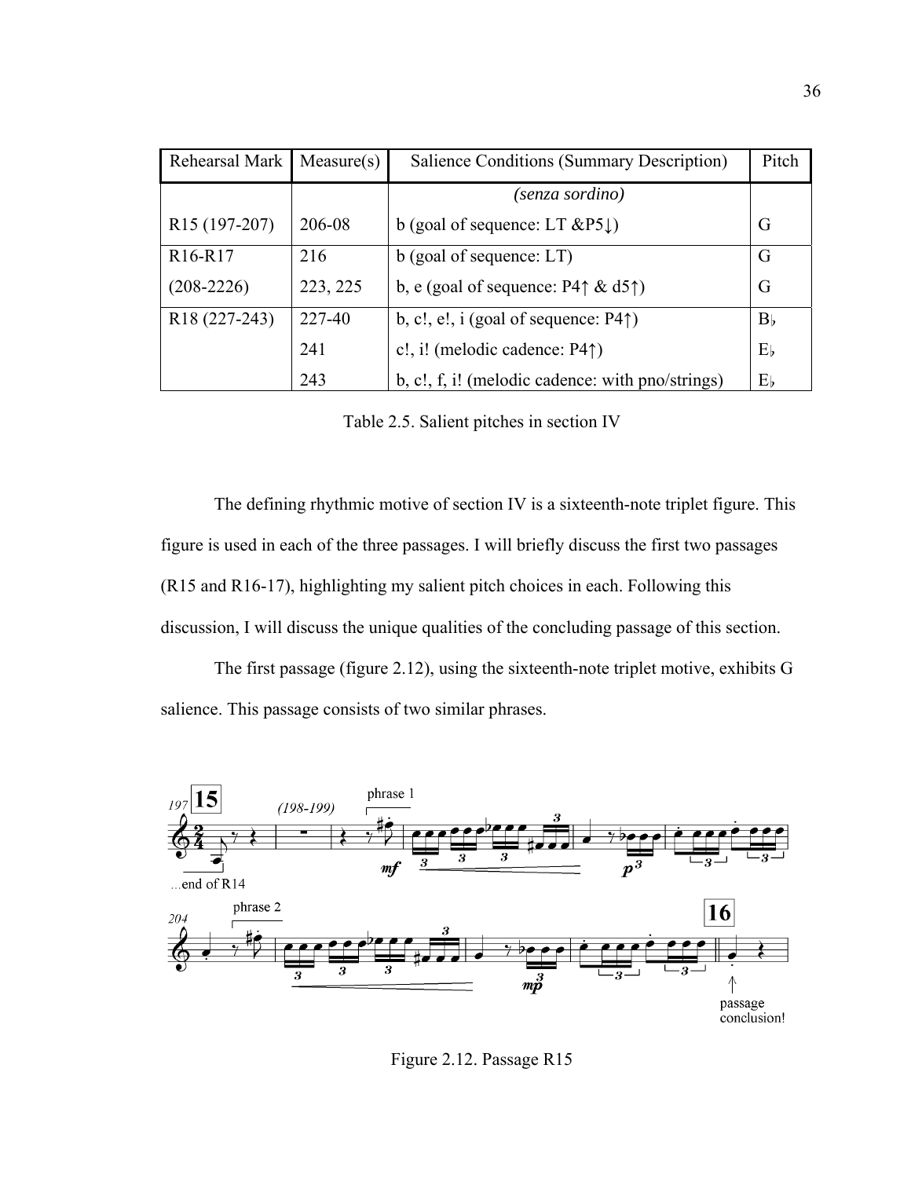| Rehearsal Mark | Measure(s) | Salience Conditions (Summary Description) | Pitch |
|---|---|---|---|
| | | *(senza sordino)* | |
| R15 (197-207) | 206-08 | b (goal of sequence: LT &P5↓) | G |
| R16-R17 | 216 | b (goal of sequence: LT) | G |
| (208-2226) | 223, 225 | b, e (goal of sequence: P4↑ & d5↑) | G |
| R18 (227-243) | 227-40 | b, c!, e!, i (goal of sequence: P4↑) | B♭ |
| | 241 | c!, i! (melodic cadence: P4↑) | E♭ |
| | 243 | b, c!, f, i! (melodic cadence: with pno/strings) | E♭ |

Table 2.5. Salient pitches in section IV

The defining rhythmic motive of section IV is a sixteenth-note triplet figure. This figure is used in each of the three passages. I will briefly discuss the first two passages (R15 and R16-17), highlighting my salient pitch choices in each. Following this discussion, I will discuss the unique qualities of the concluding passage of this section.

The first passage (figure 2.12), using the sixteenth-note triplet motive, exhibits G salience. This passage consists of two similar phrases.

Figure 2.12. Passage R15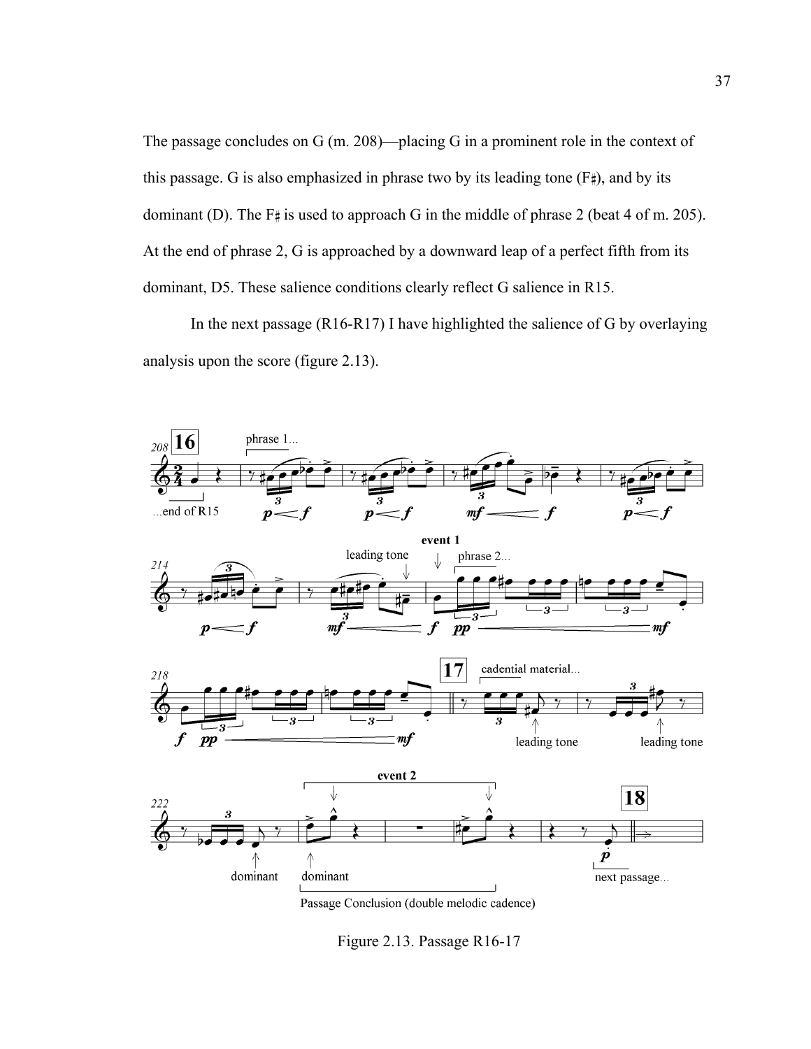The passage concludes on G (m. 208)—placing G in a prominent role in the context of this passage. G is also emphasized in phrase two by its leading tone (F♯), and by its dominant (D). The F♯ is used to approach G in the middle of phrase 2 (beat 4 of m. 205). At the end of phrase 2, G is approached by a downward leap of a perfect fifth from its dominant, D5. These salience conditions clearly reflect G salience in R15.

In the next passage (R16-R17) I have highlighted the salience of G by overlaying analysis upon the score (figure 2.13).

Figure 2.13. Passage R16-17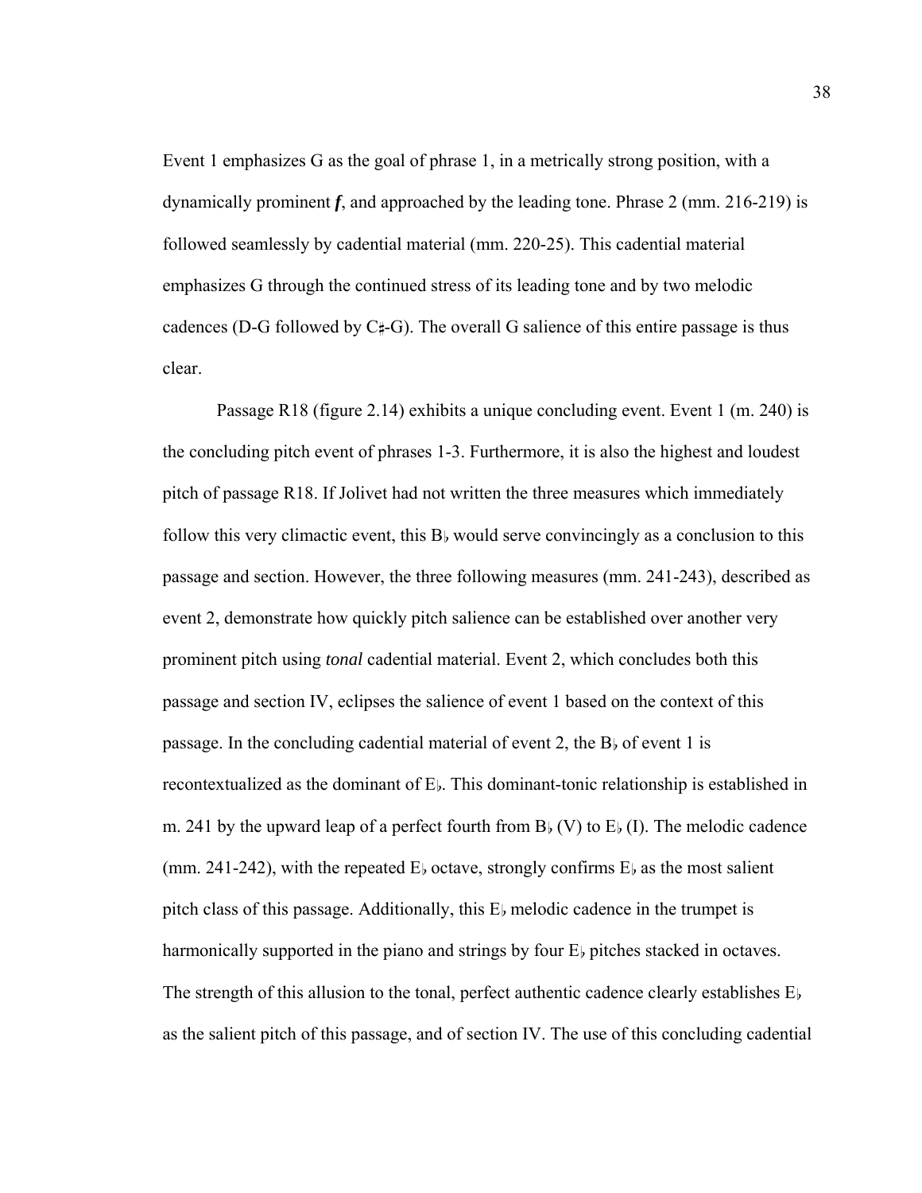Event 1 emphasizes G as the goal of phrase 1, in a metrically strong position, with a dynamically prominent ***f***, and approached by the leading tone. Phrase 2 (mm. 216-219) is followed seamlessly by cadential material (mm. 220-25). This cadential material emphasizes G through the continued stress of its leading tone and by two melodic cadences (D-G followed by C♯-G). The overall G salience of this entire passage is thus clear.

Passage R18 (figure 2.14) exhibits a unique concluding event. Event 1 (m. 240) is the concluding pitch event of phrases 1-3. Furthermore, it is also the highest and loudest pitch of passage R18. If Jolivet had not written the three measures which immediately follow this very climactic event, this B♭ would serve convincingly as a conclusion to this passage and section. However, the three following measures (mm. 241-243), described as event 2, demonstrate how quickly pitch salience can be established over another very prominent pitch using *tonal* cadential material. Event 2, which concludes both this passage and section IV, eclipses the salience of event 1 based on the context of this passage. In the concluding cadential material of event 2, the B♭ of event 1 is recontextualized as the dominant of E♭. This dominant-tonic relationship is established in m. 241 by the upward leap of a perfect fourth from B♭ (V) to E♭ (I). The melodic cadence (mm. 241-242), with the repeated E♭ octave, strongly confirms E♭ as the most salient pitch class of this passage. Additionally, this E♭ melodic cadence in the trumpet is harmonically supported in the piano and strings by four E♭ pitches stacked in octaves. The strength of this allusion to the tonal, perfect authentic cadence clearly establishes E♭ as the salient pitch of this passage, and of section IV. The use of this concluding cadential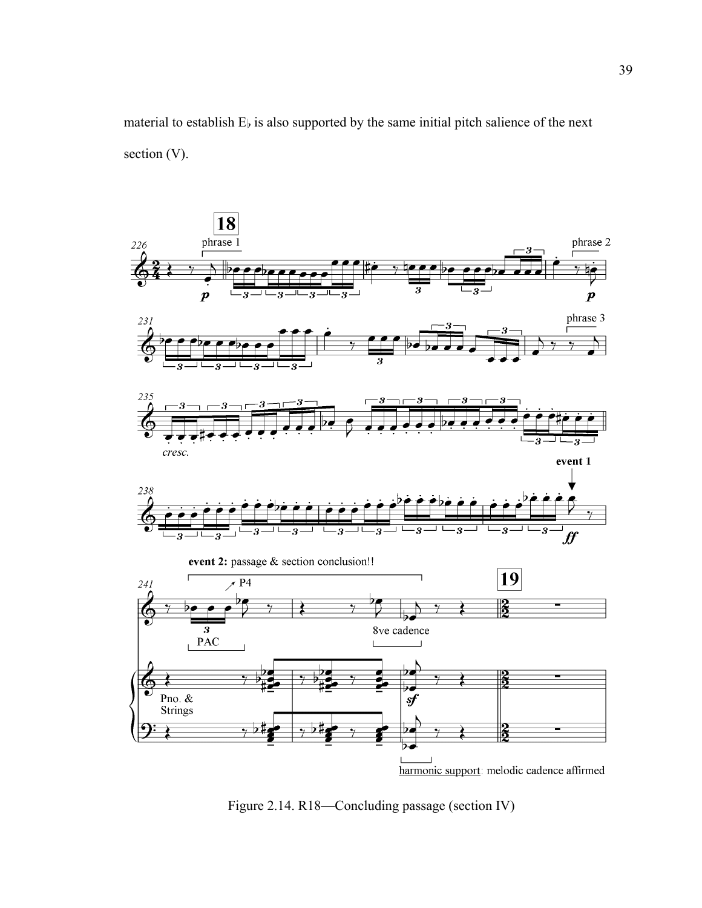material to establish E♭ is also supported by the same initial pitch salience of the next section (V).

Figure 2.14. R18—Concluding passage (section IV)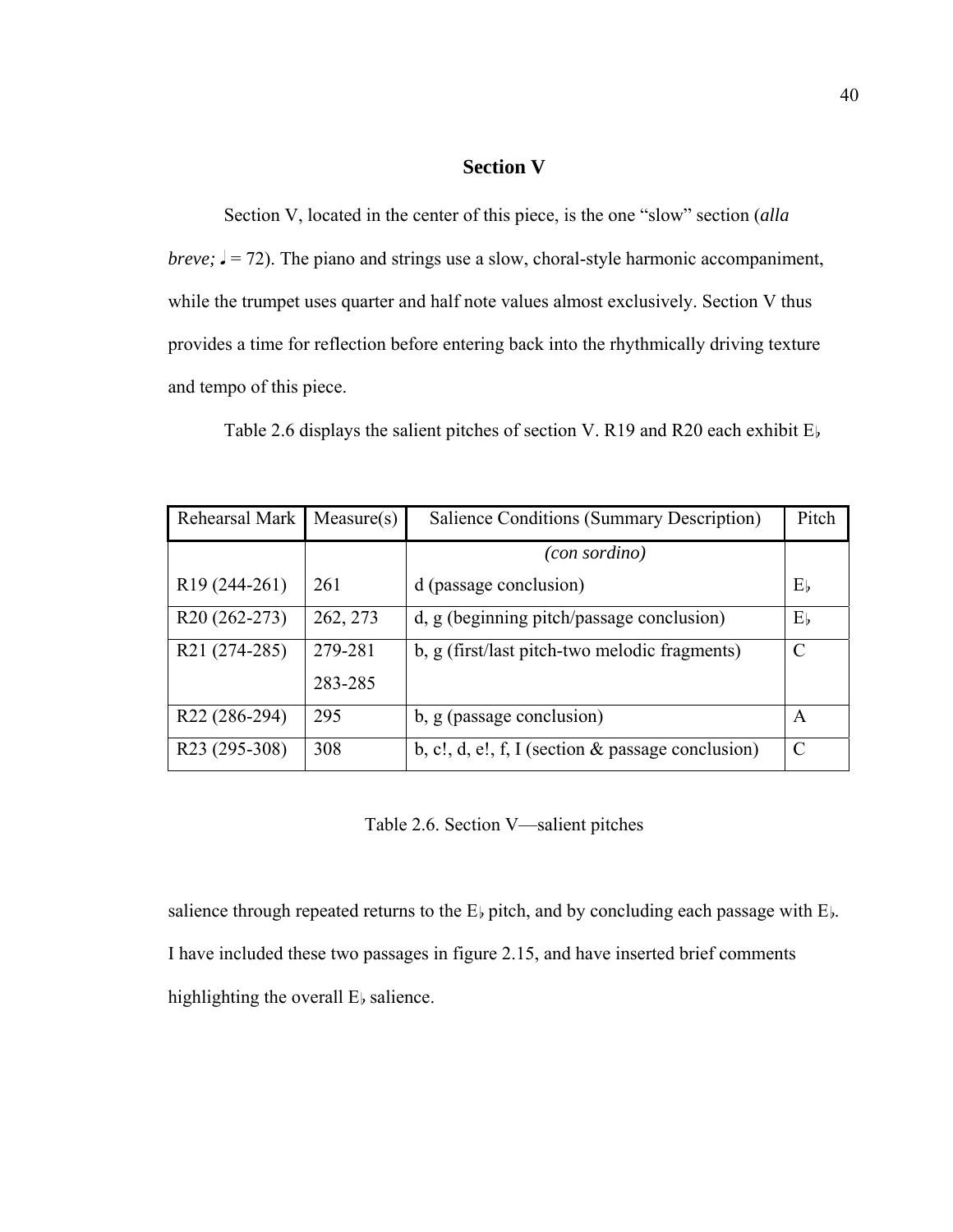## Section V

Section V, located in the center of this piece, is the one "slow" section (*alla breve;* ♩ = 72). The piano and strings use a slow, choral-style harmonic accompaniment, while the trumpet uses quarter and half note values almost exclusively. Section V thus provides a time for reflection before entering back into the rhythmically driving texture and tempo of this piece.

Table 2.6 displays the salient pitches of section V. R19 and R20 each exhibit E♭ salience through repeated returns to the E♭ pitch, and by concluding each passage with E♭. I have included these two passages in figure 2.15, and have inserted brief comments highlighting the overall E♭ salience.

| Rehearsal Mark | Measure(s) | Salience Conditions (Summary Description) | Pitch |
|---|---|---|---|
| | | *(con sordino)* | |
| R19 (244-261) | 261 | d (passage conclusion) | E♭ |
| R20 (262-273) | 262, 273 | d, g (beginning pitch/passage conclusion) | E♭ |
| R21 (274-285) | 279-281<br>283-285 | b, g (first/last pitch-two melodic fragments) | C |
| R22 (286-294) | 295 | b, g (passage conclusion) | A |
| R23 (295-308) | 308 | b, c!, d, e!, f, I (section & passage conclusion) | C |

Table 2.6. Section V—salient pitches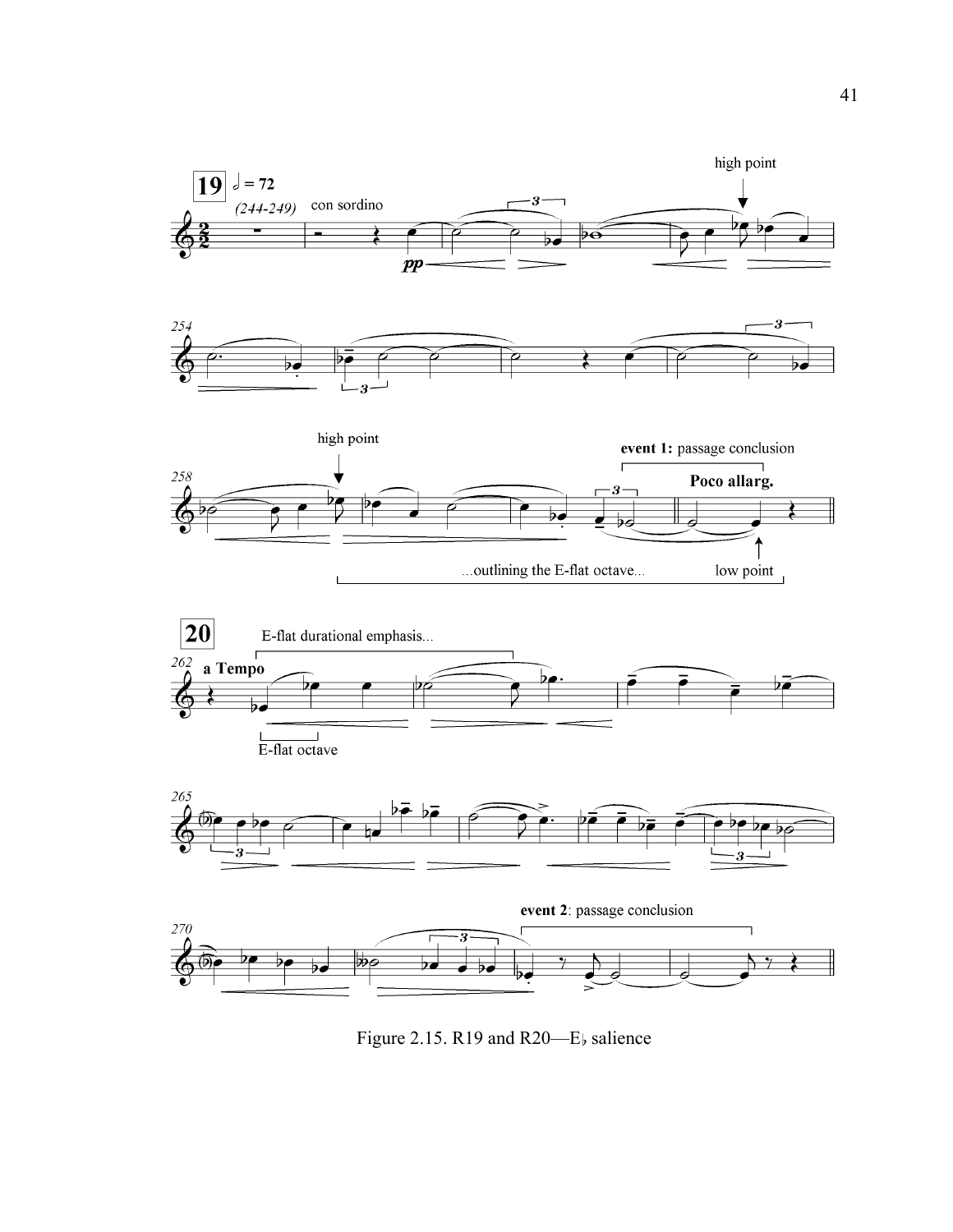Figure 2.15. R19 and R20—E♭ salience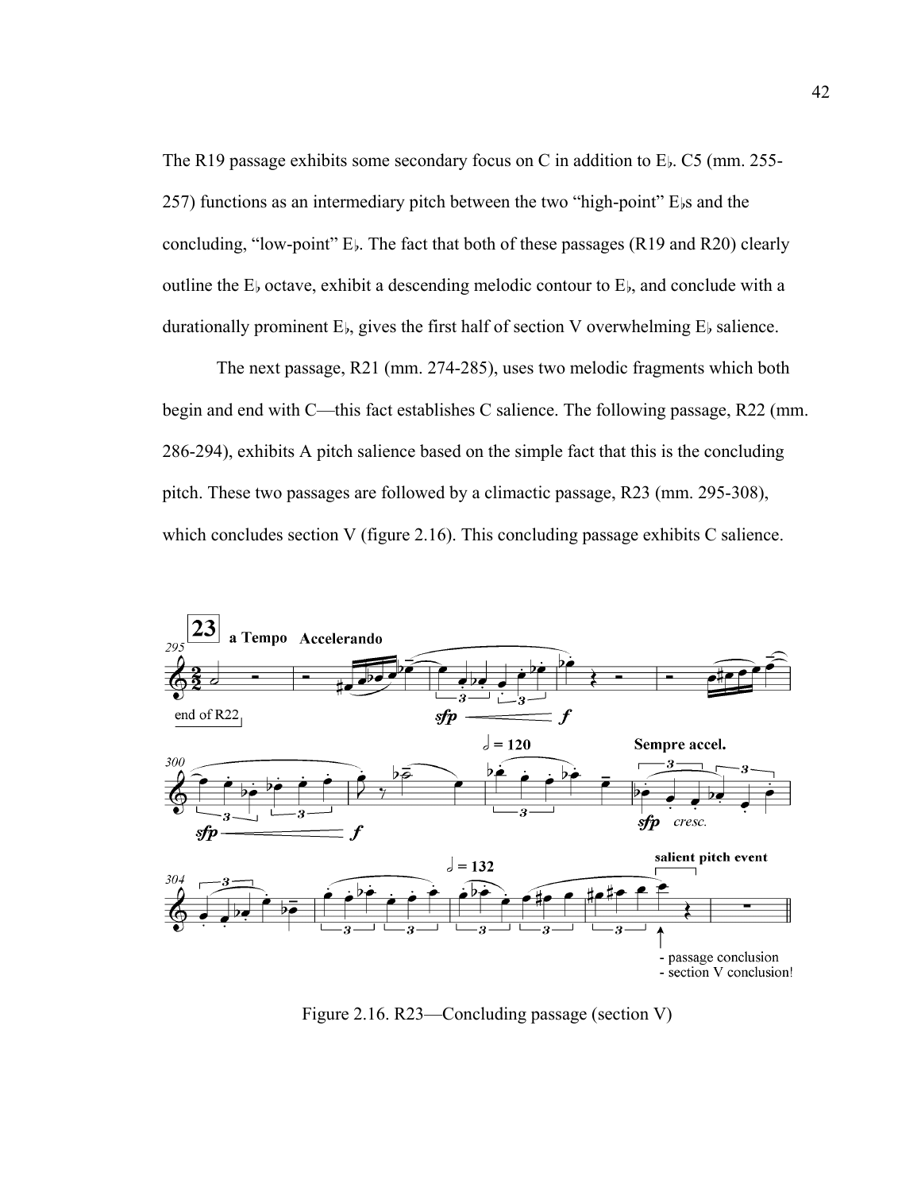The R19 passage exhibits some secondary focus on C in addition to E♭. C5 (mm. 255-257) functions as an intermediary pitch between the two "high-point" E♭s and the concluding, "low-point" E♭. The fact that both of these passages (R19 and R20) clearly outline the E♭ octave, exhibit a descending melodic contour to E♭, and conclude with a durationally prominent E♭, gives the first half of section V overwhelming E♭ salience.

The next passage, R21 (mm. 274-285), uses two melodic fragments which both begin and end with C—this fact establishes C salience. The following passage, R22 (mm. 286-294), exhibits A pitch salience based on the simple fact that this is the concluding pitch. These two passages are followed by a climactic passage, R23 (mm. 295-308), which concludes section V (figure 2.16). This concluding passage exhibits C salience.

Figure 2.16. R23—Concluding passage (section V)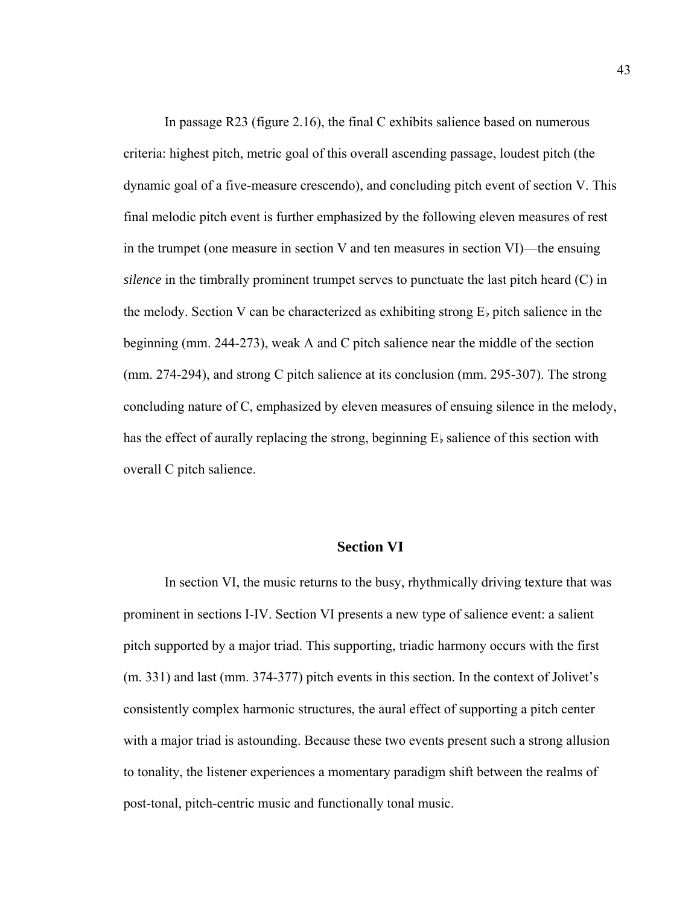In passage R23 (figure 2.16), the final C exhibits salience based on numerous criteria: highest pitch, metric goal of this overall ascending passage, loudest pitch (the dynamic goal of a five-measure crescendo), and concluding pitch event of section V. This final melodic pitch event is further emphasized by the following eleven measures of rest in the trumpet (one measure in section V and ten measures in section VI)—the ensuing *silence* in the timbrally prominent trumpet serves to punctuate the last pitch heard (C) in the melody. Section V can be characterized as exhibiting strong E♭ pitch salience in the beginning (mm. 244-273), weak A and C pitch salience near the middle of the section (mm. 274-294), and strong C pitch salience at its conclusion (mm. 295-307). The strong concluding nature of C, emphasized by eleven measures of ensuing silence in the melody, has the effect of aurally replacing the strong, beginning E♭ salience of this section with overall C pitch salience.

## Section VI

In section VI, the music returns to the busy, rhythmically driving texture that was prominent in sections I-IV. Section VI presents a new type of salience event: a salient pitch supported by a major triad. This supporting, triadic harmony occurs with the first (m. 331) and last (mm. 374-377) pitch events in this section. In the context of Jolivet's consistently complex harmonic structures, the aural effect of supporting a pitch center with a major triad is astounding. Because these two events present such a strong allusion to tonality, the listener experiences a momentary paradigm shift between the realms of post-tonal, pitch-centric music and functionally tonal music.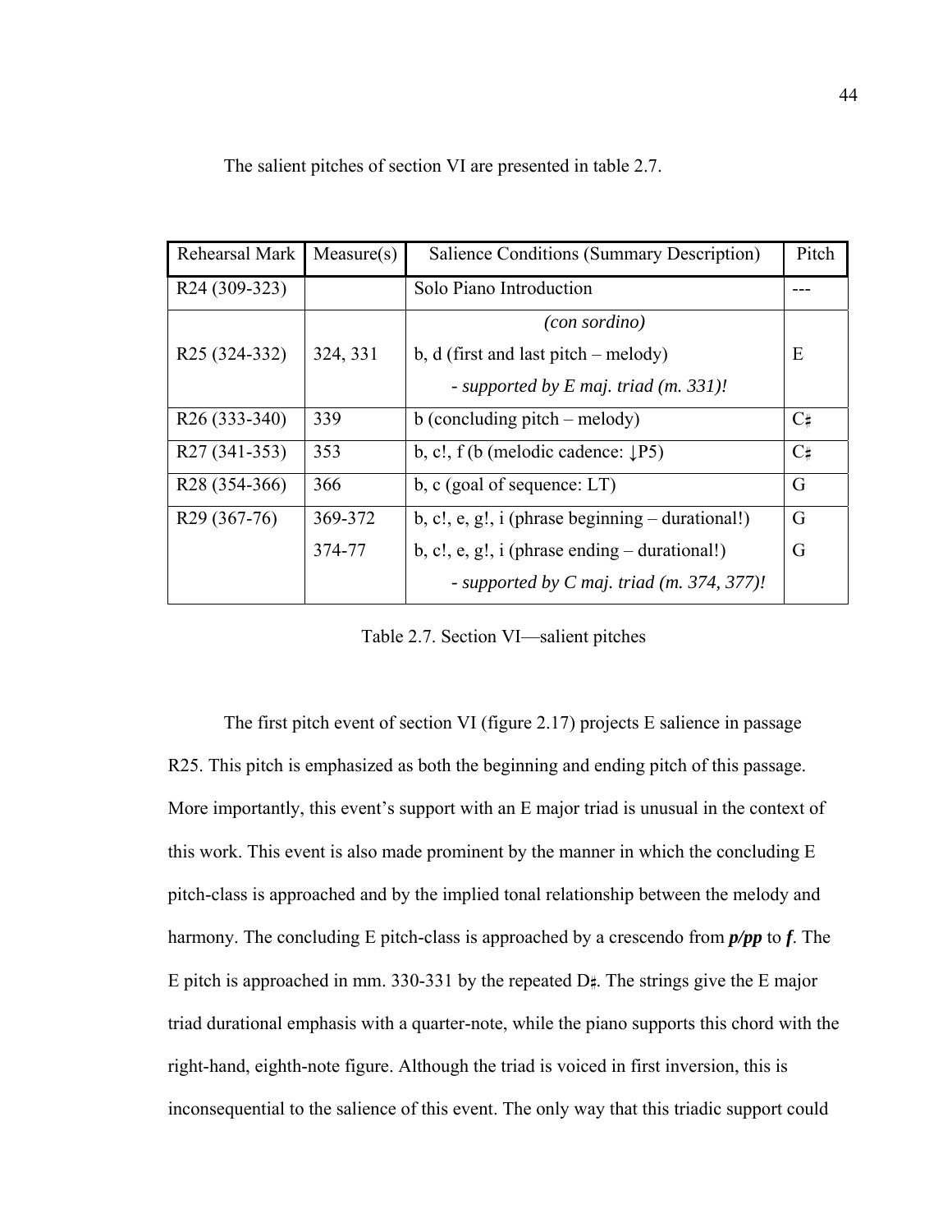The salient pitches of section VI are presented in table 2.7.

| Rehearsal Mark | Measure(s) | Salience Conditions (Summary Description) | Pitch |
|---|---|---|---|
| R24 (309-323) | | Solo Piano Introduction | --- |
| R25 (324-332) | 324, 331 | *(con sordino)*<br>b, d (first and last pitch – melody)<br>*- supported by E maj. triad (m. 331)!* | E |
| R26 (333-340) | 339 | b (concluding pitch – melody) | C♯ |
| R27 (341-353) | 353 | b, c!, f (b (melodic cadence: ↓P5) | C♯ |
| R28 (354-366) | 366 | b, c (goal of sequence: LT) | G |
| R29 (367-76) | 369-372<br>374-77 | b, c!, e, g!, i (phrase beginning – durational!)<br>b, c!, e, g!, i (phrase ending – durational!)<br>*- supported by C maj. triad (m. 374, 377)!* | G<br>G |

Table 2.7. Section VI—salient pitches

The first pitch event of section VI (figure 2.17) projects E salience in passage R25. This pitch is emphasized as both the beginning and ending pitch of this passage. More importantly, this event's support with an E major triad is unusual in the context of this work. This event is also made prominent by the manner in which the concluding E pitch-class is approached and by the implied tonal relationship between the melody and harmony. The concluding E pitch-class is approached by a crescendo from ***p/pp*** to ***f***. The E pitch is approached in mm. 330-331 by the repeated D♯. The strings give the E major triad durational emphasis with a quarter-note, while the piano supports this chord with the right-hand, eighth-note figure. Although the triad is voiced in first inversion, this is inconsequential to the salience of this event. The only way that this triadic support could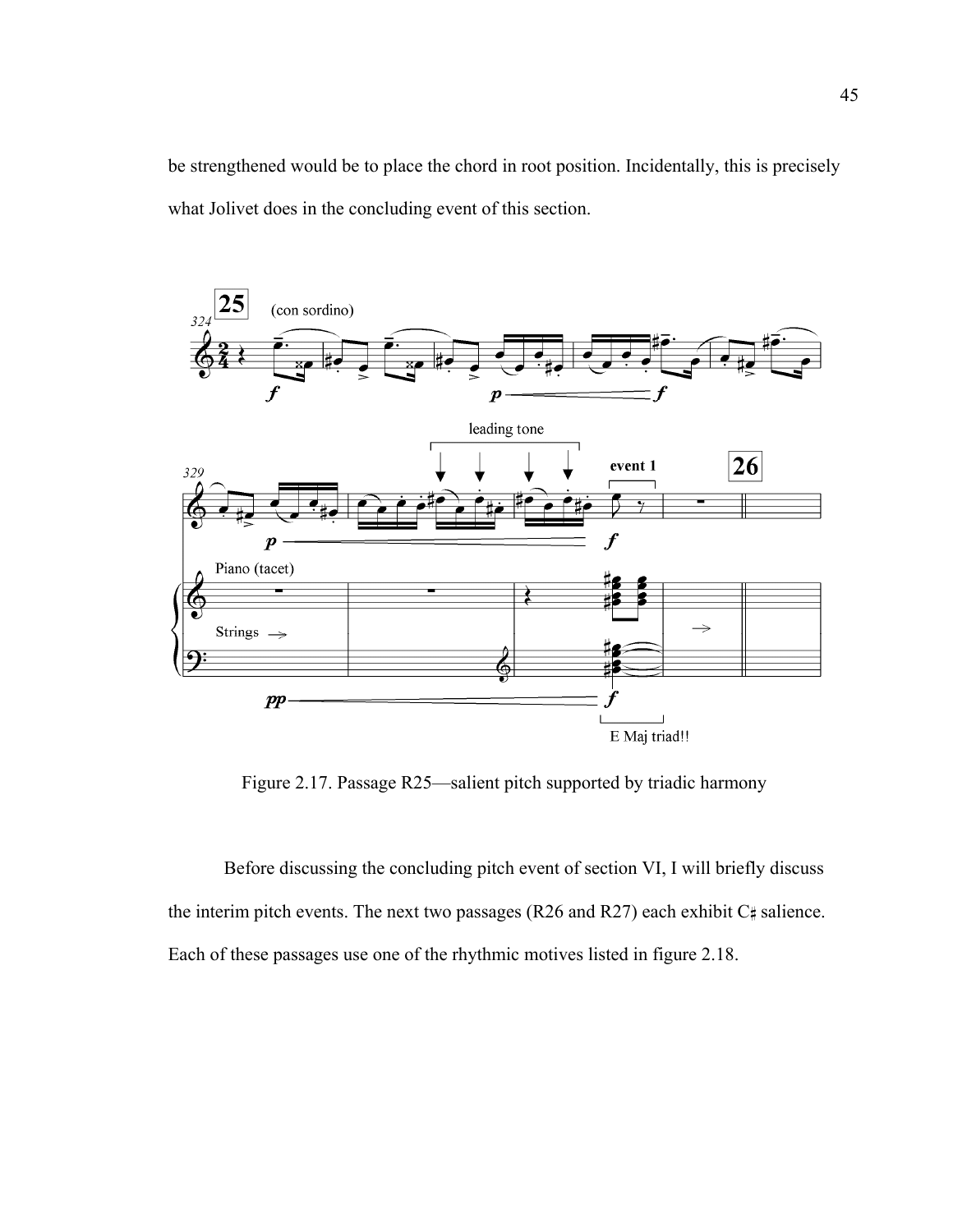be strengthened would be to place the chord in root position. Incidentally, this is precisely what Jolivet does in the concluding event of this section.

Figure 2.17. Passage R25—salient pitch supported by triadic harmony

Before discussing the concluding pitch event of section VI, I will briefly discuss the interim pitch events. The next two passages (R26 and R27) each exhibit C♯ salience. Each of these passages use one of the rhythmic motives listed in figure 2.18.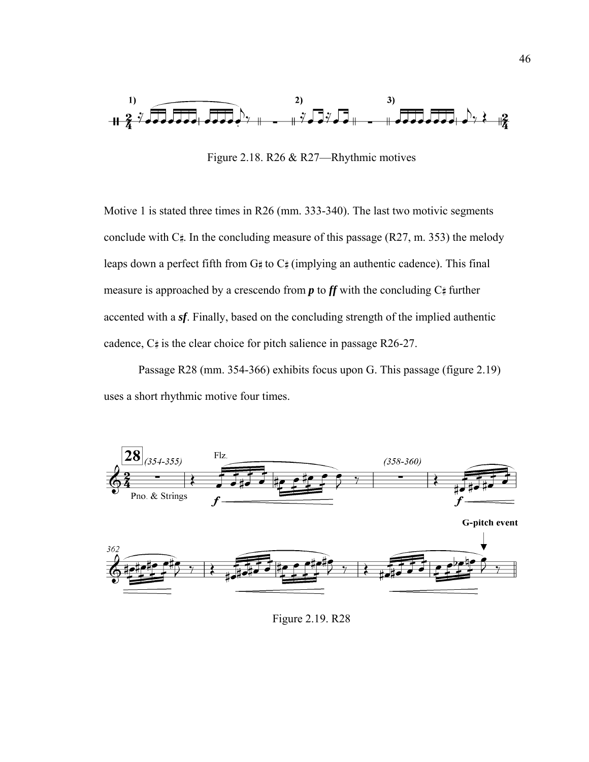Figure 2.18. R26 & R27—Rhythmic motives

Motive 1 is stated three times in R26 (mm. 333-340). The last two motivic segments conclude with C♯. In the concluding measure of this passage (R27, m. 353) the melody leaps down a perfect fifth from G♯ to C♯ (implying an authentic cadence). This final measure is approached by a crescendo from ***p*** to ***ff*** with the concluding C♯ further accented with a ***sf***. Finally, based on the concluding strength of the implied authentic cadence, C♯ is the clear choice for pitch salience in passage R26-27.

Passage R28 (mm. 354-366) exhibits focus upon G. This passage (figure 2.19) uses a short rhythmic motive four times.

Figure 2.19. R28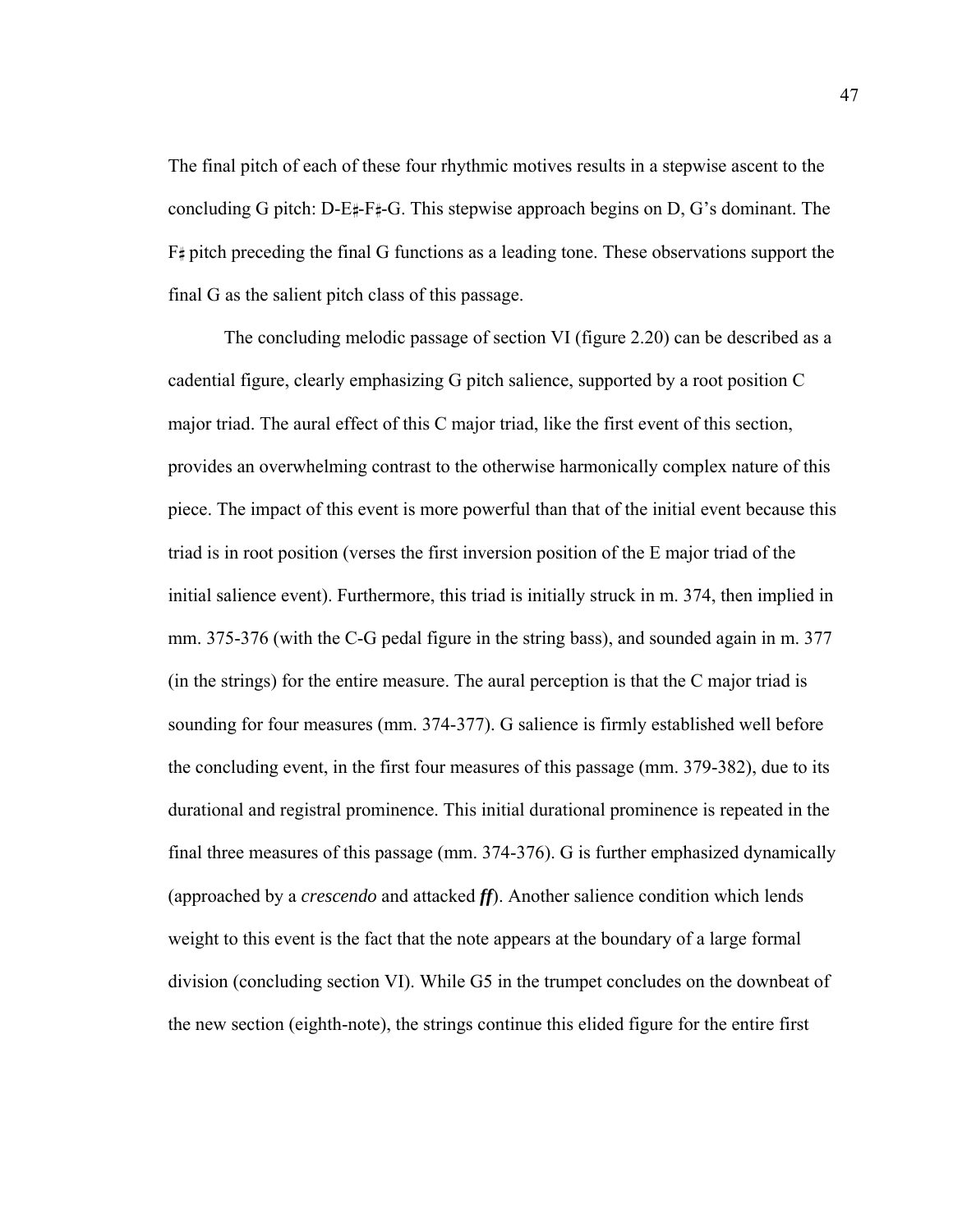The final pitch of each of these four rhythmic motives results in a stepwise ascent to the concluding G pitch: D-E♯-F♯-G. This stepwise approach begins on D, G's dominant. The F♯ pitch preceding the final G functions as a leading tone. These observations support the final G as the salient pitch class of this passage.

The concluding melodic passage of section VI (figure 2.20) can be described as a cadential figure, clearly emphasizing G pitch salience, supported by a root position C major triad. The aural effect of this C major triad, like the first event of this section, provides an overwhelming contrast to the otherwise harmonically complex nature of this piece. The impact of this event is more powerful than that of the initial event because this triad is in root position (verses the first inversion position of the E major triad of the initial salience event). Furthermore, this triad is initially struck in m. 374, then implied in mm. 375-376 (with the C-G pedal figure in the string bass), and sounded again in m. 377 (in the strings) for the entire measure. The aural perception is that the C major triad is sounding for four measures (mm. 374-377). G salience is firmly established well before the concluding event, in the first four measures of this passage (mm. 379-382), due to its durational and registral prominence. This initial durational prominence is repeated in the final three measures of this passage (mm. 374-376). G is further emphasized dynamically (approached by a *crescendo* and attacked ***ff***). Another salience condition which lends weight to this event is the fact that the note appears at the boundary of a large formal division (concluding section VI). While G5 in the trumpet concludes on the downbeat of the new section (eighth-note), the strings continue this elided figure for the entire first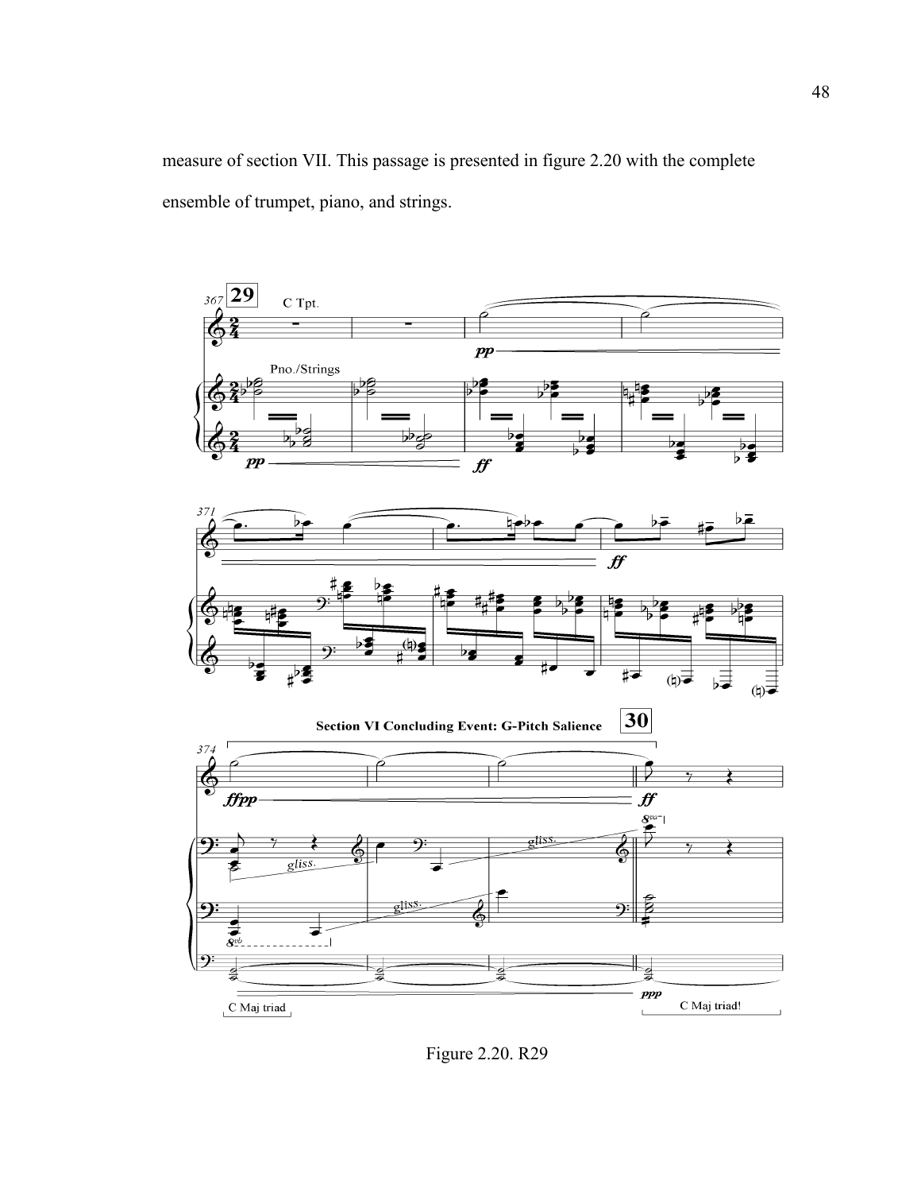measure of section VII. This passage is presented in figure 2.20 with the complete ensemble of trumpet, piano, and strings.

Figure 2.20. R29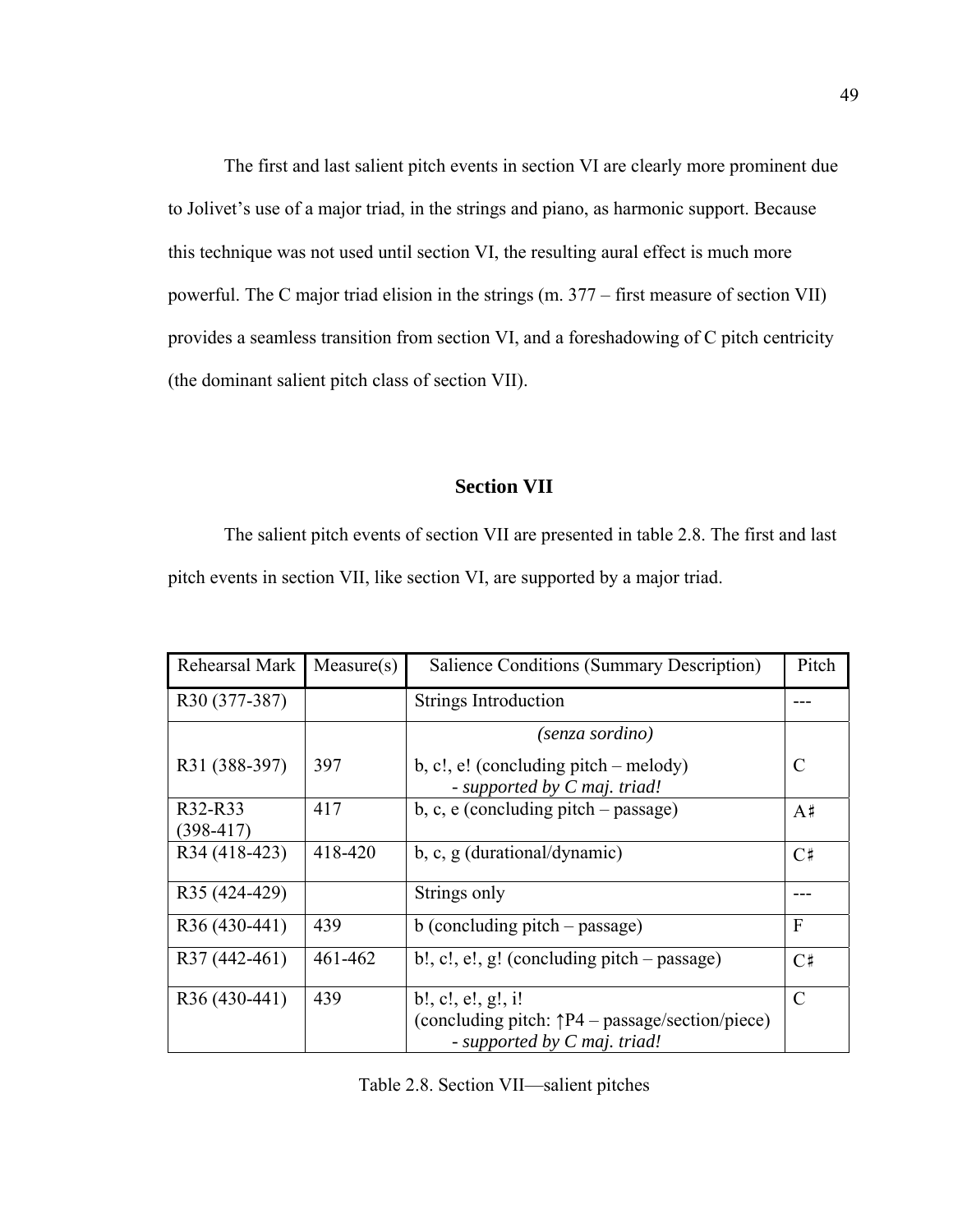The first and last salient pitch events in section VI are clearly more prominent due to Jolivet's use of a major triad, in the strings and piano, as harmonic support. Because this technique was not used until section VI, the resulting aural effect is much more powerful. The C major triad elision in the strings (m. 377 – first measure of section VII) provides a seamless transition from section VI, and a foreshadowing of C pitch centricity (the dominant salient pitch class of section VII).

## Section VII

The salient pitch events of section VII are presented in table 2.8. The first and last pitch events in section VII, like section VI, are supported by a major triad.

| Rehearsal Mark | Measure(s) | Salience Conditions (Summary Description) | Pitch |
|---|---|---|---|
| R30 (377-387) | | Strings Introduction | --- |
| R31 (388-397) | 397 | *(senza sordino)* b, c!, e! (concluding pitch – melody) *- supported by C maj. triad!* | C |
| R32-R33 (398-417) | 417 | b, c, e (concluding pitch – passage) | A♯ |
| R34 (418-423) | 418-420 | b, c, g (durational/dynamic) | C♯ |
| R35 (424-429) | | Strings only | --- |
| R36 (430-441) | 439 | b (concluding pitch – passage) | F |
| R37 (442-461) | 461-462 | b!, c!, e!, g! (concluding pitch – passage) | C♯ |
| R36 (430-441) | 439 | b!, c!, e!, g!, i! (concluding pitch: ↑P4 – passage/section/piece) *- supported by C maj. triad!* | C |

Table 2.8. Section VII—salient pitches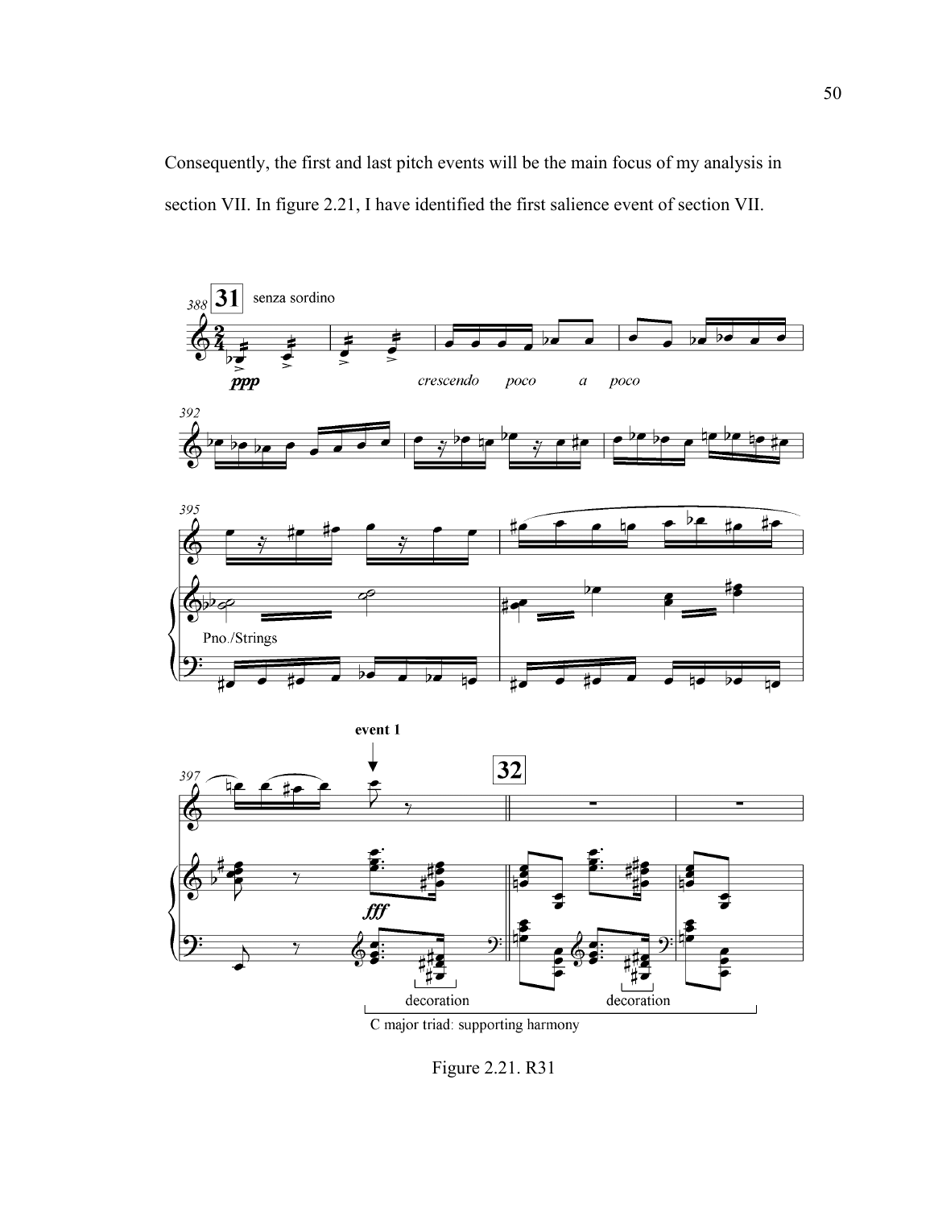Consequently, the first and last pitch events will be the main focus of my analysis in section VII. In figure 2.21, I have identified the first salience event of section VII.

Figure 2.21. R31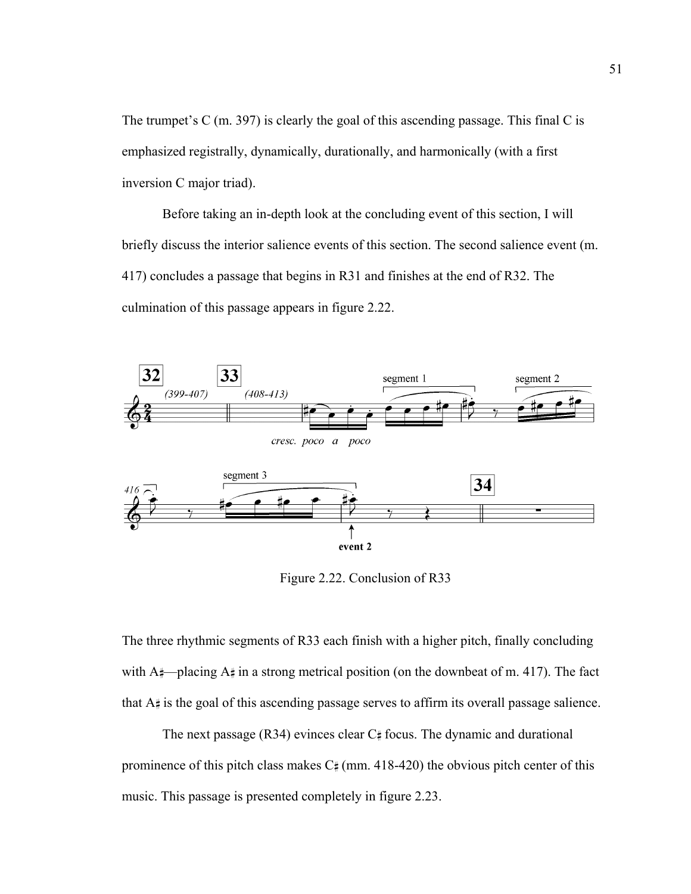The trumpet's C (m. 397) is clearly the goal of this ascending passage. This final C is emphasized registrally, dynamically, durationally, and harmonically (with a first inversion C major triad).

Before taking an in-depth look at the concluding event of this section, I will briefly discuss the interior salience events of this section. The second salience event (m. 417) concludes a passage that begins in R31 and finishes at the end of R32. The culmination of this passage appears in figure 2.22.

Figure 2.22. Conclusion of R33

The three rhythmic segments of R33 each finish with a higher pitch, finally concluding with A♯—placing A♯ in a strong metrical position (on the downbeat of m. 417). The fact that A♯ is the goal of this ascending passage serves to affirm its overall passage salience.

The next passage (R34) evinces clear C♯ focus. The dynamic and durational prominence of this pitch class makes C♯ (mm. 418-420) the obvious pitch center of this music. This passage is presented completely in figure 2.23.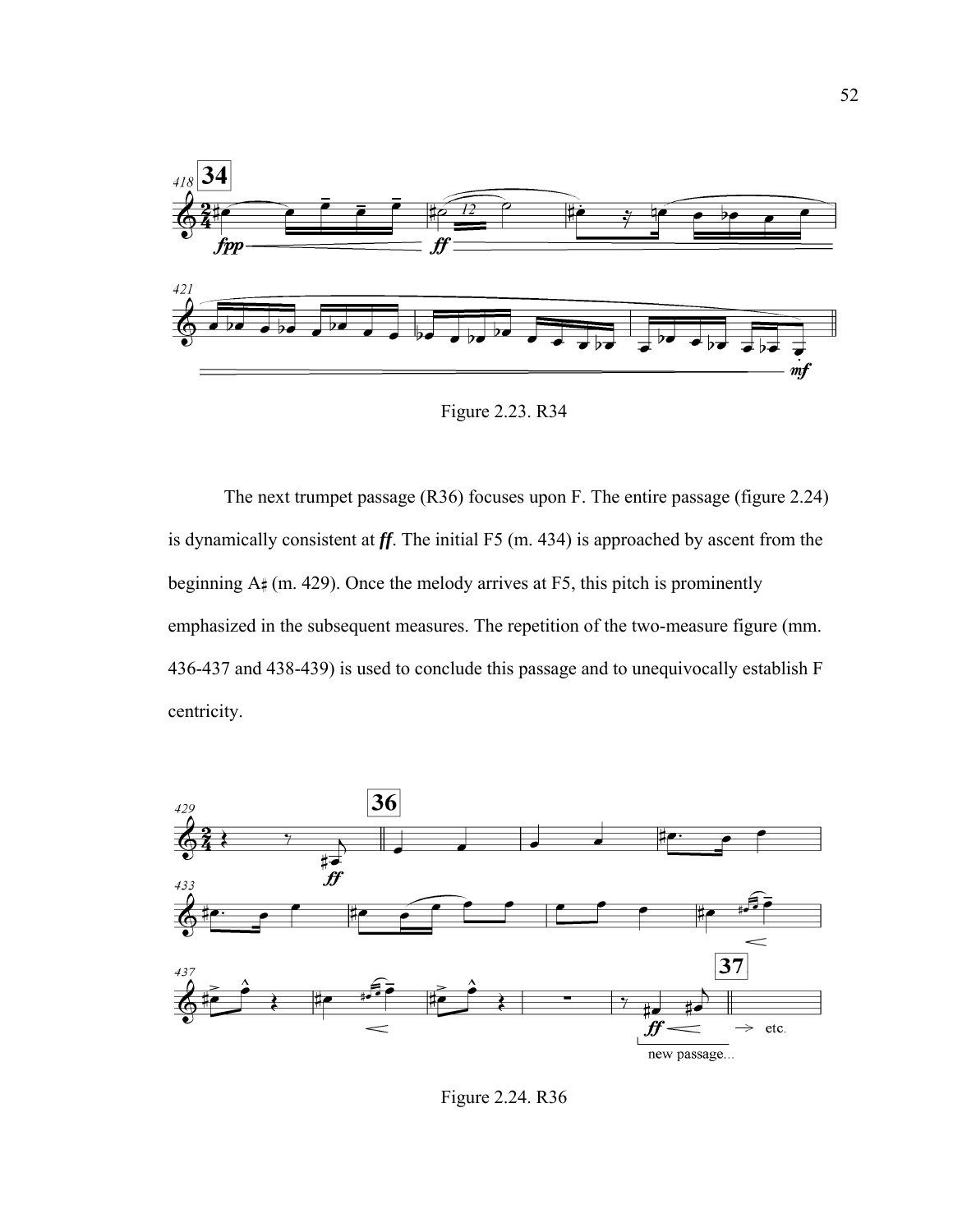Figure 2.23. R34

The next trumpet passage (R36) focuses upon F. The entire passage (figure 2.24) is dynamically consistent at ***ff***. The initial F5 (m. 434) is approached by ascent from the beginning A♯ (m. 429). Once the melody arrives at F5, this pitch is prominently emphasized in the subsequent measures. The repetition of the two-measure figure (mm. 436-437 and 438-439) is used to conclude this passage and to unequivocally establish F centricity.

Figure 2.24. R36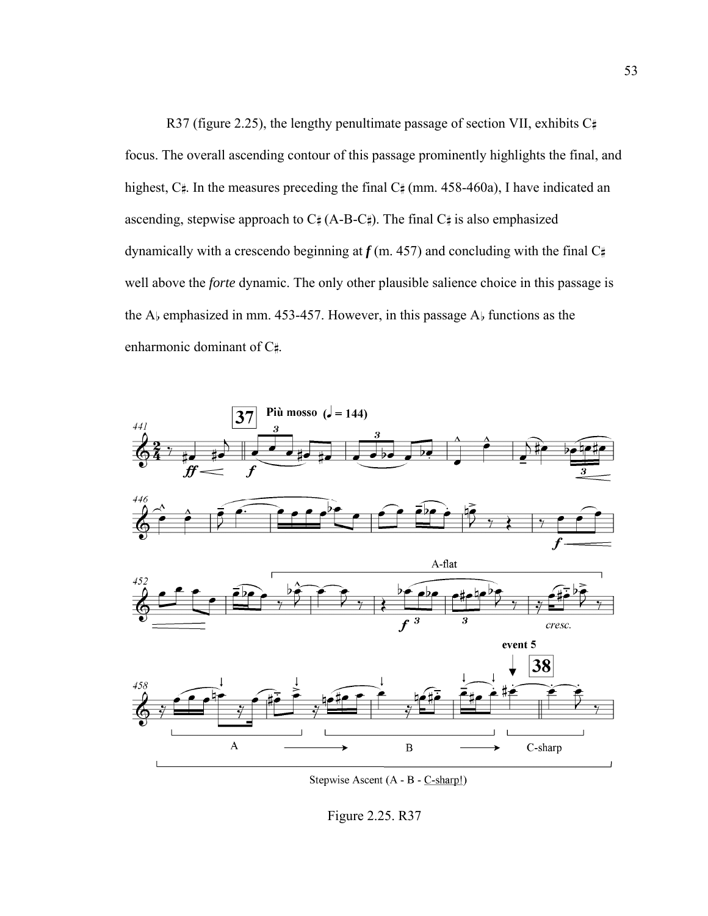R37 (figure 2.25), the lengthy penultimate passage of section VII, exhibits C♯ focus. The overall ascending contour of this passage prominently highlights the final, and highest, C♯. In the measures preceding the final C♯ (mm. 458-460a), I have indicated an ascending, stepwise approach to C♯ (A-B-C♯). The final C♯ is also emphasized dynamically with a crescendo beginning at ***f*** (m. 457) and concluding with the final C♯ well above the *forte* dynamic. The only other plausible salience choice in this passage is the A♭ emphasized in mm. 453-457. However, in this passage A♭ functions as the enharmonic dominant of C♯.

Figure 2.25. R37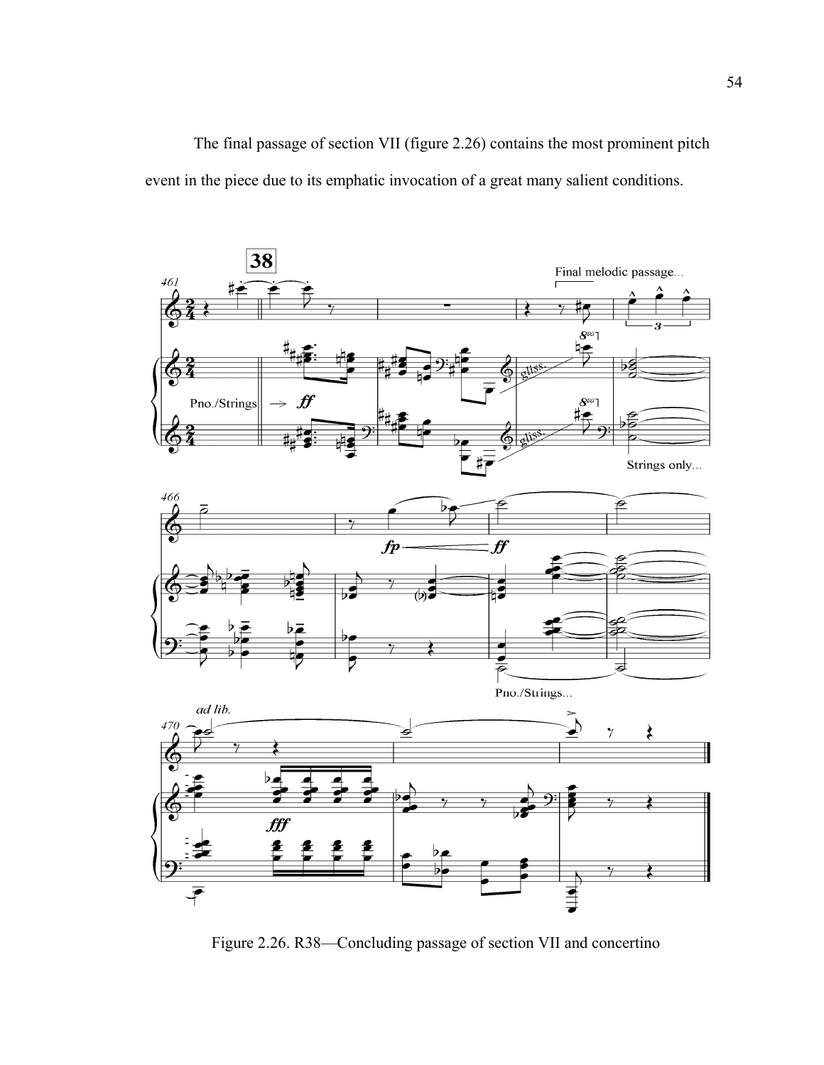The final passage of section VII (figure 2.26) contains the most prominent pitch event in the piece due to its emphatic invocation of a great many salient conditions.

Figure 2.26. R38—Concluding passage of section VII and concertino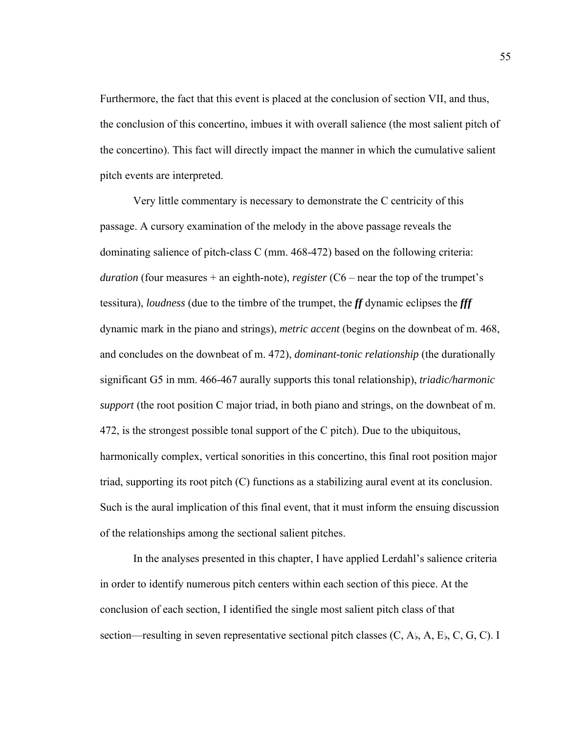Furthermore, the fact that this event is placed at the conclusion of section VII, and thus, the conclusion of this concertino, imbues it with overall salience (the most salient pitch of the concertino). This fact will directly impact the manner in which the cumulative salient pitch events are interpreted.

Very little commentary is necessary to demonstrate the C centricity of this passage. A cursory examination of the melody in the above passage reveals the dominating salience of pitch-class C (mm. 468-472) based on the following criteria: *duration* (four measures + an eighth-note), *register* (C6 – near the top of the trumpet's tessitura), *loudness* (due to the timbre of the trumpet, the ***ff*** dynamic eclipses the ***fff*** dynamic mark in the piano and strings), *metric accent* (begins on the downbeat of m. 468, and concludes on the downbeat of m. 472), *dominant-tonic relationship* (the durationally significant G5 in mm. 466-467 aurally supports this tonal relationship), *triadic/harmonic support* (the root position C major triad, in both piano and strings, on the downbeat of m. 472, is the strongest possible tonal support of the C pitch). Due to the ubiquitous, harmonically complex, vertical sonorities in this concertino, this final root position major triad, supporting its root pitch (C) functions as a stabilizing aural event at its conclusion. Such is the aural implication of this final event, that it must inform the ensuing discussion of the relationships among the sectional salient pitches.

In the analyses presented in this chapter, I have applied Lerdahl's salience criteria in order to identify numerous pitch centers within each section of this piece. At the conclusion of each section, I identified the single most salient pitch class of that section—resulting in seven representative sectional pitch classes (C, A♭, A, E♭, C, G, C). I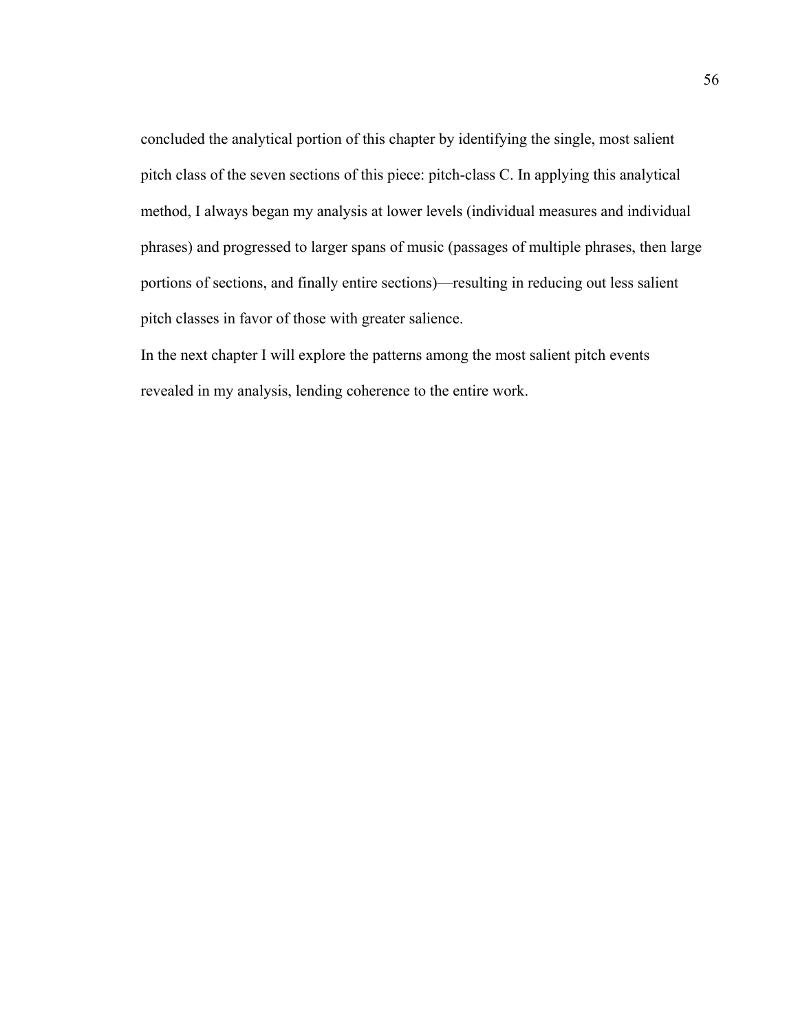concluded the analytical portion of this chapter by identifying the single, most salient pitch class of the seven sections of this piece: pitch-class C. In applying this analytical method, I always began my analysis at lower levels (individual measures and individual phrases) and progressed to larger spans of music (passages of multiple phrases, then large portions of sections, and finally entire sections)—resulting in reducing out less salient pitch classes in favor of those with greater salience.

In the next chapter I will explore the patterns among the most salient pitch events revealed in my analysis, lending coherence to the entire work.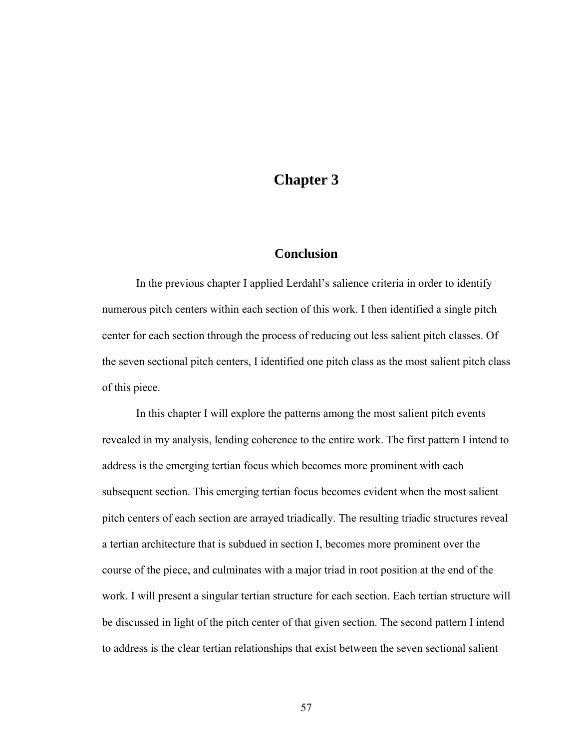# Chapter 3

## Conclusion

In the previous chapter I applied Lerdahl's salience criteria in order to identify numerous pitch centers within each section of this work. I then identified a single pitch center for each section through the process of reducing out less salient pitch classes. Of the seven sectional pitch centers, I identified one pitch class as the most salient pitch class of this piece.

In this chapter I will explore the patterns among the most salient pitch events revealed in my analysis, lending coherence to the entire work. The first pattern I intend to address is the emerging tertian focus which becomes more prominent with each subsequent section. This emerging tertian focus becomes evident when the most salient pitch centers of each section are arrayed triadically. The resulting triadic structures reveal a tertian architecture that is subdued in section I, becomes more prominent over the course of the piece, and culminates with a major triad in root position at the end of the work. I will present a singular tertian structure for each section. Each tertian structure will be discussed in light of the pitch center of that given section. The second pattern I intend to address is the clear tertian relationships that exist between the seven sectional salient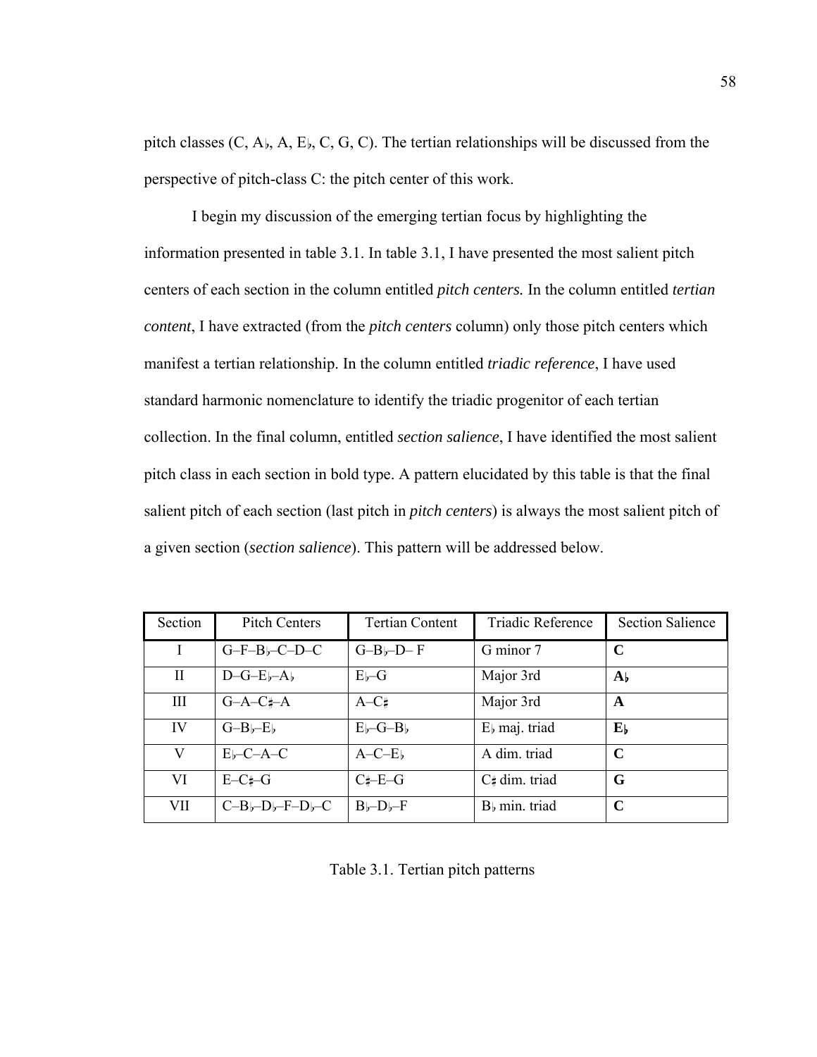pitch classes (C, A♭, A, E♭, C, G, C). The tertian relationships will be discussed from the perspective of pitch-class C: the pitch center of this work.

I begin my discussion of the emerging tertian focus by highlighting the information presented in table 3.1. In table 3.1, I have presented the most salient pitch centers of each section in the column entitled *pitch centers.* In the column entitled *tertian content*, I have extracted (from the *pitch centers* column) only those pitch centers which manifest a tertian relationship. In the column entitled *triadic reference*, I have used standard harmonic nomenclature to identify the triadic progenitor of each tertian collection. In the final column, entitled *section salience*, I have identified the most salient pitch class in each section in bold type. A pattern elucidated by this table is that the final salient pitch of each section (last pitch in *pitch centers*) is always the most salient pitch of a given section (*section salience*). This pattern will be addressed below.

| Section | Pitch Centers | Tertian Content | Triadic Reference | Section Salience |
|---|---|---|---|---|
| I | G–F–B♭–C–D–C | G–B♭–D– F | G minor 7 | **C** |
| II | D–G–E♭–A♭ | E♭–G | Major 3rd | **A♭** |
| III | G–A–C♯–A | A–C♯ | Major 3rd | **A** |
| IV | G–B♭–E♭ | E♭–G–B♭ | E♭ maj. triad | **E♭** |
| V | E♭–C–A–C | A–C–E♭ | A dim. triad | **C** |
| VI | E–C♯–G | C♯–E–G | C♯ dim. triad | **G** |
| VII | C–B♭–D♭–F–D♭–C | B♭–D♭–F | B♭ min. triad | **C** |

Table 3.1. Tertian pitch patterns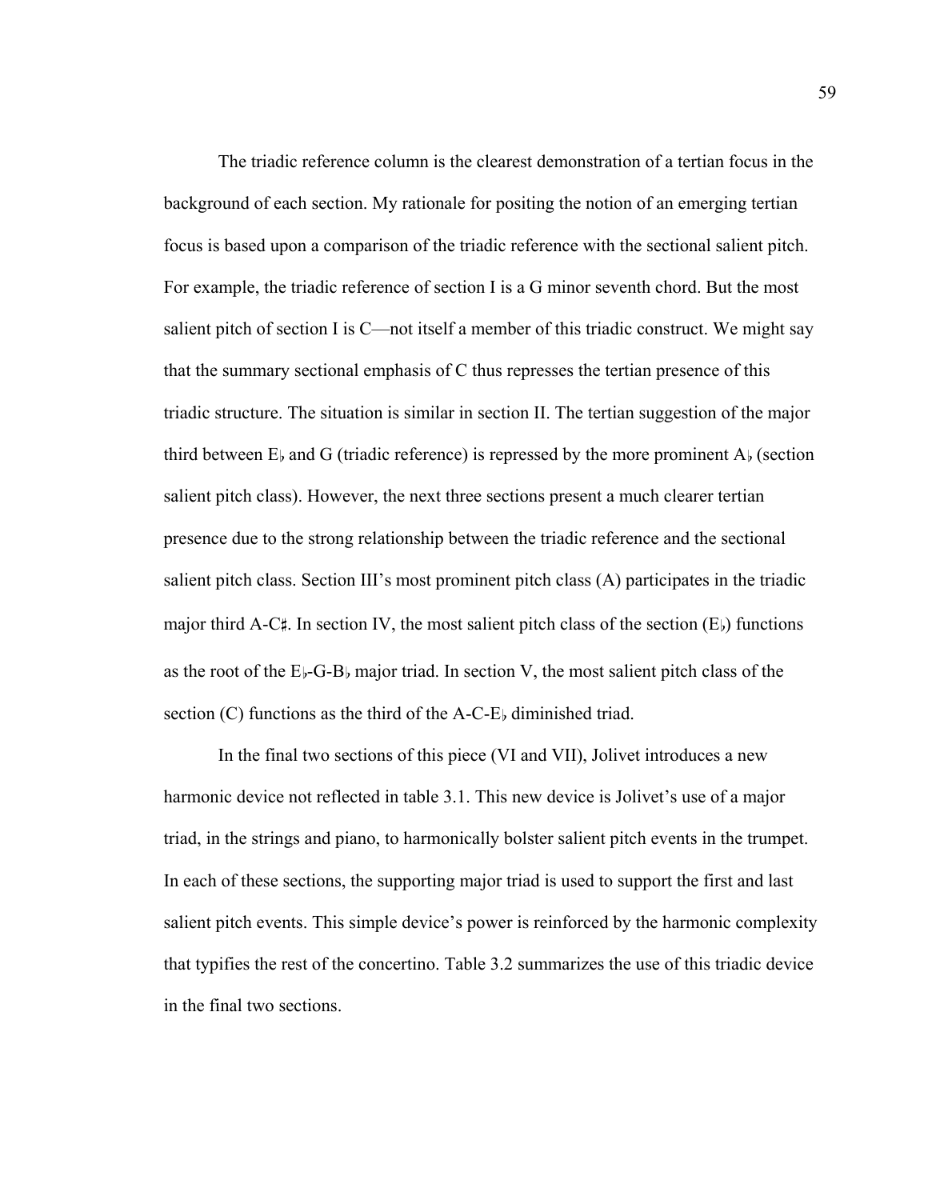The triadic reference column is the clearest demonstration of a tertian focus in the background of each section. My rationale for positing the notion of an emerging tertian focus is based upon a comparison of the triadic reference with the sectional salient pitch. For example, the triadic reference of section I is a G minor seventh chord. But the most salient pitch of section I is C—not itself a member of this triadic construct. We might say that the summary sectional emphasis of C thus represses the tertian presence of this triadic structure. The situation is similar in section II. The tertian suggestion of the major third between E♭ and G (triadic reference) is repressed by the more prominent A♭ (section salient pitch class). However, the next three sections present a much clearer tertian presence due to the strong relationship between the triadic reference and the sectional salient pitch class. Section III's most prominent pitch class (A) participates in the triadic major third A-C♯. In section IV, the most salient pitch class of the section (E♭) functions as the root of the E♭-G-B♭ major triad. In section V, the most salient pitch class of the section (C) functions as the third of the A-C-E♭ diminished triad.

In the final two sections of this piece (VI and VII), Jolivet introduces a new harmonic device not reflected in table 3.1. This new device is Jolivet's use of a major triad, in the strings and piano, to harmonically bolster salient pitch events in the trumpet. In each of these sections, the supporting major triad is used to support the first and last salient pitch events. This simple device's power is reinforced by the harmonic complexity that typifies the rest of the concertino. Table 3.2 summarizes the use of this triadic device in the final two sections.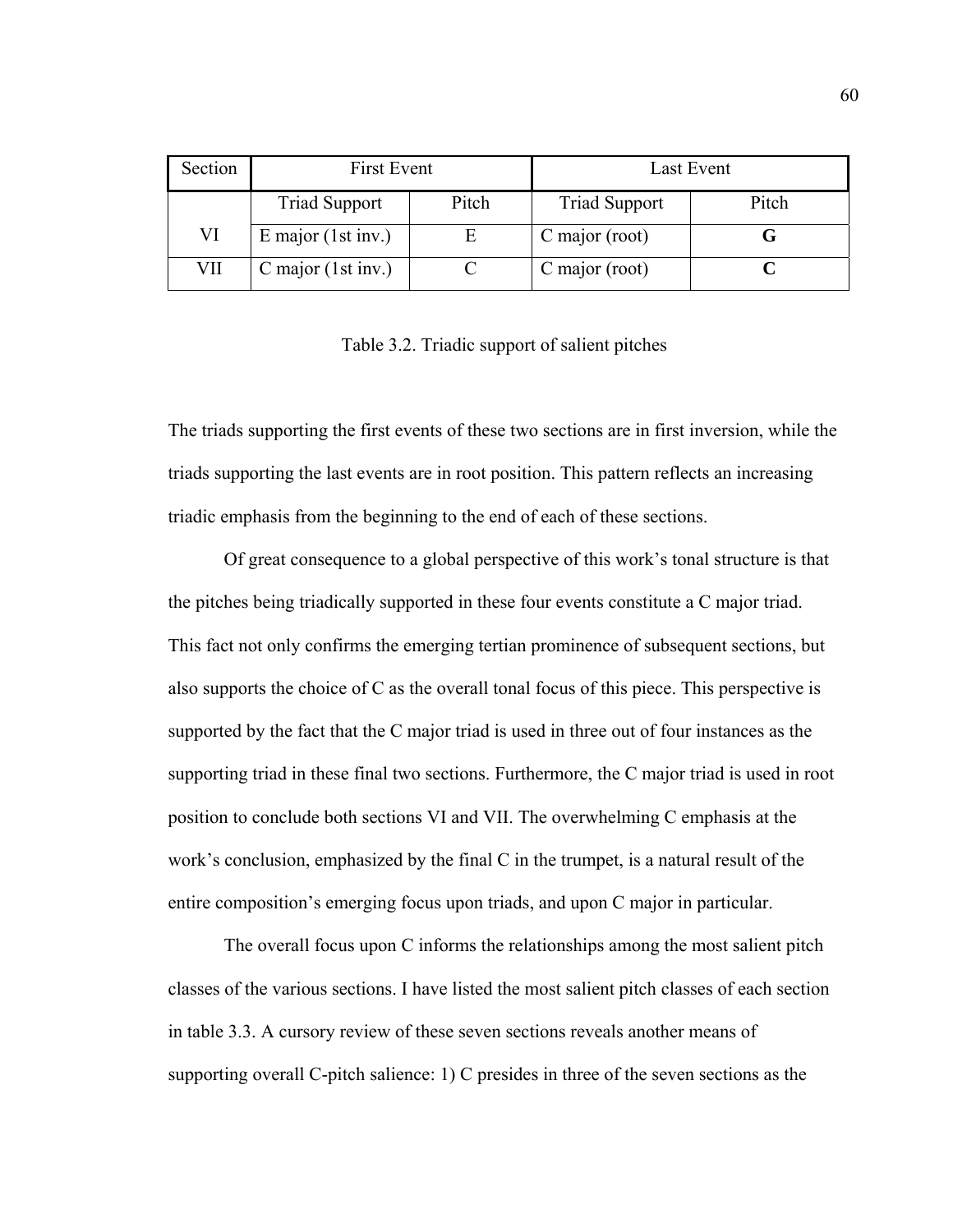| Section | First Event | | Last Event | |
|---|---|---|---|---|
| | Triad Support | Pitch | Triad Support | Pitch |
| VI | E major (1st inv.) | E | C major (root) | **G** |
| VII | C major (1st inv.) | C | C major (root) | **C** |

Table 3.2. Triadic support of salient pitches

The triads supporting the first events of these two sections are in first inversion, while the triads supporting the last events are in root position. This pattern reflects an increasing triadic emphasis from the beginning to the end of each of these sections.

Of great consequence to a global perspective of this work's tonal structure is that the pitches being triadically supported in these four events constitute a C major triad. This fact not only confirms the emerging tertian prominence of subsequent sections, but also supports the choice of C as the overall tonal focus of this piece. This perspective is supported by the fact that the C major triad is used in three out of four instances as the supporting triad in these final two sections. Furthermore, the C major triad is used in root position to conclude both sections VI and VII. The overwhelming C emphasis at the work's conclusion, emphasized by the final C in the trumpet, is a natural result of the entire composition's emerging focus upon triads, and upon C major in particular.

The overall focus upon C informs the relationships among the most salient pitch classes of the various sections. I have listed the most salient pitch classes of each section in table 3.3. A cursory review of these seven sections reveals another means of supporting overall C-pitch salience: 1) C presides in three of the seven sections as the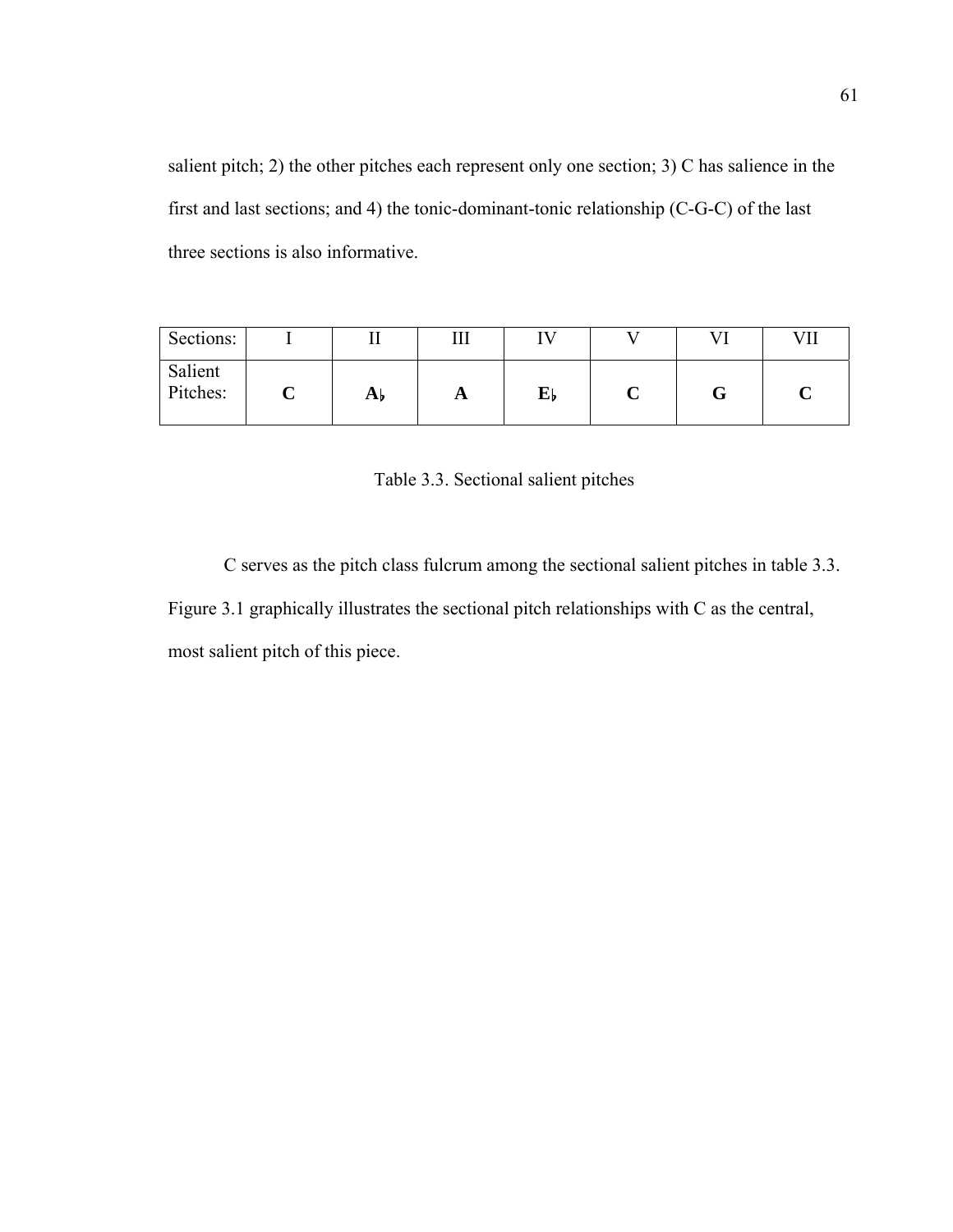salient pitch; 2) the other pitches each represent only one section; 3) C has salience in the first and last sections; and 4) the tonic-dominant-tonic relationship (C-G-C) of the last three sections is also informative.

| Sections: | I | II | III | IV | V | VI | VII |
|---|---|---|---|---|---|---|---|
| Salient Pitches: | **C** | **A♭** | **A** | **E♭** | **C** | **G** | **C** |

Table 3.3. Sectional salient pitches

C serves as the pitch class fulcrum among the sectional salient pitches in table 3.3. Figure 3.1 graphically illustrates the sectional pitch relationships with C as the central, most salient pitch of this piece.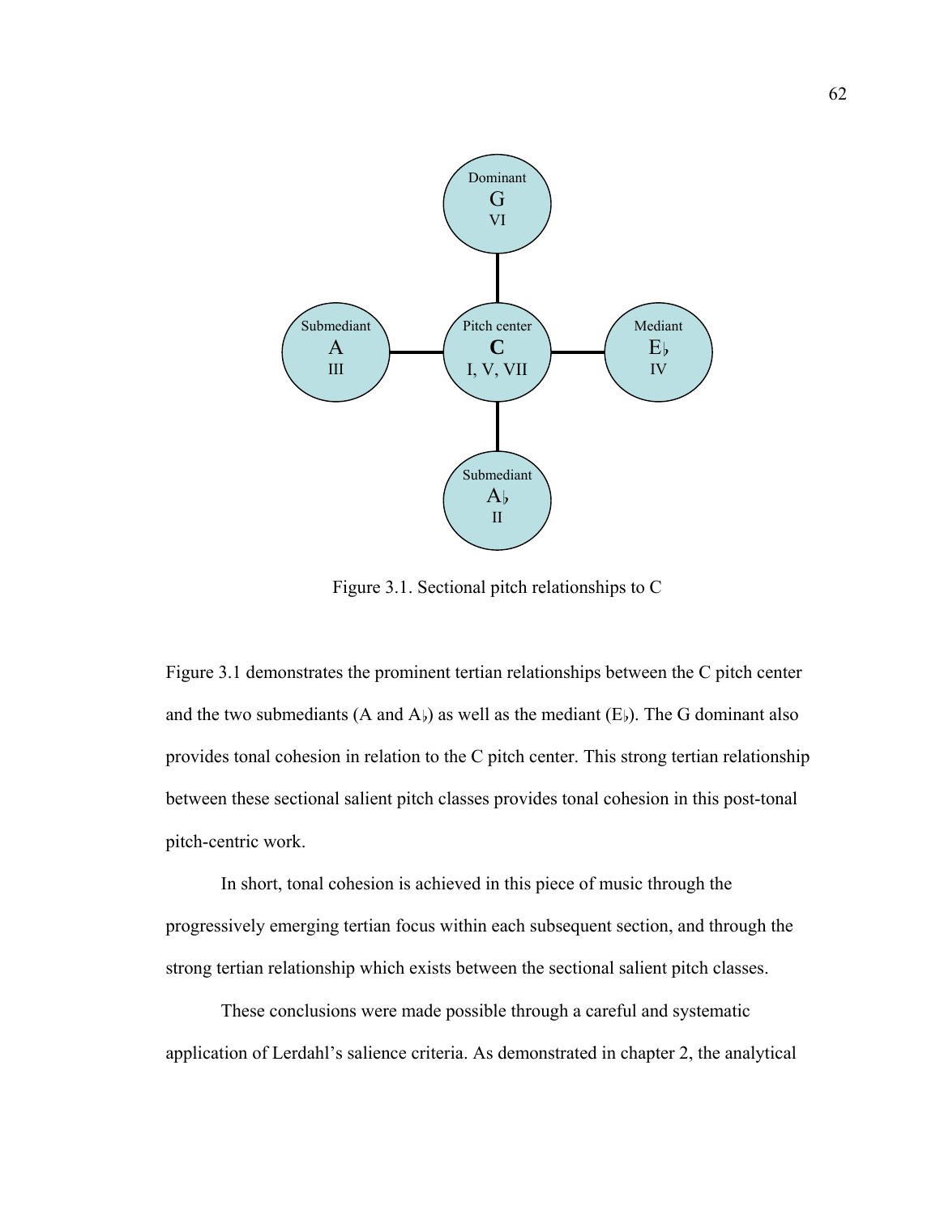Figure 3.1. Sectional pitch relationships to C

Figure 3.1 demonstrates the prominent tertian relationships between the C pitch center and the two submediants (A and A♭) as well as the mediant (E♭). The G dominant also provides tonal cohesion in relation to the C pitch center. This strong tertian relationship between these sectional salient pitch classes provides tonal cohesion in this post-tonal pitch-centric work.

In short, tonal cohesion is achieved in this piece of music through the progressively emerging tertian focus within each subsequent section, and through the strong tertian relationship which exists between the sectional salient pitch classes.

These conclusions were made possible through a careful and systematic application of Lerdahl's salience criteria. As demonstrated in chapter 2, the analytical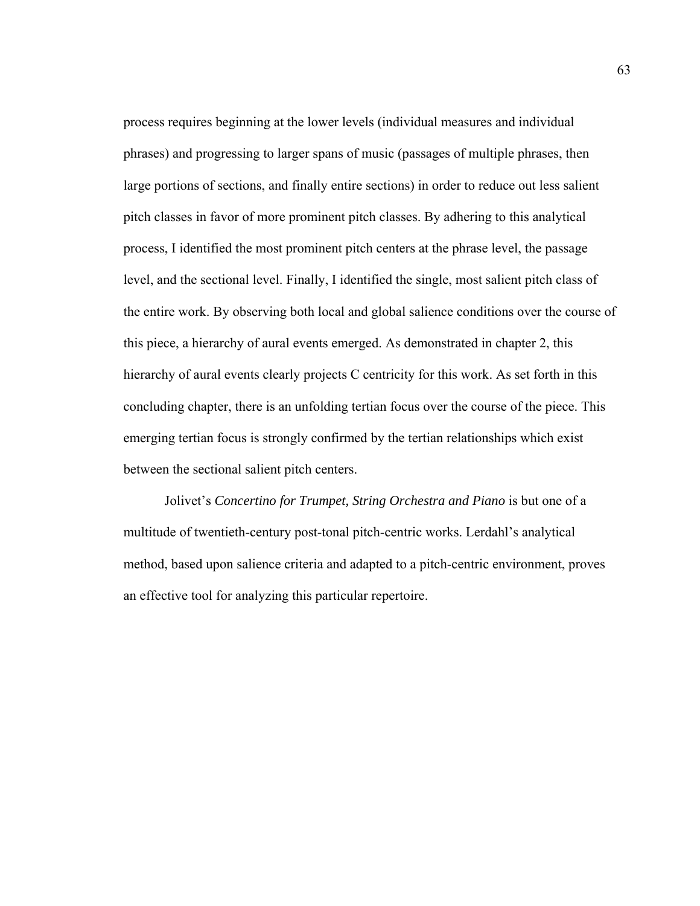process requires beginning at the lower levels (individual measures and individual phrases) and progressing to larger spans of music (passages of multiple phrases, then large portions of sections, and finally entire sections) in order to reduce out less salient pitch classes in favor of more prominent pitch classes. By adhering to this analytical process, I identified the most prominent pitch centers at the phrase level, the passage level, and the sectional level. Finally, I identified the single, most salient pitch class of the entire work. By observing both local and global salience conditions over the course of this piece, a hierarchy of aural events emerged. As demonstrated in chapter 2, this hierarchy of aural events clearly projects C centricity for this work. As set forth in this concluding chapter, there is an unfolding tertian focus over the course of the piece. This emerging tertian focus is strongly confirmed by the tertian relationships which exist between the sectional salient pitch centers.

Jolivet's *Concertino for Trumpet, String Orchestra and Piano* is but one of a multitude of twentieth-century post-tonal pitch-centric works. Lerdahl's analytical method, based upon salience criteria and adapted to a pitch-centric environment, proves an effective tool for analyzing this particular repertoire.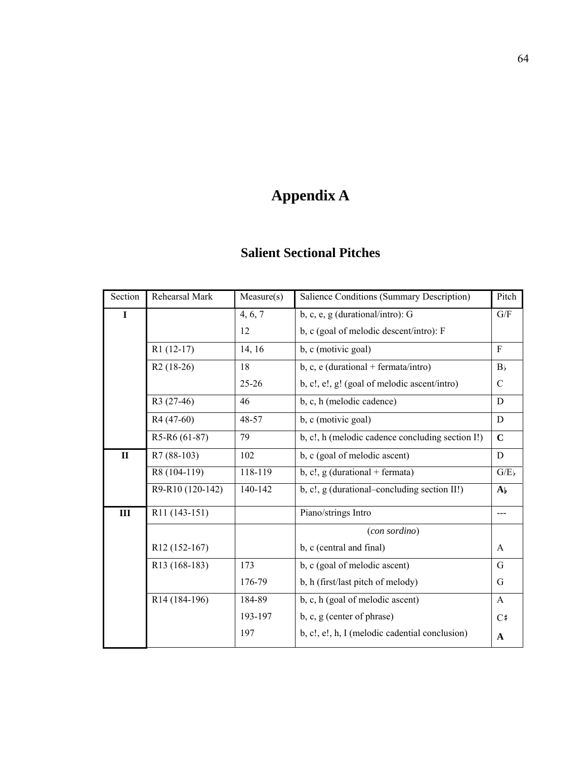# Appendix A

## Salient Sectional Pitches

| Section | Rehearsal Mark | Measure(s) | Salience Conditions (Summary Description) | Pitch |
|---|---|---|---|---|
| **I** | | 4, 6, 7 | b, c, e, g (durational/intro): G | G/F |
| | | 12 | b, c (goal of melodic descent/intro): F | |
| | R1 (12-17) | 14, 16 | b, c (motivic goal) | F |
| | R2 (18-26) | 18 | b, c, e (durational + fermata/intro) | B♭ |
| | | 25-26 | b, c!, e!, g! (goal of melodic ascent/intro) | C |
| | R3 (27-46) | 46 | b, c, h (melodic cadence) | D |
| | R4 (47-60) | 48-57 | b, c (motivic goal) | D |
| | R5-R6 (61-87) | 79 | b, c!, h (melodic cadence concluding section I!) | **C** |
| **II** | R7 (88-103) | 102 | b, c (goal of melodic ascent) | D |
| | R8 (104-119) | 118-119 | b, c!, g (durational + fermata) | G/E♭ |
| | R9-R10 (120-142) | 140-142 | b, c!, g (durational–concluding section II!) | **A♭** |
| **III** | R11 (143-151) | | Piano/strings Intro | --- |
| | | | (*con sordino*) | |
| | R12 (152-167) | | b, c (central and final) | A |
| | R13 (168-183) | 173 | b, c (goal of melodic ascent) | G |
| | | 176-79 | b, h (first/last pitch of melody) | G |
| | R14 (184-196) | 184-89 | b, c, h (goal of melodic ascent) | A |
| | | 193-197 | b, c, g (center of phrase) | C♯ |
| | | 197 | b, c!, e!, h, I (melodic cadential conclusion) | **A** |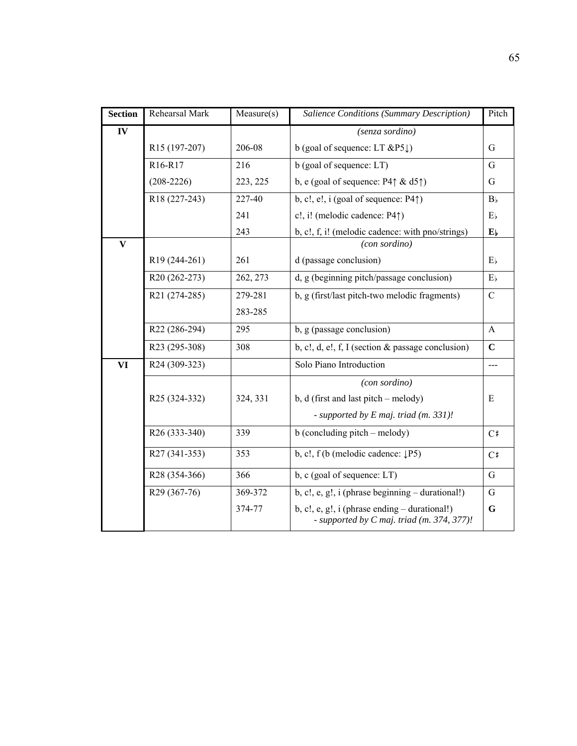| **Section** | Rehearsal Mark | Measure(s) | *Salience Conditions (Summary Description)* | Pitch |
|---|---|---|---|---|
| **IV** | | | *(senza sordino)* | |
| | R15 (197-207) | 206-08 | b (goal of sequence: LT &P5↓) | G |
| | R16-R17 | 216 | b (goal of sequence: LT) | G |
| | (208-2226) | 223, 225 | b, e (goal of sequence: P4↑ & d5↑) | G |
| | R18 (227-243) | 227-40 | b, c!, e!, i (goal of sequence: P4↑) | B♭ |
| | | 241 | c!, i! (melodic cadence: P4↑) | E♭ |
| | | 243 | b, c!, f, i! (melodic cadence: with pno/strings) | **E♭** |
| **V** | | | *(con sordino)* | |
| | R19 (244-261) | 261 | d (passage conclusion) | E♭ |
| | R20 (262-273) | 262, 273 | d, g (beginning pitch/passage conclusion) | E♭ |
| | R21 (274-285) | 279-281 | b, g (first/last pitch-two melodic fragments) | C |
| | | 283-285 | | |
| | R22 (286-294) | 295 | b, g (passage conclusion) | A |
| | R23 (295-308) | 308 | b, c!, d, e!, f, I (section & passage conclusion) | **C** |
| **VI** | R24 (309-323) | | Solo Piano Introduction | --- |
| | | | *(con sordino)* | |
| | R25 (324-332) | 324, 331 | b, d (first and last pitch – melody) *- supported by E maj. triad (m. 331)!* | E |
| | R26 (333-340) | 339 | b (concluding pitch – melody) | C♯ |
| | R27 (341-353) | 353 | b, c!, f (b (melodic cadence: ↓P5) | C♯ |
| | R28 (354-366) | 366 | b, c (goal of sequence: LT) | G |
| | R29 (367-76) | 369-372 | b, c!, e, g!, i (phrase beginning – durational!) | G |
| | | 374-77 | b, c!, e, g!, i (phrase ending – durational!) *- supported by C maj. triad (m. 374, 377)!* | **G** |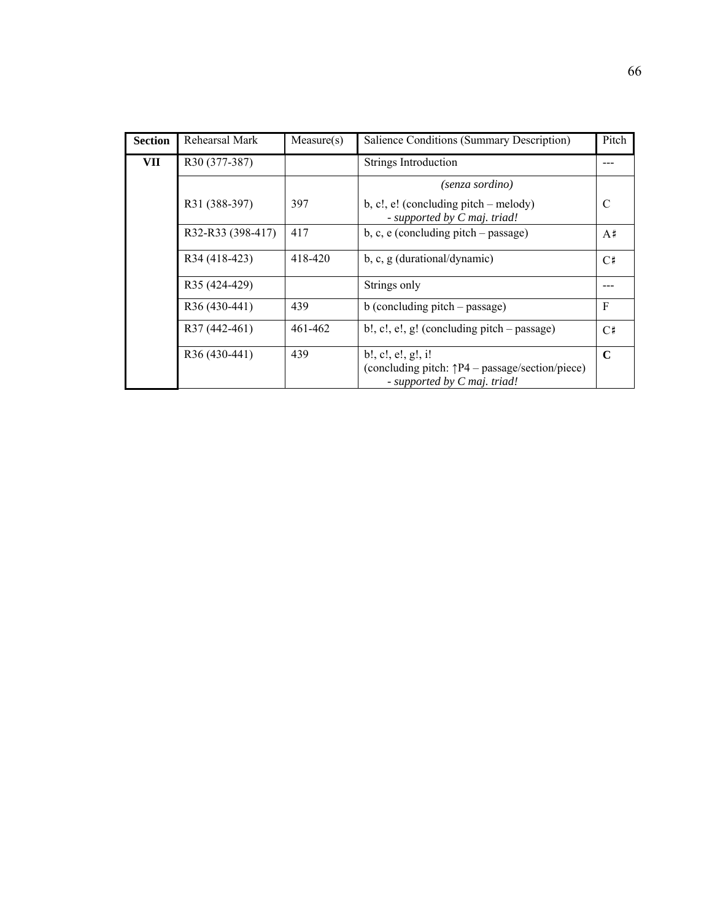| **Section** | Rehearsal Mark | Measure(s) | Salience Conditions (Summary Description) | Pitch |
|---|---|---|---|---|
| **VII** | R30 (377-387) | | Strings Introduction | --- |
| | R31 (388-397) | 397 | *(senza sordino)* b, c!, e! (concluding pitch – melody) - *supported by C maj. triad!* | C |
| | R32-R33 (398-417) | 417 | b, c, e (concluding pitch – passage) | A♯ |
| | R34 (418-423) | 418-420 | b, c, g (durational/dynamic) | C♯ |
| | R35 (424-429) | | Strings only | --- |
| | R36 (430-441) | 439 | b (concluding pitch – passage) | F |
| | R37 (442-461) | 461-462 | b!, c!, e!, g! (concluding pitch – passage) | C♯ |
| | R36 (430-441) | 439 | b!, c!, e!, g!, i! (concluding pitch: ↑P4 – passage/section/piece) - *supported by C maj. triad!* | **C** |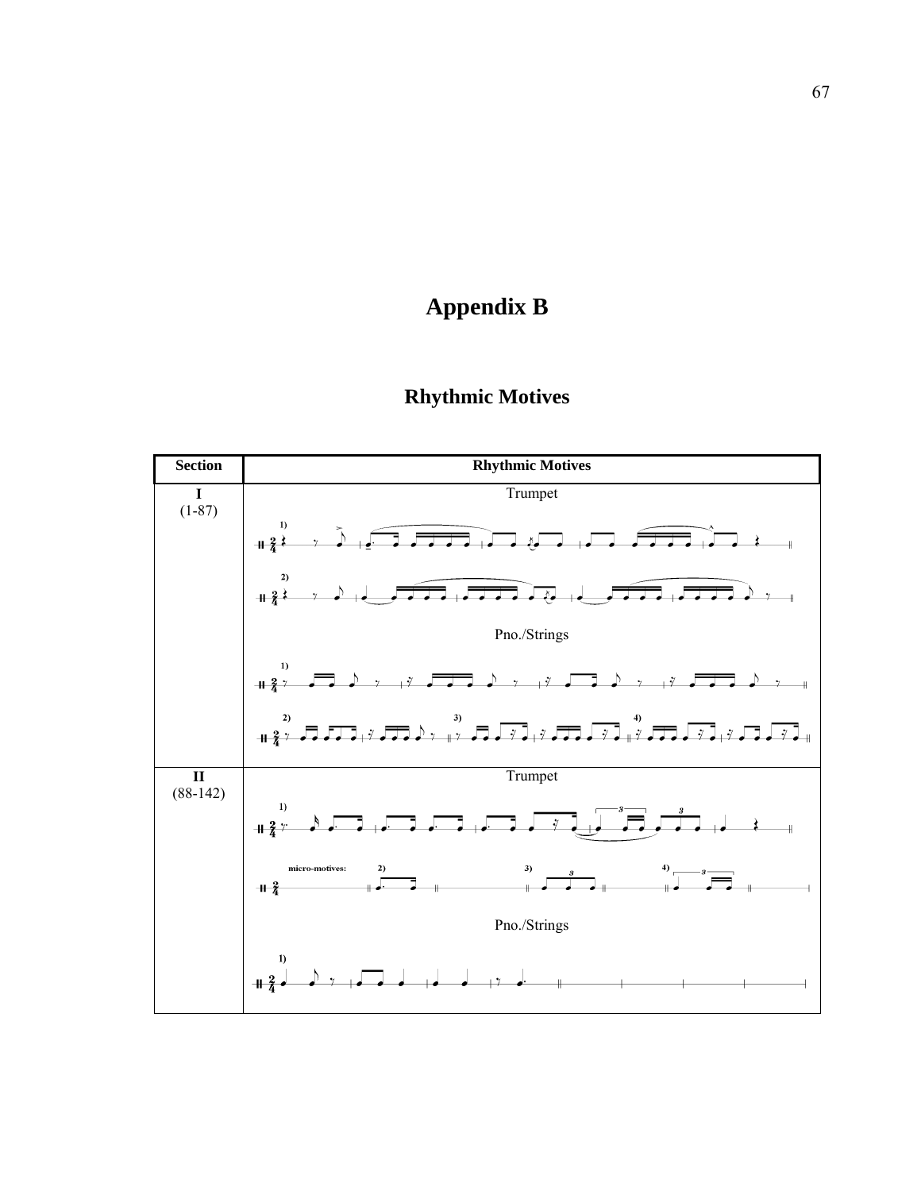# Appendix B

## Rhythmic Motives

| Section | Rhythmic Motives |
|---|---|
| **I** (1-87) | Trumpet<br>1)<br>2)<br>Pno./Strings<br>1)<br>2) 3) 4) |
| **II** (88-142) | Trumpet<br>1)<br>micro-motives: 2) 3) 4)<br>Pno./Strings<br>1) |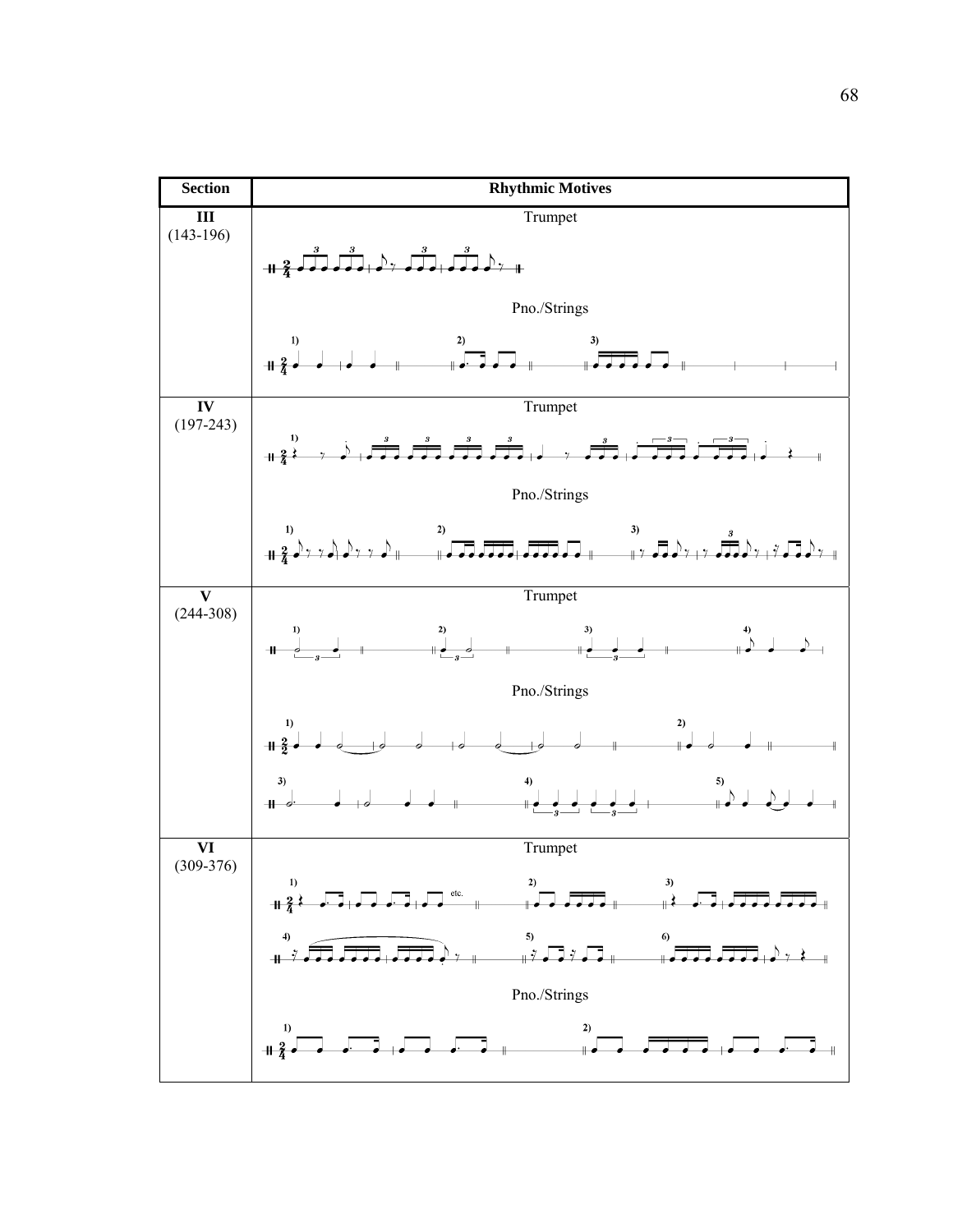| Section | Rhythmic Motives |
| --- | --- |
| **III** (143-196) | Trumpet<br><br>Pno./Strings<br>1) 2) 3) |
| **IV** (197-243) | Trumpet<br>1)<br><br>Pno./Strings<br>1) 2) 3) |
| **V** (244-308) | Trumpet<br>1) 2) 3) 4)<br><br>Pno./Strings<br>1) 2)<br>3) 4) 5) |
| **VI** (309-376) | Trumpet<br>1) etc. 2) 3)<br>4) 5) 6)<br><br>Pno./Strings<br>1) 2) |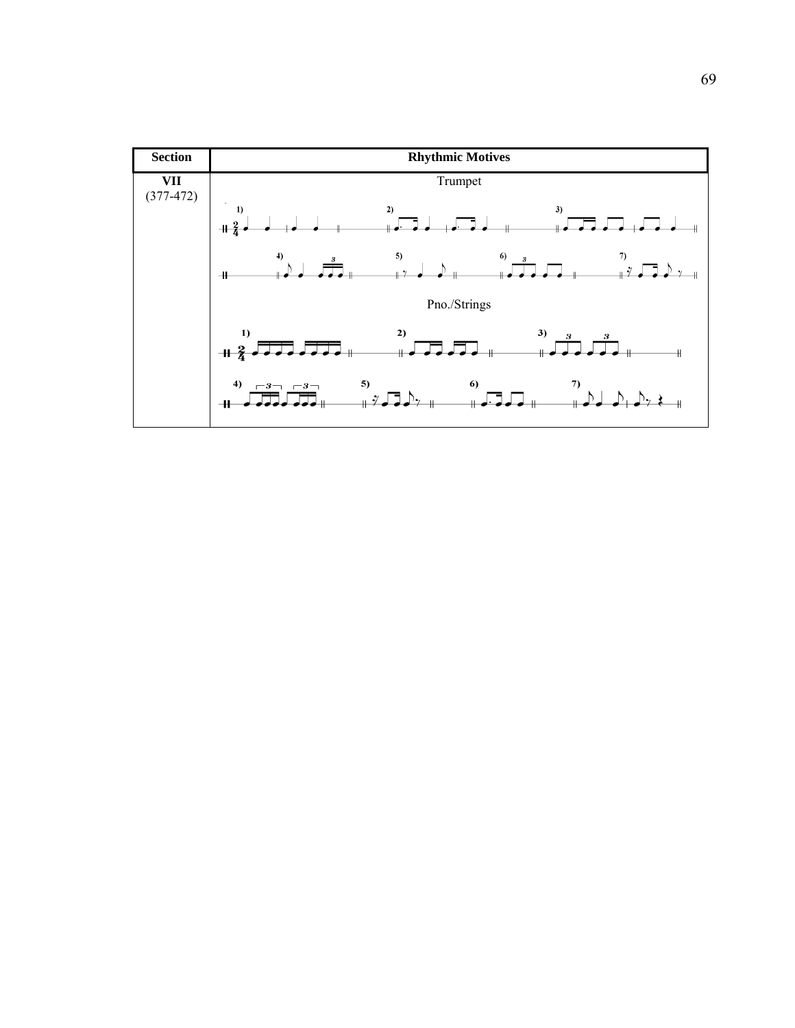| Section | Rhythmic Motives |
|---|---|
| **VII** (377-472) | Trunpet |
| | Pno./Strings |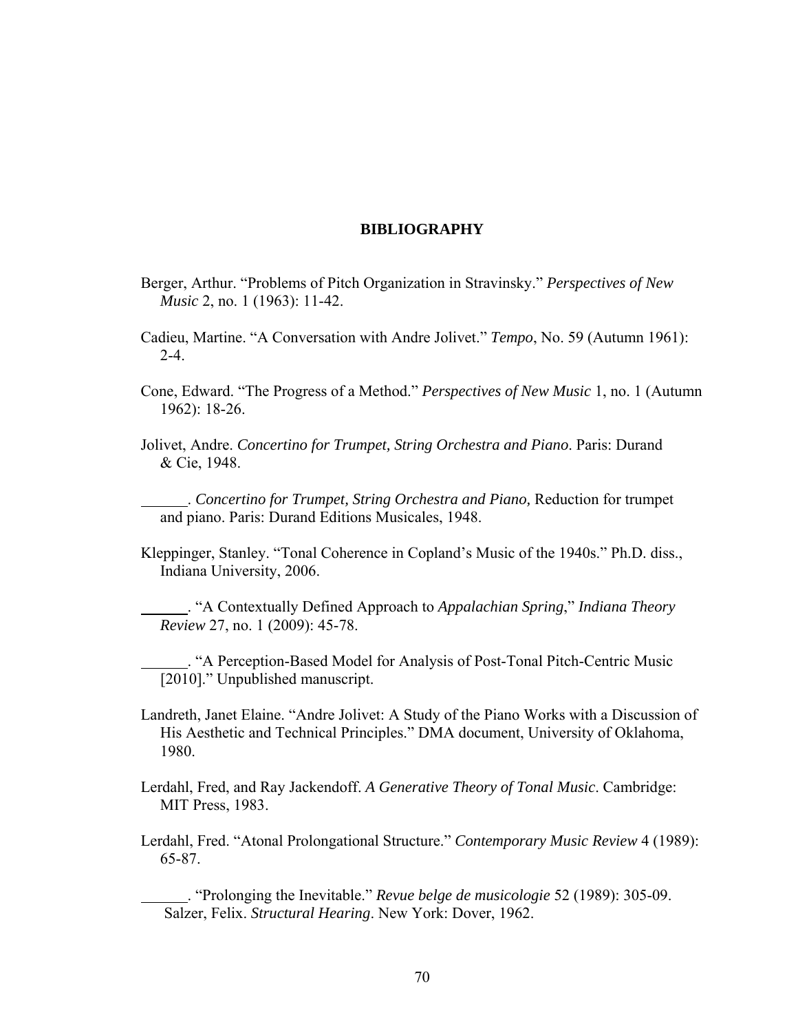# BIBLIOGRAPHY

Berger, Arthur. "Problems of Pitch Organization in Stravinsky." *Perspectives of New Music* 2, no. 1 (1963): 11-42.

Cadieu, Martine. "A Conversation with Andre Jolivet." *Tempo*, No. 59 (Autumn 1961): 2-4.

Cone, Edward. "The Progress of a Method." *Perspectives of New Music* 1, no. 1 (Autumn 1962): 18-26.

Jolivet, Andre. *Concertino for Trumpet, String Orchestra and Piano*. Paris: Durand & Cie, 1948.

______. *Concertino for Trumpet, String Orchestra and Piano,* Reduction for trumpet and piano. Paris: Durand Editions Musicales, 1948.

Kleppinger, Stanley. "Tonal Coherence in Copland's Music of the 1940s." Ph.D. diss., Indiana University, 2006.

______. "A Contextually Defined Approach to *Appalachian Spring*," *Indiana Theory Review* 27, no. 1 (2009): 45-78.

______. "A Perception-Based Model for Analysis of Post-Tonal Pitch-Centric Music [2010]." Unpublished manuscript.

Landreth, Janet Elaine. "Andre Jolivet: A Study of the Piano Works with a Discussion of His Aesthetic and Technical Principles." DMA document, University of Oklahoma, 1980.

Lerdahl, Fred, and Ray Jackendoff. *A Generative Theory of Tonal Music*. Cambridge: MIT Press, 1983.

Lerdahl, Fred. "Atonal Prolongational Structure." *Contemporary Music Review* 4 (1989): 65-87.

______. "Prolonging the Inevitable." *Revue belge de musicologie* 52 (1989): 305-09.

Salzer, Felix. *Structural Hearing*. New York: Dover, 1962.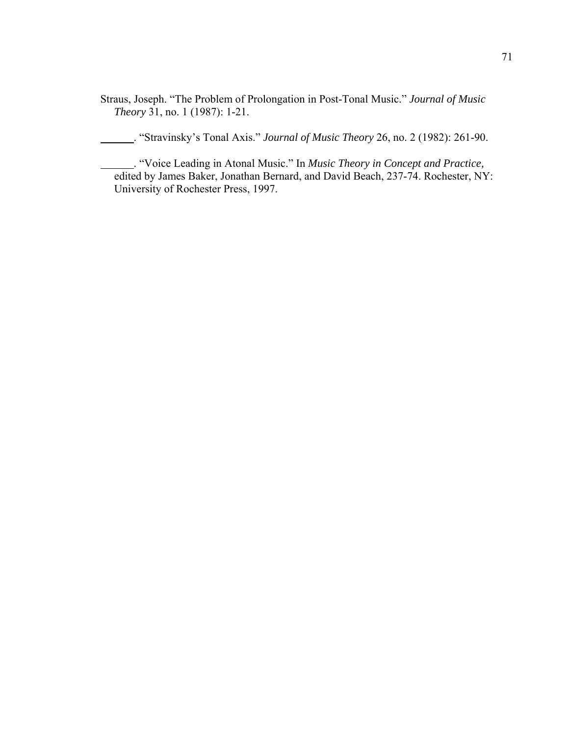Straus, Joseph. "The Problem of Prolongation in Post-Tonal Music." *Journal of Music Theory* 31, no. 1 (1987): 1-21.

______. "Stravinsky's Tonal Axis." *Journal of Music Theory* 26, no. 2 (1982): 261-90.

______. "Voice Leading in Atonal Music." In *Music Theory in Concept and Practice,* edited by James Baker, Jonathan Bernard, and David Beach, 237-74. Rochester, NY: University of Rochester Press, 1997.